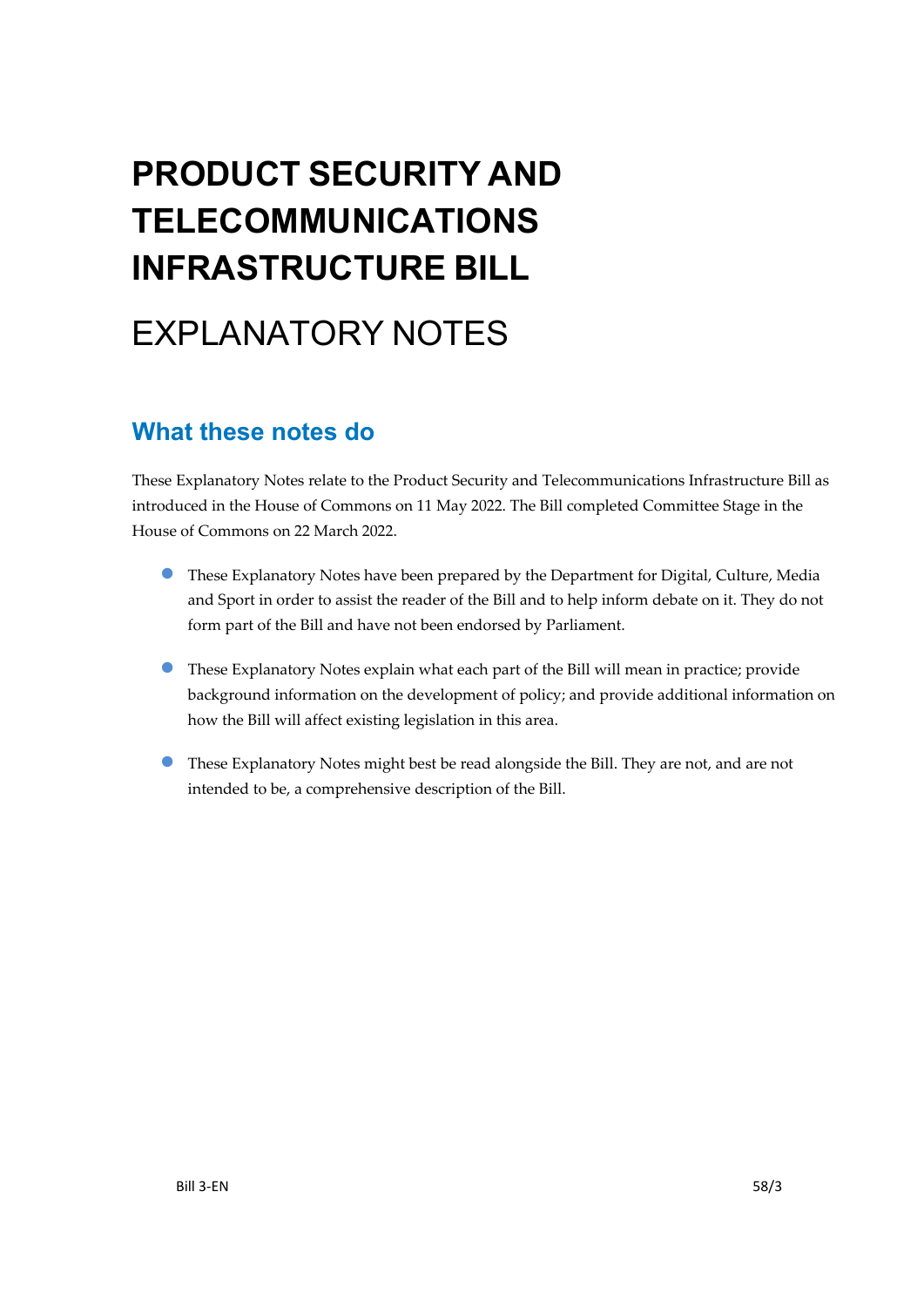# PRODUCT SECURITY AND TELECOMMUNICATIONS INFRASTRUCTURE BILL

# EXPLANATORY NOTES

## What these notes do

These Explanatory Notes relate to the Product Security and Telecommunications Infrastructure Bill as introduced in the House of Commons on 11 May 2022. The Bill completed Committee Stage in the House of Commons on 22 March 2022.

- These Explanatory Notes have been prepared by the Department for Digital, Culture, Media and Sport in order to assist the reader of the Bill and to help inform debate on it. They do not form part of the Bill and have not been endorsed by Parliament.
- These Explanatory Notes explain what each part of the Bill will mean in practice; provide background information on the development of policy; and provide additional information on how the Bill will affect existing legislation in this area.
- These Explanatory Notes might best be read alongside the Bill. They are not, and are not intended to be, a comprehensive description of the Bill.

Bill 3-EN 58/3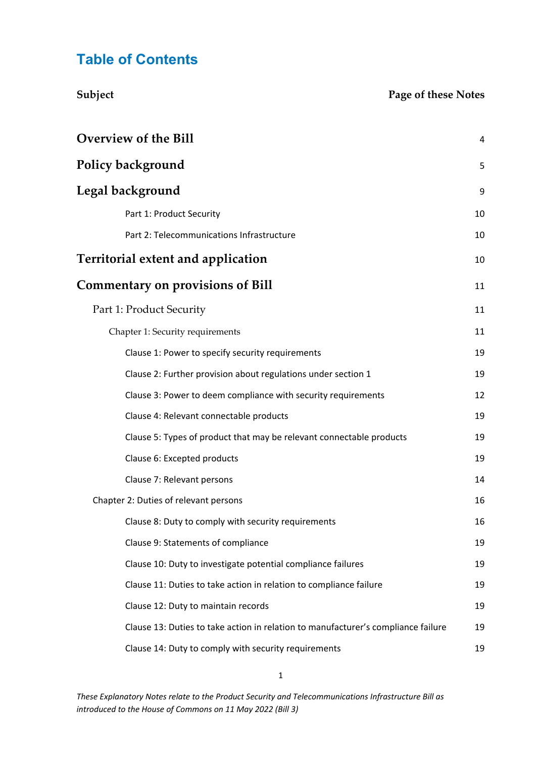# Table of Contents

| Subject | Page of these Notes |
|---|---|
| **Overview of the Bill** | 4 |
| **Policy background** | 5 |
| **Legal background** | 9 |
| Part 1: Product Security | 10 |
| Part 2: Telecommunications Infrastructure | 10 |
| **Territorial extent and application** | 10 |
| **Commentary on provisions of Bill** | 11 |
| Part 1: Product Security | 11 |
| Chapter 1: Security requirements | 11 |
| Clause 1: Power to specify security requirements | 19 |
| Clause 2: Further provision about regulations under section 1 | 19 |
| Clause 3: Power to deem compliance with security requirements | 12 |
| Clause 4: Relevant connectable products | 19 |
| Clause 5: Types of product that may be relevant connectable products | 19 |
| Clause 6: Excepted products | 19 |
| Clause 7: Relevant persons | 14 |
| Chapter 2: Duties of relevant persons | 16 |
| Clause 8: Duty to comply with security requirements | 16 |
| Clause 9: Statements of compliance | 19 |
| Clause 10: Duty to investigate potential compliance failures | 19 |
| Clause 11: Duties to take action in relation to compliance failure | 19 |
| Clause 12: Duty to maintain records | 19 |
| Clause 13: Duties to take action in relation to manufacturer's compliance failure | 19 |
| Clause 14: Duty to comply with security requirements | 19 |

*These Explanatory Notes relate to the Product Security and Telecommunications Infrastructure Bill as introduced to the House of Commons on 11 May 2022 (Bill 3)*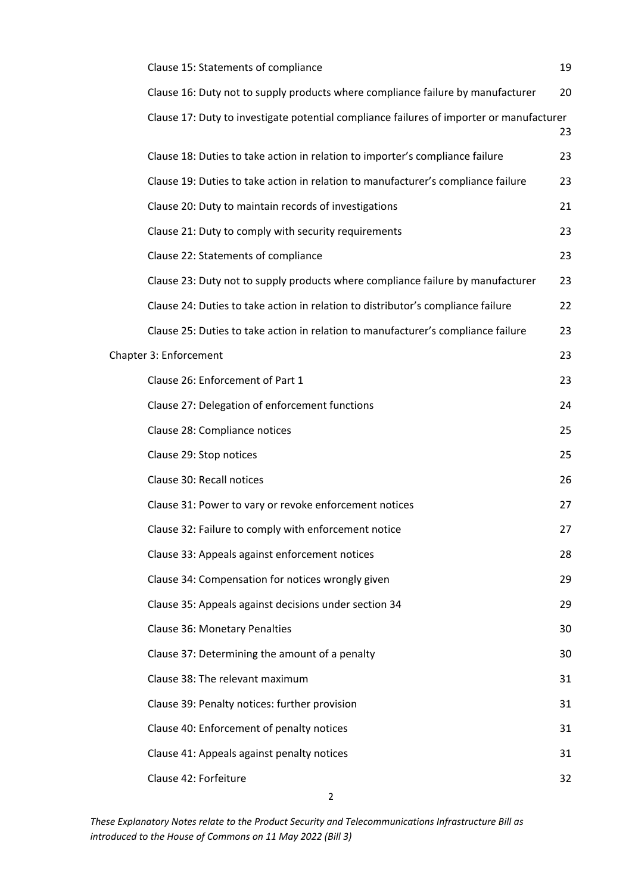Clause 15: Statements of compliance 19

Clause 16: Duty not to supply products where compliance failure by manufacturer 20

Clause 17: Duty to investigate potential compliance failures of importer or manufacturer 23

Clause 18: Duties to take action in relation to importer's compliance failure 23

Clause 19: Duties to take action in relation to manufacturer's compliance failure 23

Clause 20: Duty to maintain records of investigations 21

Clause 21: Duty to comply with security requirements 23

Clause 22: Statements of compliance 23

Clause 23: Duty not to supply products where compliance failure by manufacturer 23

Clause 24: Duties to take action in relation to distributor's compliance failure 22

Clause 25: Duties to take action in relation to manufacturer's compliance failure 23

Chapter 3: Enforcement 23

Clause 26: Enforcement of Part 1 23

Clause 27: Delegation of enforcement functions 24

Clause 28: Compliance notices 25

Clause 29: Stop notices 25

Clause 30: Recall notices 26

Clause 31: Power to vary or revoke enforcement notices 27

Clause 32: Failure to comply with enforcement notice 27

Clause 33: Appeals against enforcement notices 28

Clause 34: Compensation for notices wrongly given 29

Clause 35: Appeals against decisions under section 34 29

Clause 36: Monetary Penalties 30

Clause 37: Determining the amount of a penalty 30

Clause 38: The relevant maximum 31

Clause 39: Penalty notices: further provision 31

Clause 40: Enforcement of penalty notices 31

Clause 41: Appeals against penalty notices 31

Clause 42: Forfeiture 32

*These Explanatory Notes relate to the Product Security and Telecommunications Infrastructure Bill as introduced to the House of Commons on 11 May 2022 (Bill 3)*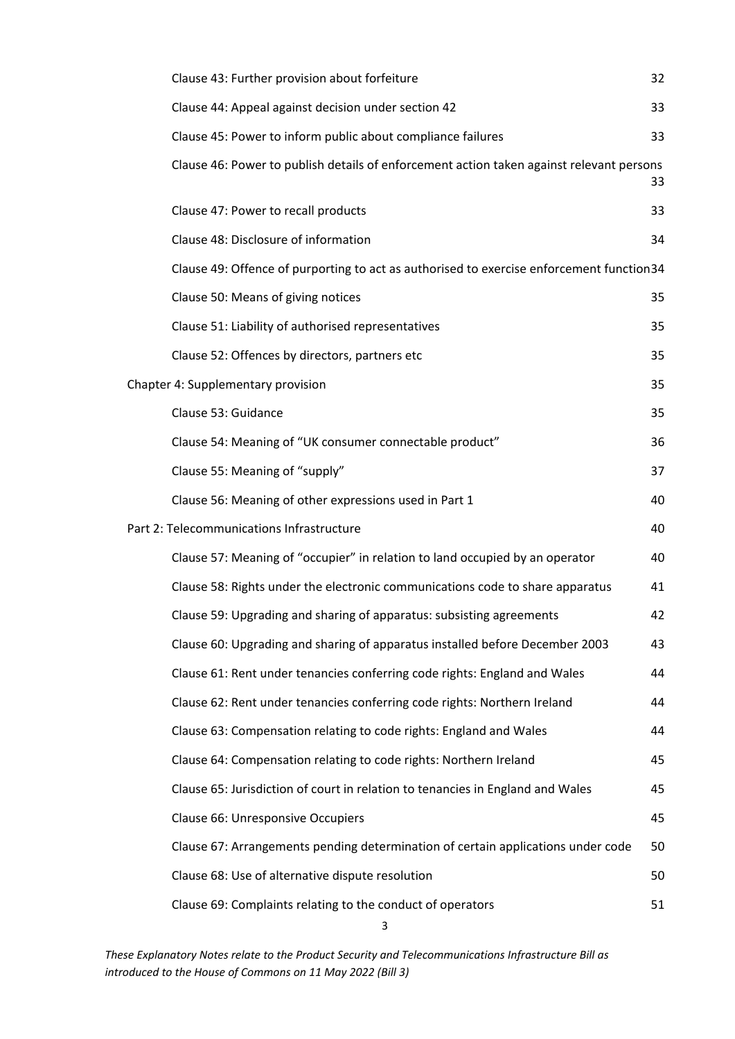| | |
|---|---|
| Clause 43: Further provision about forfeiture | 32 |
| Clause 44: Appeal against decision under section 42 | 33 |
| Clause 45: Power to inform public about compliance failures | 33 |
| Clause 46: Power to publish details of enforcement action taken against relevant persons | 33 |
| Clause 47: Power to recall products | 33 |
| Clause 48: Disclosure of information | 34 |
| Clause 49: Offence of purporting to act as authorised to exercise enforcement function | 34 |
| Clause 50: Means of giving notices | 35 |
| Clause 51: Liability of authorised representatives | 35 |
| Clause 52: Offences by directors, partners etc | 35 |
| Chapter 4: Supplementary provision | 35 |
| Clause 53: Guidance | 35 |
| Clause 54: Meaning of "UK consumer connectable product" | 36 |
| Clause 55: Meaning of "supply" | 37 |
| Clause 56: Meaning of other expressions used in Part 1 | 40 |
| Part 2: Telecommunications Infrastructure | 40 |
| Clause 57: Meaning of "occupier" in relation to land occupied by an operator | 40 |
| Clause 58: Rights under the electronic communications code to share apparatus | 41 |
| Clause 59: Upgrading and sharing of apparatus: subsisting agreements | 42 |
| Clause 60: Upgrading and sharing of apparatus installed before December 2003 | 43 |
| Clause 61: Rent under tenancies conferring code rights: England and Wales | 44 |
| Clause 62: Rent under tenancies conferring code rights: Northern Ireland | 44 |
| Clause 63: Compensation relating to code rights: England and Wales | 44 |
| Clause 64: Compensation relating to code rights: Northern Ireland | 45 |
| Clause 65: Jurisdiction of court in relation to tenancies in England and Wales | 45 |
| Clause 66: Unresponsive Occupiers | 45 |
| Clause 67: Arrangements pending determination of certain applications under code | 50 |
| Clause 68: Use of alternative dispute resolution | 50 |
| Clause 69: Complaints relating to the conduct of operators | 51 |

*These Explanatory Notes relate to the Product Security and Telecommunications Infrastructure Bill as introduced to the House of Commons on 11 May 2022 (Bill 3)*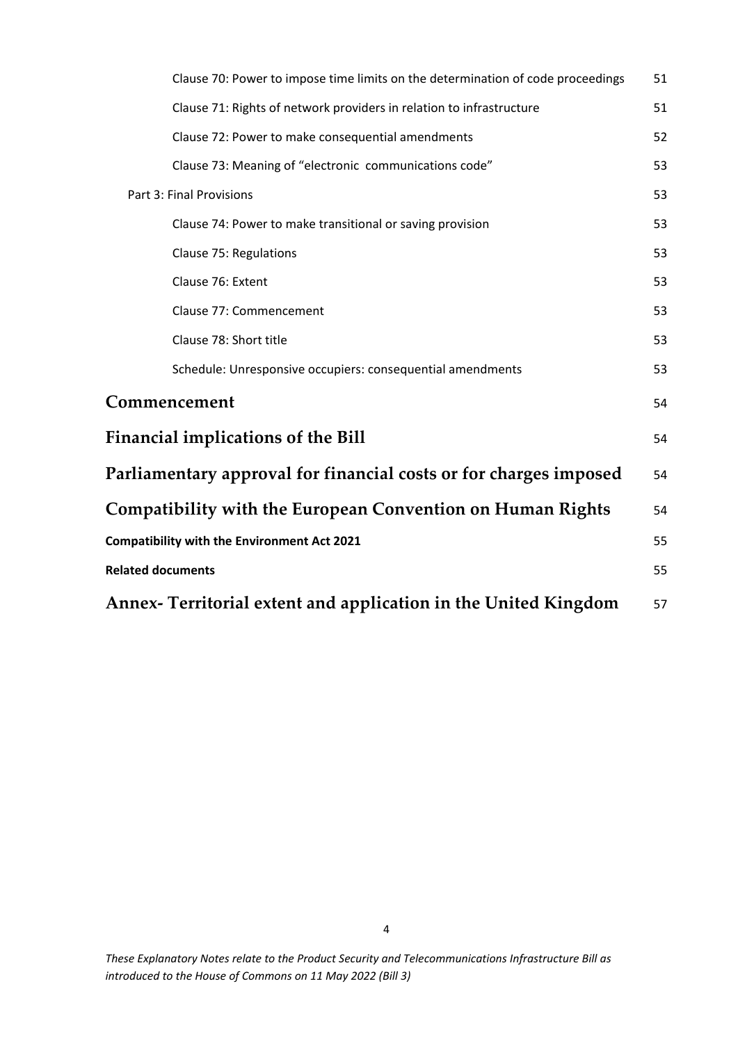Clause 70: Power to impose time limits on the determination of code proceedings 51

Clause 71: Rights of network providers in relation to infrastructure 51

Clause 72: Power to make consequential amendments 52

Clause 73: Meaning of "electronic communications code" 53

Part 3: Final Provisions 53

Clause 74: Power to make transitional or saving provision 53

Clause 75: Regulations 53

Clause 76: Extent 53

Clause 77: Commencement 53

Clause 78: Short title 53

Schedule: Unresponsive occupiers: consequential amendments 53

**Commencement** 54

**Financial implications of the Bill** 54

**Parliamentary approval for financial costs or for charges imposed** 54

**Compatibility with the European Convention on Human Rights** 54

**Compatibility with the Environment Act 2021** 55

**Related documents** 55

**Annex- Territorial extent and application in the United Kingdom** 57

*These Explanatory Notes relate to the Product Security and Telecommunications Infrastructure Bill as introduced to the House of Commons on 11 May 2022 (Bill 3)*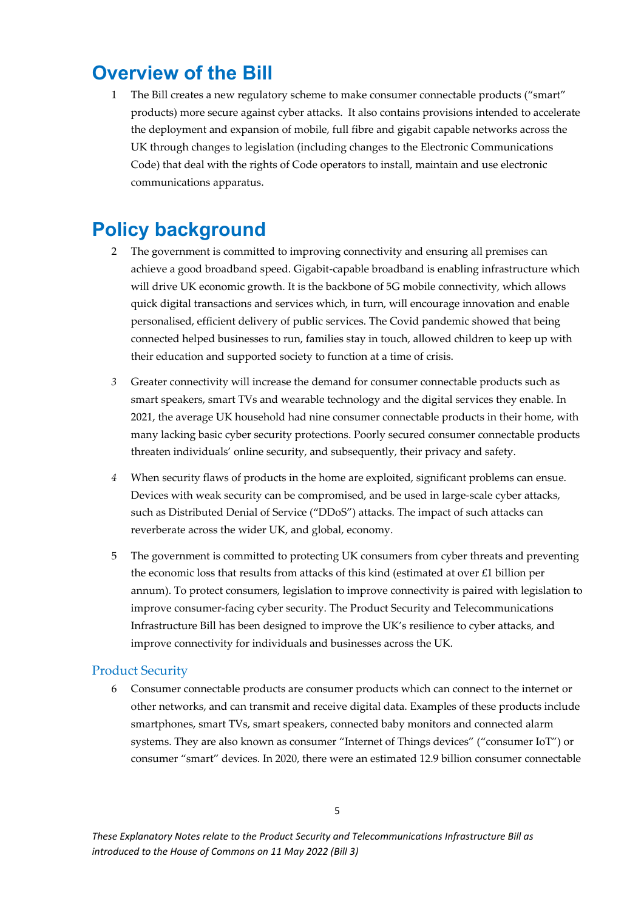# Overview of the Bill

1 The Bill creates a new regulatory scheme to make consumer connectable products ("smart" products) more secure against cyber attacks. It also contains provisions intended to accelerate the deployment and expansion of mobile, full fibre and gigabit capable networks across the UK through changes to legislation (including changes to the Electronic Communications Code) that deal with the rights of Code operators to install, maintain and use electronic communications apparatus.

# Policy background

2 The government is committed to improving connectivity and ensuring all premises can achieve a good broadband speed. Gigabit-capable broadband is enabling infrastructure which will drive UK economic growth. It is the backbone of 5G mobile connectivity, which allows quick digital transactions and services which, in turn, will encourage innovation and enable personalised, efficient delivery of public services. The Covid pandemic showed that being connected helped businesses to run, families stay in touch, allowed children to keep up with their education and supported society to function at a time of crisis.

*3* Greater connectivity will increase the demand for consumer connectable products such as smart speakers, smart TVs and wearable technology and the digital services they enable. In 2021, the average UK household had nine consumer connectable products in their home, with many lacking basic cyber security protections. Poorly secured consumer connectable products threaten individuals' online security, and subsequently, their privacy and safety.

*4* When security flaws of products in the home are exploited, significant problems can ensue. Devices with weak security can be compromised, and be used in large-scale cyber attacks, such as Distributed Denial of Service ("DDoS") attacks. The impact of such attacks can reverberate across the wider UK, and global, economy.

5 The government is committed to protecting UK consumers from cyber threats and preventing the economic loss that results from attacks of this kind (estimated at over £1 billion per annum). To protect consumers, legislation to improve connectivity is paired with legislation to improve consumer-facing cyber security. The Product Security and Telecommunications Infrastructure Bill has been designed to improve the UK's resilience to cyber attacks, and improve connectivity for individuals and businesses across the UK.

## Product Security

6 Consumer connectable products are consumer products which can connect to the internet or other networks, and can transmit and receive digital data. Examples of these products include smartphones, smart TVs, smart speakers, connected baby monitors and connected alarm systems. They are also known as consumer "Internet of Things devices" ("consumer IoT") or consumer "smart" devices. In 2020, there were an estimated 12.9 billion consumer connectable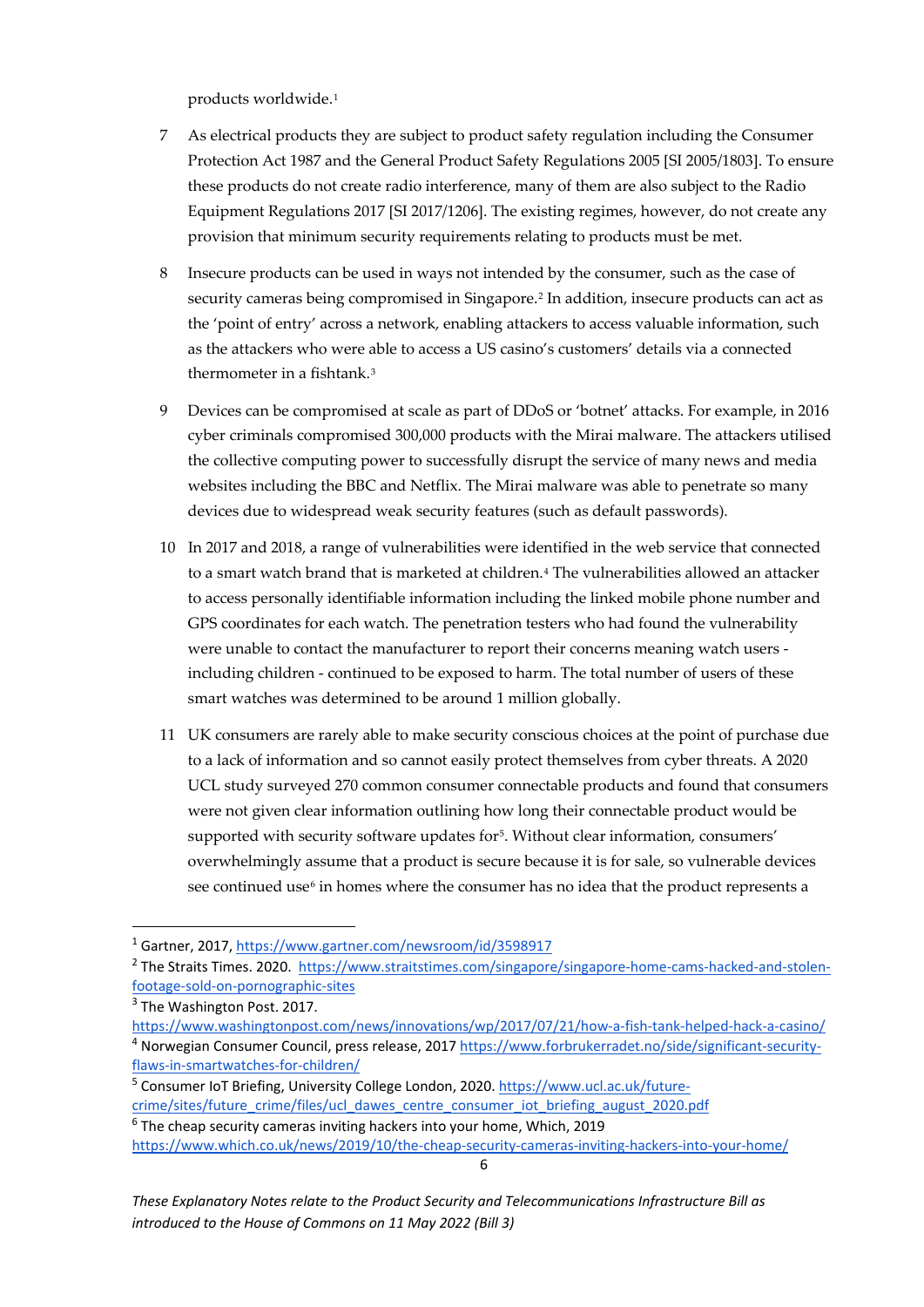products worldwide.[1]

7 As electrical products they are subject to product safety regulation including the Consumer Protection Act 1987 and the General Product Safety Regulations 2005 [SI 2005/1803]. To ensure these products do not create radio interference, many of them are also subject to the Radio Equipment Regulations 2017 [SI 2017/1206]. The existing regimes, however, do not create any provision that minimum security requirements relating to products must be met.

8 Insecure products can be used in ways not intended by the consumer, such as the case of security cameras being compromised in Singapore.[2] In addition, insecure products can act as the 'point of entry' across a network, enabling attackers to access valuable information, such as the attackers who were able to access a US casino's customers' details via a connected thermometer in a fishtank.[3]

9 Devices can be compromised at scale as part of DDoS or 'botnet' attacks. For example, in 2016 cyber criminals compromised 300,000 products with the Mirai malware. The attackers utilised the collective computing power to successfully disrupt the service of many news and media websites including the BBC and Netflix. The Mirai malware was able to penetrate so many devices due to widespread weak security features (such as default passwords).

10 In 2017 and 2018, a range of vulnerabilities were identified in the web service that connected to a smart watch brand that is marketed at children.[4] The vulnerabilities allowed an attacker to access personally identifiable information including the linked mobile phone number and GPS coordinates for each watch. The penetration testers who had found the vulnerability were unable to contact the manufacturer to report their concerns meaning watch users - including children - continued to be exposed to harm. The total number of users of these smart watches was determined to be around 1 million globally.

11 UK consumers are rarely able to make security conscious choices at the point of purchase due to a lack of information and so cannot easily protect themselves from cyber threats. A 2020 UCL study surveyed 270 common consumer connectable products and found that consumers were not given clear information outlining how long their connectable product would be supported with security software updates for[5]. Without clear information, consumers' overwhelmingly assume that a product is secure because it is for sale, so vulnerable devices see continued use[6] in homes where the consumer has no idea that the product represents a

---

[1] Gartner, 2017, https://www.gartner.com/newsroom/id/3598917

[2] The Straits Times. 2020. https://www.straitstimes.com/singapore/singapore-home-cams-hacked-and-stolen-footage-sold-on-pornographic-sites

[3] The Washington Post. 2017. https://www.washingtonpost.com/news/innovations/wp/2017/07/21/how-a-fish-tank-helped-hack-a-casino/

[4] Norwegian Consumer Council, press release, 2017 https://www.forbrukerradet.no/side/significant-security-flaws-in-smartwatches-for-children/

[5] Consumer IoT Briefing, University College London, 2020. https://www.ucl.ac.uk/future-crime/sites/future_crime/files/ucl_dawes_centre_consumer_iot_briefing_august_2020.pdf

[6] The cheap security cameras inviting hackers into your home, Which, 2019 https://www.which.co.uk/news/2019/10/the-cheap-security-cameras-inviting-hackers-into-your-home/

*These Explanatory Notes relate to the Product Security and Telecommunications Infrastructure Bill as introduced to the House of Commons on 11 May 2022 (Bill 3)*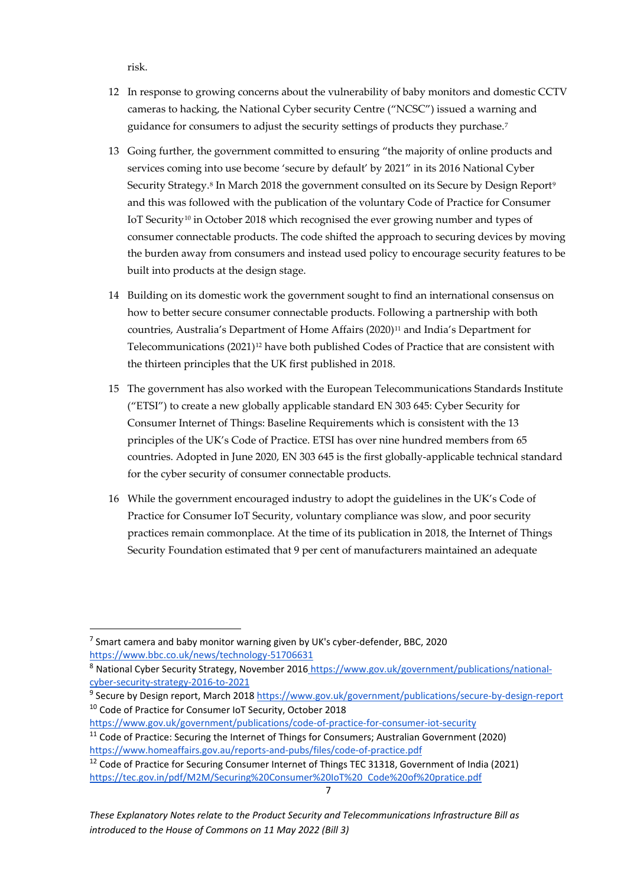risk.

12 In response to growing concerns about the vulnerability of baby monitors and domestic CCTV cameras to hacking, the National Cyber security Centre ("NCSC") issued a warning and guidance for consumers to adjust the security settings of products they purchase.[7]

13 Going further, the government committed to ensuring "the majority of online products and services coming into use become 'secure by default' by 2021" in its 2016 National Cyber Security Strategy.[8] In March 2018 the government consulted on its Secure by Design Report[9] and this was followed with the publication of the voluntary Code of Practice for Consumer IoT Security[10] in October 2018 which recognised the ever growing number and types of consumer connectable products. The code shifted the approach to securing devices by moving the burden away from consumers and instead used policy to encourage security features to be built into products at the design stage.

14 Building on its domestic work the government sought to find an international consensus on how to better secure consumer connectable products. Following a partnership with both countries, Australia's Department of Home Affairs (2020)[11] and India's Department for Telecommunications (2021)[12] have both published Codes of Practice that are consistent with the thirteen principles that the UK first published in 2018.

15 The government has also worked with the European Telecommunications Standards Institute ("ETSI") to create a new globally applicable standard EN 303 645: Cyber Security for Consumer Internet of Things: Baseline Requirements which is consistent with the 13 principles of the UK's Code of Practice. ETSI has over nine hundred members from 65 countries. Adopted in June 2020, EN 303 645 is the first globally-applicable technical standard for the cyber security of consumer connectable products.

16 While the government encouraged industry to adopt the guidelines in the UK's Code of Practice for Consumer IoT Security, voluntary compliance was slow, and poor security practices remain commonplace. At the time of its publication in 2018, the Internet of Things Security Foundation estimated that 9 per cent of manufacturers maintained an adequate

---

[7] Smart camera and baby monitor warning given by UK's cyber-defender, BBC, 2020 https://www.bbc.co.uk/news/technology-51706631

[8] National Cyber Security Strategy, November 2016 https://www.gov.uk/government/publications/national-cyber-security-strategy-2016-to-2021

[9] Secure by Design report, March 2018 https://www.gov.uk/government/publications/secure-by-design-report

[10] Code of Practice for Consumer IoT Security, October 2018 https://www.gov.uk/government/publications/code-of-practice-for-consumer-iot-security

[11] Code of Practice: Securing the Internet of Things for Consumers; Australian Government (2020) https://www.homeaffairs.gov.au/reports-and-pubs/files/code-of-practice.pdf

[12] Code of Practice for Securing Consumer Internet of Things TEC 31318, Government of India (2021) https://tec.gov.in/pdf/M2M/Securing%20Consumer%20IoT%20_Code%20of%20pratice.pdf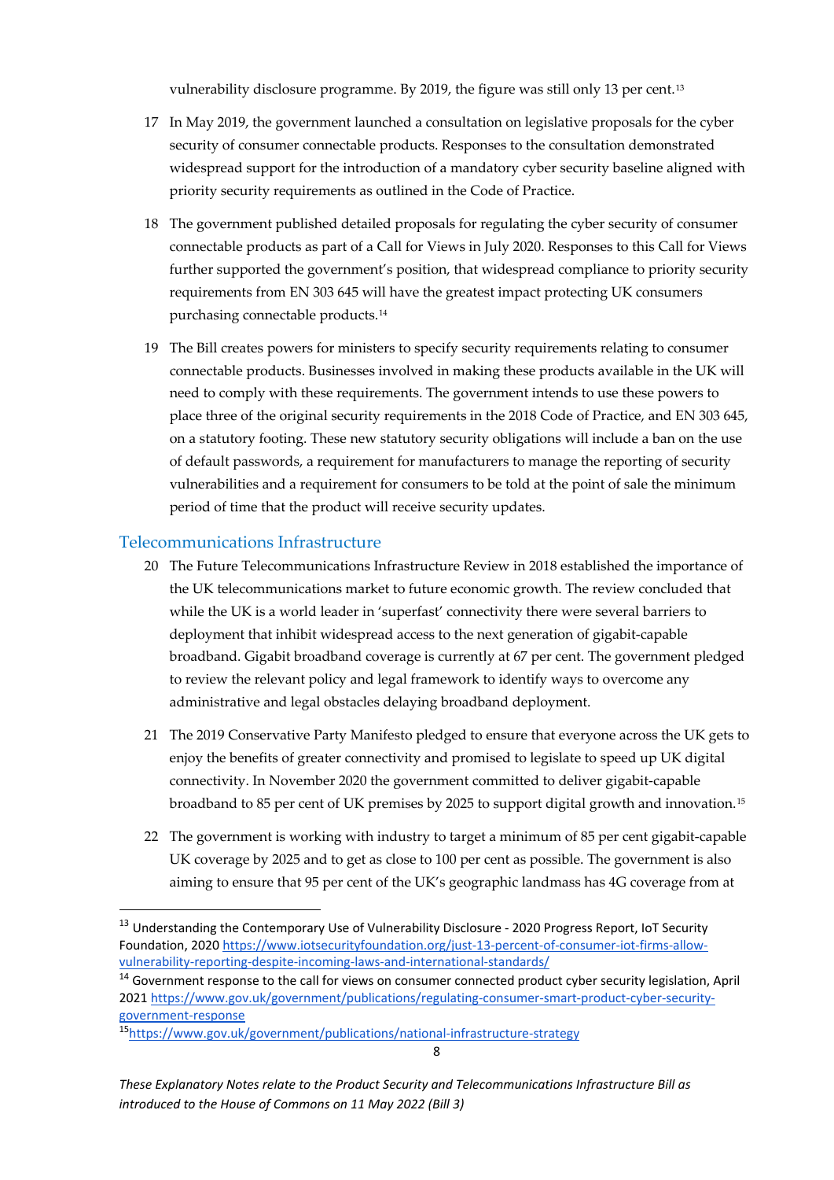vulnerability disclosure programme. By 2019, the figure was still only 13 per cent.[13]

17 In May 2019, the government launched a consultation on legislative proposals for the cyber security of consumer connectable products. Responses to the consultation demonstrated widespread support for the introduction of a mandatory cyber security baseline aligned with priority security requirements as outlined in the Code of Practice.

18 The government published detailed proposals for regulating the cyber security of consumer connectable products as part of a Call for Views in July 2020. Responses to this Call for Views further supported the government's position, that widespread compliance to priority security requirements from EN 303 645 will have the greatest impact protecting UK consumers purchasing connectable products.[14]

19 The Bill creates powers for ministers to specify security requirements relating to consumer connectable products. Businesses involved in making these products available in the UK will need to comply with these requirements. The government intends to use these powers to place three of the original security requirements in the 2018 Code of Practice, and EN 303 645, on a statutory footing. These new statutory security obligations will include a ban on the use of default passwords, a requirement for manufacturers to manage the reporting of security vulnerabilities and a requirement for consumers to be told at the point of sale the minimum period of time that the product will receive security updates.

## Telecommunications Infrastructure

20 The Future Telecommunications Infrastructure Review in 2018 established the importance of the UK telecommunications market to future economic growth. The review concluded that while the UK is a world leader in 'superfast' connectivity there were several barriers to deployment that inhibit widespread access to the next generation of gigabit-capable broadband. Gigabit broadband coverage is currently at 67 per cent. The government pledged to review the relevant policy and legal framework to identify ways to overcome any administrative and legal obstacles delaying broadband deployment.

21 The 2019 Conservative Party Manifesto pledged to ensure that everyone across the UK gets to enjoy the benefits of greater connectivity and promised to legislate to speed up UK digital connectivity. In November 2020 the government committed to deliver gigabit-capable broadband to 85 per cent of UK premises by 2025 to support digital growth and innovation.[15]

22 The government is working with industry to target a minimum of 85 per cent gigabit-capable UK coverage by 2025 and to get as close to 100 per cent as possible. The government is also aiming to ensure that 95 per cent of the UK's geographic landmass has 4G coverage from at

---

[13] Understanding the Contemporary Use of Vulnerability Disclosure - 2020 Progress Report, IoT Security Foundation, 2020 https://www.iotsecurityfoundation.org/just-13-percent-of-consumer-iot-firms-allow-vulnerability-reporting-despite-incoming-laws-and-international-standards/

[14] Government response to the call for views on consumer connected product cyber security legislation, April 2021 https://www.gov.uk/government/publications/regulating-consumer-smart-product-cyber-security-government-response

[15] https://www.gov.uk/government/publications/national-infrastructure-strategy

*These Explanatory Notes relate to the Product Security and Telecommunications Infrastructure Bill as introduced to the House of Commons on 11 May 2022 (Bill 3)*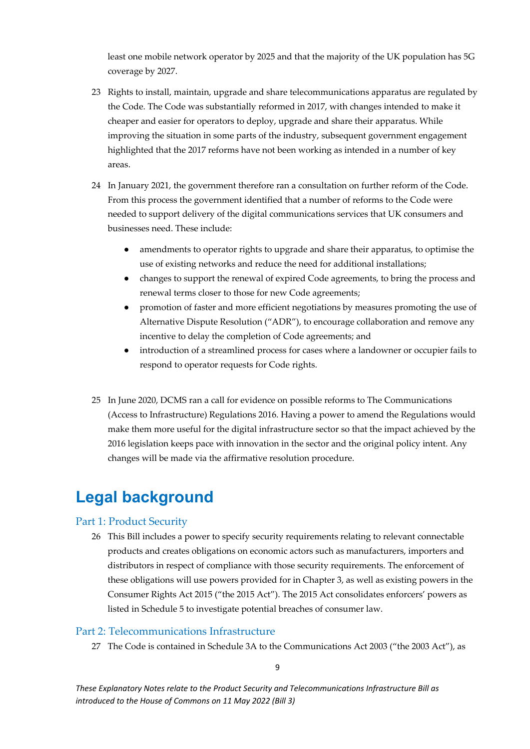least one mobile network operator by 2025 and that the majority of the UK population has 5G coverage by 2027.

23 Rights to install, maintain, upgrade and share telecommunications apparatus are regulated by the Code. The Code was substantially reformed in 2017, with changes intended to make it cheaper and easier for operators to deploy, upgrade and share their apparatus. While improving the situation in some parts of the industry, subsequent government engagement highlighted that the 2017 reforms have not been working as intended in a number of key areas.

24 In January 2021, the government therefore ran a consultation on further reform of the Code. From this process the government identified that a number of reforms to the Code were needed to support delivery of the digital communications services that UK consumers and businesses need. These include:

- amendments to operator rights to upgrade and share their apparatus, to optimise the use of existing networks and reduce the need for additional installations;
- changes to support the renewal of expired Code agreements, to bring the process and renewal terms closer to those for new Code agreements;
- promotion of faster and more efficient negotiations by measures promoting the use of Alternative Dispute Resolution ("ADR"), to encourage collaboration and remove any incentive to delay the completion of Code agreements; and
- introduction of a streamlined process for cases where a landowner or occupier fails to respond to operator requests for Code rights.

25 In June 2020, DCMS ran a call for evidence on possible reforms to The Communications (Access to Infrastructure) Regulations 2016. Having a power to amend the Regulations would make them more useful for the digital infrastructure sector so that the impact achieved by the 2016 legislation keeps pace with innovation in the sector and the original policy intent. Any changes will be made via the affirmative resolution procedure.

# Legal background

## Part 1: Product Security

26 This Bill includes a power to specify security requirements relating to relevant connectable products and creates obligations on economic actors such as manufacturers, importers and distributors in respect of compliance with those security requirements. The enforcement of these obligations will use powers provided for in Chapter 3, as well as existing powers in the Consumer Rights Act 2015 ("the 2015 Act"). The 2015 Act consolidates enforcers' powers as listed in Schedule 5 to investigate potential breaches of consumer law.

## Part 2: Telecommunications Infrastructure

27 The Code is contained in Schedule 3A to the Communications Act 2003 ("the 2003 Act"), as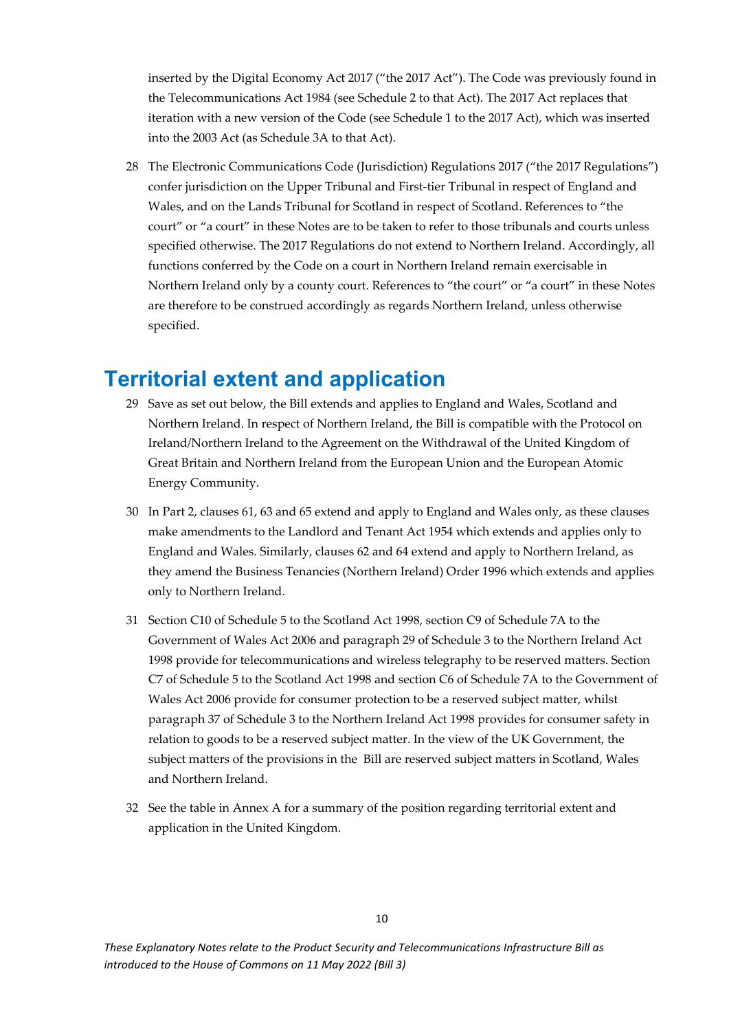inserted by the Digital Economy Act 2017 ("the 2017 Act"). The Code was previously found in the Telecommunications Act 1984 (see Schedule 2 to that Act). The 2017 Act replaces that iteration with a new version of the Code (see Schedule 1 to the 2017 Act), which was inserted into the 2003 Act (as Schedule 3A to that Act).

28 The Electronic Communications Code (Jurisdiction) Regulations 2017 ("the 2017 Regulations") confer jurisdiction on the Upper Tribunal and First-tier Tribunal in respect of England and Wales, and on the Lands Tribunal for Scotland in respect of Scotland. References to "the court" or "a court" in these Notes are to be taken to refer to those tribunals and courts unless specified otherwise. The 2017 Regulations do not extend to Northern Ireland. Accordingly, all functions conferred by the Code on a court in Northern Ireland remain exercisable in Northern Ireland only by a county court. References to "the court" or "a court" in these Notes are therefore to be construed accordingly as regards Northern Ireland, unless otherwise specified.

# Territorial extent and application

29 Save as set out below, the Bill extends and applies to England and Wales, Scotland and Northern Ireland. In respect of Northern Ireland, the Bill is compatible with the Protocol on Ireland/Northern Ireland to the Agreement on the Withdrawal of the United Kingdom of Great Britain and Northern Ireland from the European Union and the European Atomic Energy Community.

30 In Part 2, clauses 61, 63 and 65 extend and apply to England and Wales only, as these clauses make amendments to the Landlord and Tenant Act 1954 which extends and applies only to England and Wales. Similarly, clauses 62 and 64 extend and apply to Northern Ireland, as they amend the Business Tenancies (Northern Ireland) Order 1996 which extends and applies only to Northern Ireland.

31 Section C10 of Schedule 5 to the Scotland Act 1998, section C9 of Schedule 7A to the Government of Wales Act 2006 and paragraph 29 of Schedule 3 to the Northern Ireland Act 1998 provide for telecommunications and wireless telegraphy to be reserved matters. Section C7 of Schedule 5 to the Scotland Act 1998 and section C6 of Schedule 7A to the Government of Wales Act 2006 provide for consumer protection to be a reserved subject matter, whilst paragraph 37 of Schedule 3 to the Northern Ireland Act 1998 provides for consumer safety in relation to goods to be a reserved subject matter. In the view of the UK Government, the subject matters of the provisions in the Bill are reserved subject matters in Scotland, Wales and Northern Ireland.

32 See the table in Annex A for a summary of the position regarding territorial extent and application in the United Kingdom.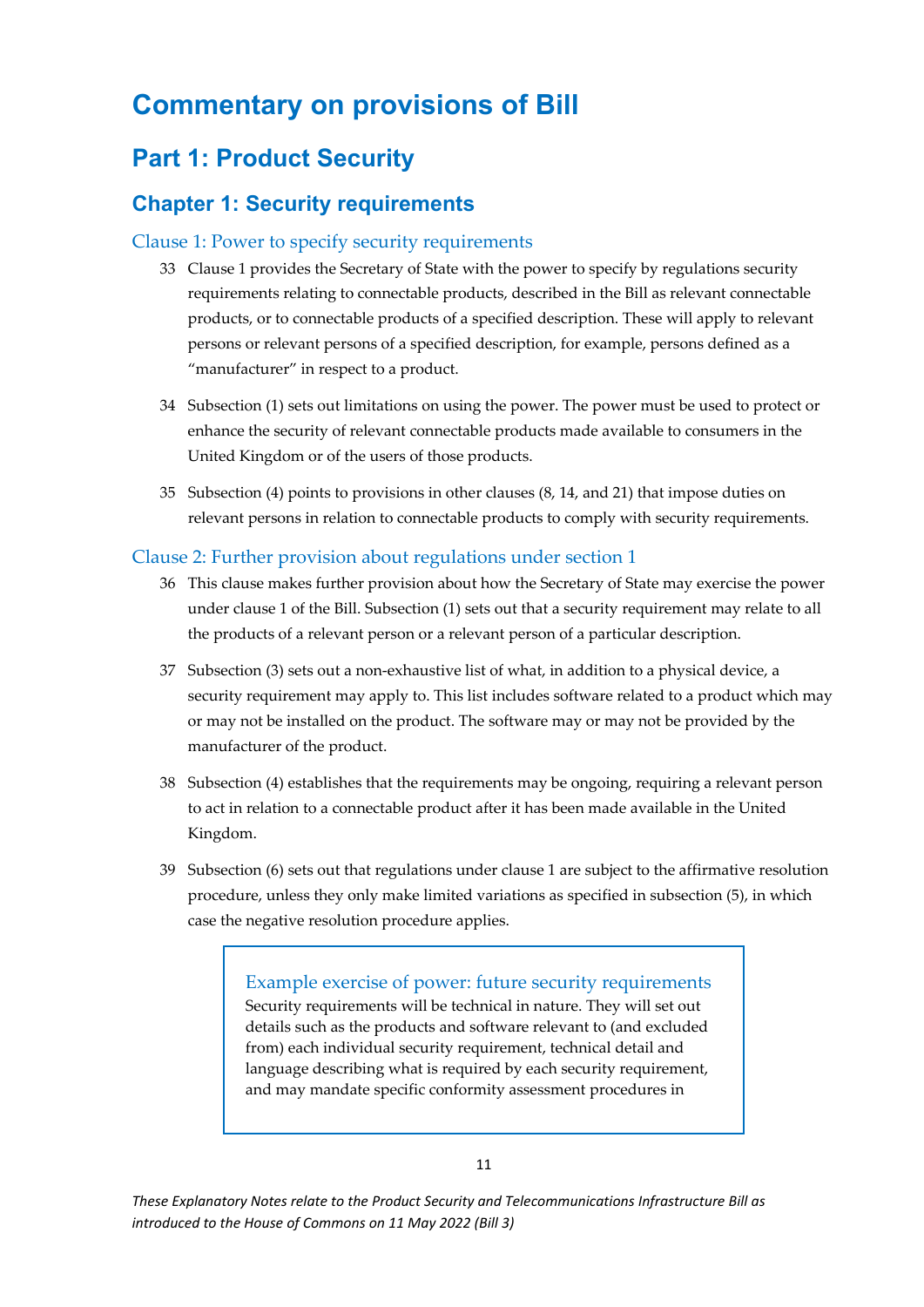# Commentary on provisions of Bill

## Part 1: Product Security

## Chapter 1: Security requirements

### Clause 1: Power to specify security requirements

33 Clause 1 provides the Secretary of State with the power to specify by regulations security requirements relating to connectable products, described in the Bill as relevant connectable products, or to connectable products of a specified description. These will apply to relevant persons or relevant persons of a specified description, for example, persons defined as a "manufacturer" in respect to a product.

34 Subsection (1) sets out limitations on using the power. The power must be used to protect or enhance the security of relevant connectable products made available to consumers in the United Kingdom or of the users of those products.

35 Subsection (4) points to provisions in other clauses (8, 14, and 21) that impose duties on relevant persons in relation to connectable products to comply with security requirements.

### Clause 2: Further provision about regulations under section 1

36 This clause makes further provision about how the Secretary of State may exercise the power under clause 1 of the Bill. Subsection (1) sets out that a security requirement may relate to all the products of a relevant person or a relevant person of a particular description.

37 Subsection (3) sets out a non-exhaustive list of what, in addition to a physical device, a security requirement may apply to. This list includes software related to a product which may or may not be installed on the product. The software may or may not be provided by the manufacturer of the product.

38 Subsection (4) establishes that the requirements may be ongoing, requiring a relevant person to act in relation to a connectable product after it has been made available in the United Kingdom.

39 Subsection (6) sets out that regulations under clause 1 are subject to the affirmative resolution procedure, unless they only make limited variations as specified in subsection (5), in which case the negative resolution procedure applies.

> **Example exercise of power: future security requirements**
>
> Security requirements will be technical in nature. They will set out details such as the products and software relevant to (and excluded from) each individual security requirement, technical detail and language describing what is required by each security requirement, and may mandate specific conformity assessment procedures in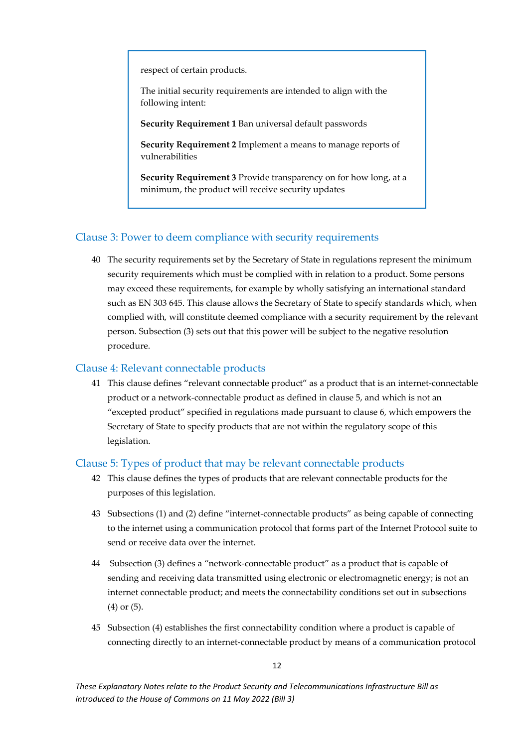> respect of certain products.
>
> The initial security requirements are intended to align with the following intent:
>
> **Security Requirement 1** Ban universal default passwords
>
> **Security Requirement 2** Implement a means to manage reports of vulnerabilities
>
> **Security Requirement 3** Provide transparency on for how long, at a minimum, the product will receive security updates

## Clause 3: Power to deem compliance with security requirements

40 The security requirements set by the Secretary of State in regulations represent the minimum security requirements which must be complied with in relation to a product. Some persons may exceed these requirements, for example by wholly satisfying an international standard such as EN 303 645. This clause allows the Secretary of State to specify standards which, when complied with, will constitute deemed compliance with a security requirement by the relevant person. Subsection (3) sets out that this power will be subject to the negative resolution procedure.

## Clause 4: Relevant connectable products

41 This clause defines "relevant connectable product" as a product that is an internet-connectable product or a network-connectable product as defined in clause 5, and which is not an "excepted product" specified in regulations made pursuant to clause 6, which empowers the Secretary of State to specify products that are not within the regulatory scope of this legislation.

## Clause 5: Types of product that may be relevant connectable products

42 This clause defines the types of products that are relevant connectable products for the purposes of this legislation.

43 Subsections (1) and (2) define "internet-connectable products" as being capable of connecting to the internet using a communication protocol that forms part of the Internet Protocol suite to send or receive data over the internet.

44 Subsection (3) defines a "network-connectable product" as a product that is capable of sending and receiving data transmitted using electronic or electromagnetic energy; is not an internet connectable product; and meets the connectability conditions set out in subsections (4) or (5).

45 Subsection (4) establishes the first connectability condition where a product is capable of connecting directly to an internet-connectable product by means of a communication protocol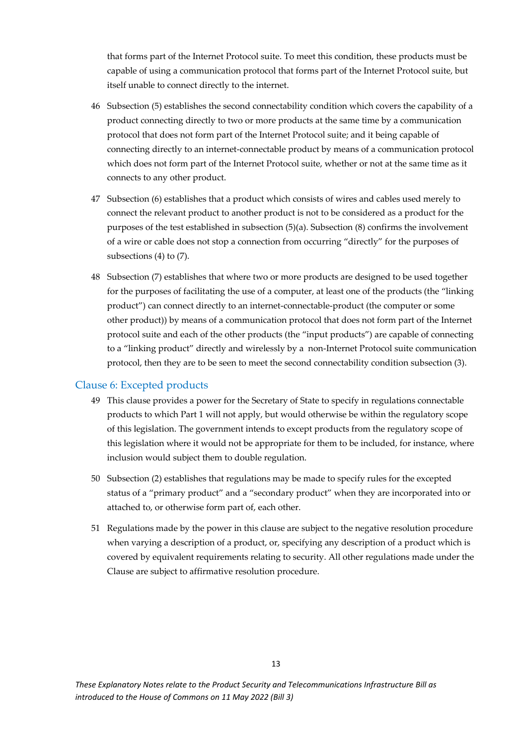that forms part of the Internet Protocol suite. To meet this condition, these products must be capable of using a communication protocol that forms part of the Internet Protocol suite, but itself unable to connect directly to the internet.

46 Subsection (5) establishes the second connectability condition which covers the capability of a product connecting directly to two or more products at the same time by a communication protocol that does not form part of the Internet Protocol suite; and it being capable of connecting directly to an internet-connectable product by means of a communication protocol which does not form part of the Internet Protocol suite, whether or not at the same time as it connects to any other product.

47 Subsection (6) establishes that a product which consists of wires and cables used merely to connect the relevant product to another product is not to be considered as a product for the purposes of the test established in subsection (5)(a). Subsection (8) confirms the involvement of a wire or cable does not stop a connection from occurring "directly" for the purposes of subsections (4) to (7).

48 Subsection (7) establishes that where two or more products are designed to be used together for the purposes of facilitating the use of a computer, at least one of the products (the "linking product") can connect directly to an internet-connectable-product (the computer or some other product)) by means of a communication protocol that does not form part of the Internet protocol suite and each of the other products (the "input products") are capable of connecting to a "linking product" directly and wirelessly by a non-Internet Protocol suite communication protocol, then they are to be seen to meet the second connectability condition subsection (3).

## Clause 6: Excepted products

49 This clause provides a power for the Secretary of State to specify in regulations connectable products to which Part 1 will not apply, but would otherwise be within the regulatory scope of this legislation. The government intends to except products from the regulatory scope of this legislation where it would not be appropriate for them to be included, for instance, where inclusion would subject them to double regulation.

50 Subsection (2) establishes that regulations may be made to specify rules for the excepted status of a "primary product" and a "secondary product" when they are incorporated into or attached to, or otherwise form part of, each other.

51 Regulations made by the power in this clause are subject to the negative resolution procedure when varying a description of a product, or, specifying any description of a product which is covered by equivalent requirements relating to security. All other regulations made under the Clause are subject to affirmative resolution procedure.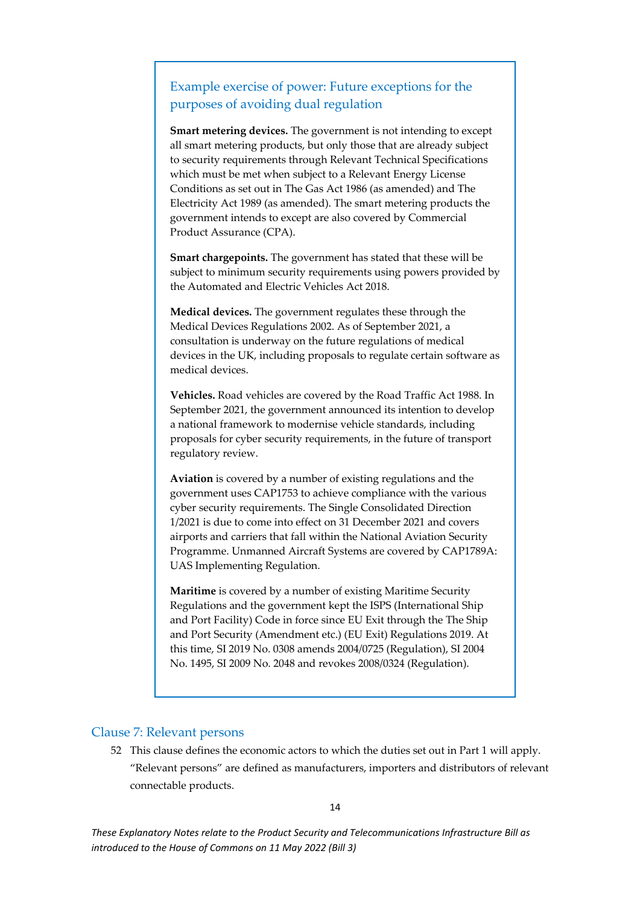### Example exercise of power: Future exceptions for the purposes of avoiding dual regulation

**Smart metering devices.** The government is not intending to except all smart metering products, but only those that are already subject to security requirements through Relevant Technical Specifications which must be met when subject to a Relevant Energy License Conditions as set out in The Gas Act 1986 (as amended) and The Electricity Act 1989 (as amended). The smart metering products the government intends to except are also covered by Commercial Product Assurance (CPA).

**Smart chargepoints.** The government has stated that these will be subject to minimum security requirements using powers provided by the Automated and Electric Vehicles Act 2018.

**Medical devices.** The government regulates these through the Medical Devices Regulations 2002. As of September 2021, a consultation is underway on the future regulations of medical devices in the UK, including proposals to regulate certain software as medical devices.

**Vehicles.** Road vehicles are covered by the Road Traffic Act 1988. In September 2021, the government announced its intention to develop a national framework to modernise vehicle standards, including proposals for cyber security requirements, in the future of transport regulatory review.

**Aviation** is covered by a number of existing regulations and the government uses CAP1753 to achieve compliance with the various cyber security requirements. The Single Consolidated Direction 1/2021 is due to come into effect on 31 December 2021 and covers airports and carriers that fall within the National Aviation Security Programme. Unmanned Aircraft Systems are covered by CAP1789A: UAS Implementing Regulation.

**Maritime** is covered by a number of existing Maritime Security Regulations and the government kept the ISPS (International Ship and Port Facility) Code in force since EU Exit through the The Ship and Port Security (Amendment etc.) (EU Exit) Regulations 2019. At this time, SI 2019 No. 0308 amends 2004/0725 (Regulation), SI 2004 No. 1495, SI 2009 No. 2048 and revokes 2008/0324 (Regulation).

## Clause 7: Relevant persons

52 This clause defines the economic actors to which the duties set out in Part 1 will apply. “Relevant persons” are defined as manufacturers, importers and distributors of relevant connectable products.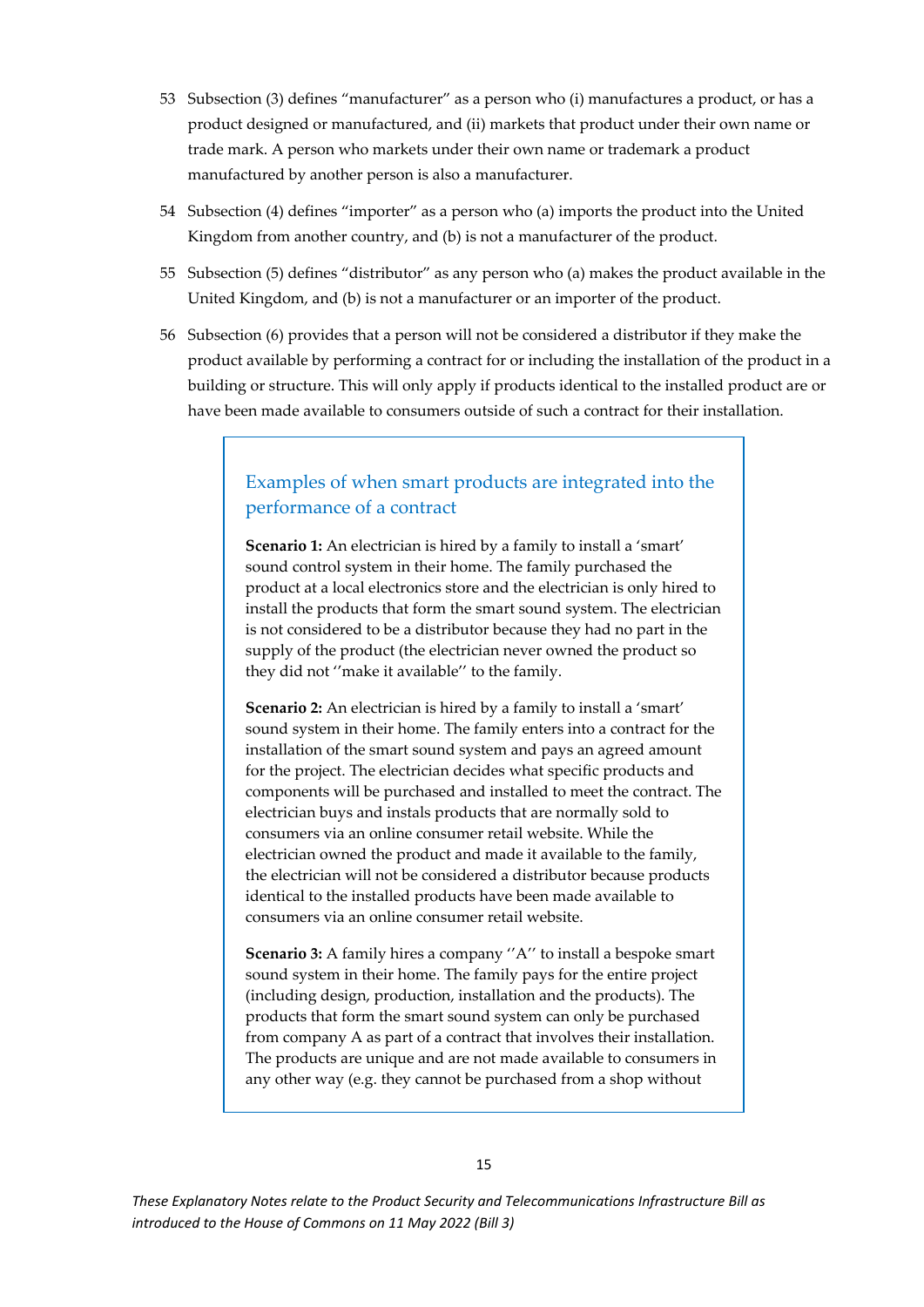53 Subsection (3) defines "manufacturer" as a person who (i) manufactures a product, or has a product designed or manufactured, and (ii) markets that product under their own name or trade mark. A person who markets under their own name or trademark a product manufactured by another person is also a manufacturer.

54 Subsection (4) defines "importer" as a person who (a) imports the product into the United Kingdom from another country, and (b) is not a manufacturer of the product.

55 Subsection (5) defines "distributor" as any person who (a) makes the product available in the United Kingdom, and (b) is not a manufacturer or an importer of the product.

56 Subsection (6) provides that a person will not be considered a distributor if they make the product available by performing a contract for or including the installation of the product in a building or structure. This will only apply if products identical to the installed product are or have been made available to consumers outside of such a contract for their installation.

### Examples of when smart products are integrated into the performance of a contract

**Scenario 1:** An electrician is hired by a family to install a 'smart' sound control system in their home. The family purchased the product at a local electronics store and the electrician is only hired to install the products that form the smart sound system. The electrician is not considered to be a distributor because they had no part in the supply of the product (the electrician never owned the product so they did not ''make it available'' to the family.

**Scenario 2:** An electrician is hired by a family to install a 'smart' sound system in their home. The family enters into a contract for the installation of the smart sound system and pays an agreed amount for the project. The electrician decides what specific products and components will be purchased and installed to meet the contract. The electrician buys and instals products that are normally sold to consumers via an online consumer retail website. While the electrician owned the product and made it available to the family, the electrician will not be considered a distributor because products identical to the installed products have been made available to consumers via an online consumer retail website.

**Scenario 3:** A family hires a company ''A'' to install a bespoke smart sound system in their home. The family pays for the entire project (including design, production, installation and the products). The products that form the smart sound system can only be purchased from company A as part of a contract that involves their installation. The products are unique and are not made available to consumers in any other way (e.g. they cannot be purchased from a shop without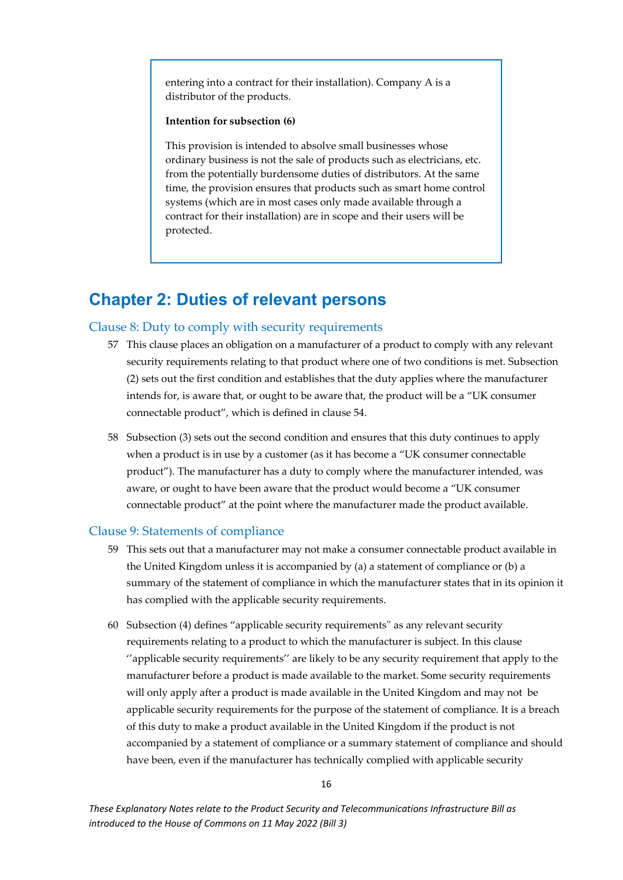entering into a contract for their installation). Company A is a distributor of the products.

**Intention for subsection (6)**

This provision is intended to absolve small businesses whose ordinary business is not the sale of products such as electricians, etc. from the potentially burdensome duties of distributors. At the same time, the provision ensures that products such as smart home control systems (which are in most cases only made available through a contract for their installation) are in scope and their users will be protected.

## Chapter 2: Duties of relevant persons

### Clause 8: Duty to comply with security requirements

57 This clause places an obligation on a manufacturer of a product to comply with any relevant security requirements relating to that product where one of two conditions is met. Subsection (2) sets out the first condition and establishes that the duty applies where the manufacturer intends for, is aware that, or ought to be aware that, the product will be a "UK consumer connectable product", which is defined in clause 54.

58 Subsection (3) sets out the second condition and ensures that this duty continues to apply when a product is in use by a customer (as it has become a "UK consumer connectable product"). The manufacturer has a duty to comply where the manufacturer intended, was aware, or ought to have been aware that the product would become a "UK consumer connectable product" at the point where the manufacturer made the product available.

### Clause 9: Statements of compliance

59 This sets out that a manufacturer may not make a consumer connectable product available in the United Kingdom unless it is accompanied by (a) a statement of compliance or (b) a summary of the statement of compliance in which the manufacturer states that in its opinion it has complied with the applicable security requirements.

60 Subsection (4) defines "applicable security requirements" as any relevant security requirements relating to a product to which the manufacturer is subject. In this clause ''applicable security requirements'' are likely to be any security requirement that apply to the manufacturer before a product is made available to the market. Some security requirements will only apply after a product is made available in the United Kingdom and may not be applicable security requirements for the purpose of the statement of compliance. It is a breach of this duty to make a product available in the United Kingdom if the product is not accompanied by a statement of compliance or a summary statement of compliance and should have been, even if the manufacturer has technically complied with applicable security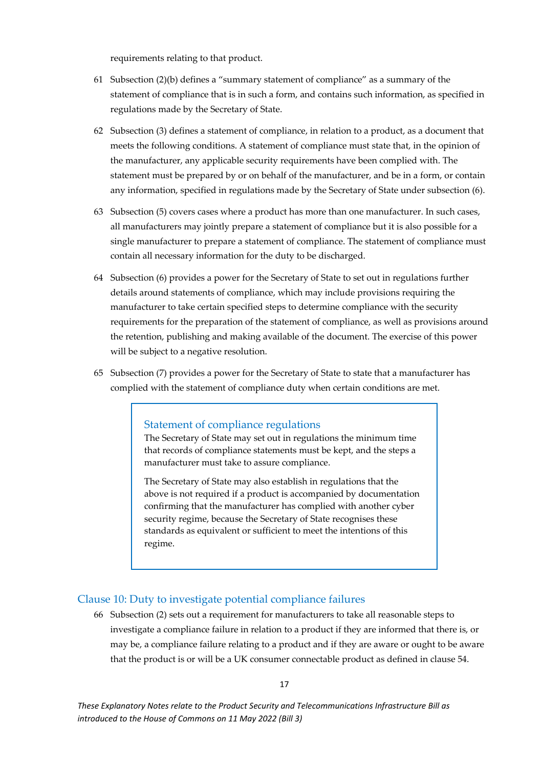requirements relating to that product.

61 Subsection (2)(b) defines a "summary statement of compliance" as a summary of the statement of compliance that is in such a form, and contains such information, as specified in regulations made by the Secretary of State.

62 Subsection (3) defines a statement of compliance, in relation to a product, as a document that meets the following conditions. A statement of compliance must state that, in the opinion of the manufacturer, any applicable security requirements have been complied with. The statement must be prepared by or on behalf of the manufacturer, and be in a form, or contain any information, specified in regulations made by the Secretary of State under subsection (6).

63 Subsection (5) covers cases where a product has more than one manufacturer. In such cases, all manufacturers may jointly prepare a statement of compliance but it is also possible for a single manufacturer to prepare a statement of compliance. The statement of compliance must contain all necessary information for the duty to be discharged.

64 Subsection (6) provides a power for the Secretary of State to set out in regulations further details around statements of compliance, which may include provisions requiring the manufacturer to take certain specified steps to determine compliance with the security requirements for the preparation of the statement of compliance, as well as provisions around the retention, publishing and making available of the document. The exercise of this power will be subject to a negative resolution.

65 Subsection (7) provides a power for the Secretary of State to state that a manufacturer has complied with the statement of compliance duty when certain conditions are met.

> **Statement of compliance regulations**
>
> The Secretary of State may set out in regulations the minimum time that records of compliance statements must be kept, and the steps a manufacturer must take to assure compliance.
>
> The Secretary of State may also establish in regulations that the above is not required if a product is accompanied by documentation confirming that the manufacturer has complied with another cyber security regime, because the Secretary of State recognises these standards as equivalent or sufficient to meet the intentions of this regime.

## Clause 10: Duty to investigate potential compliance failures

66 Subsection (2) sets out a requirement for manufacturers to take all reasonable steps to investigate a compliance failure in relation to a product if they are informed that there is, or may be, a compliance failure relating to a product and if they are aware or ought to be aware that the product is or will be a UK consumer connectable product as defined in clause 54.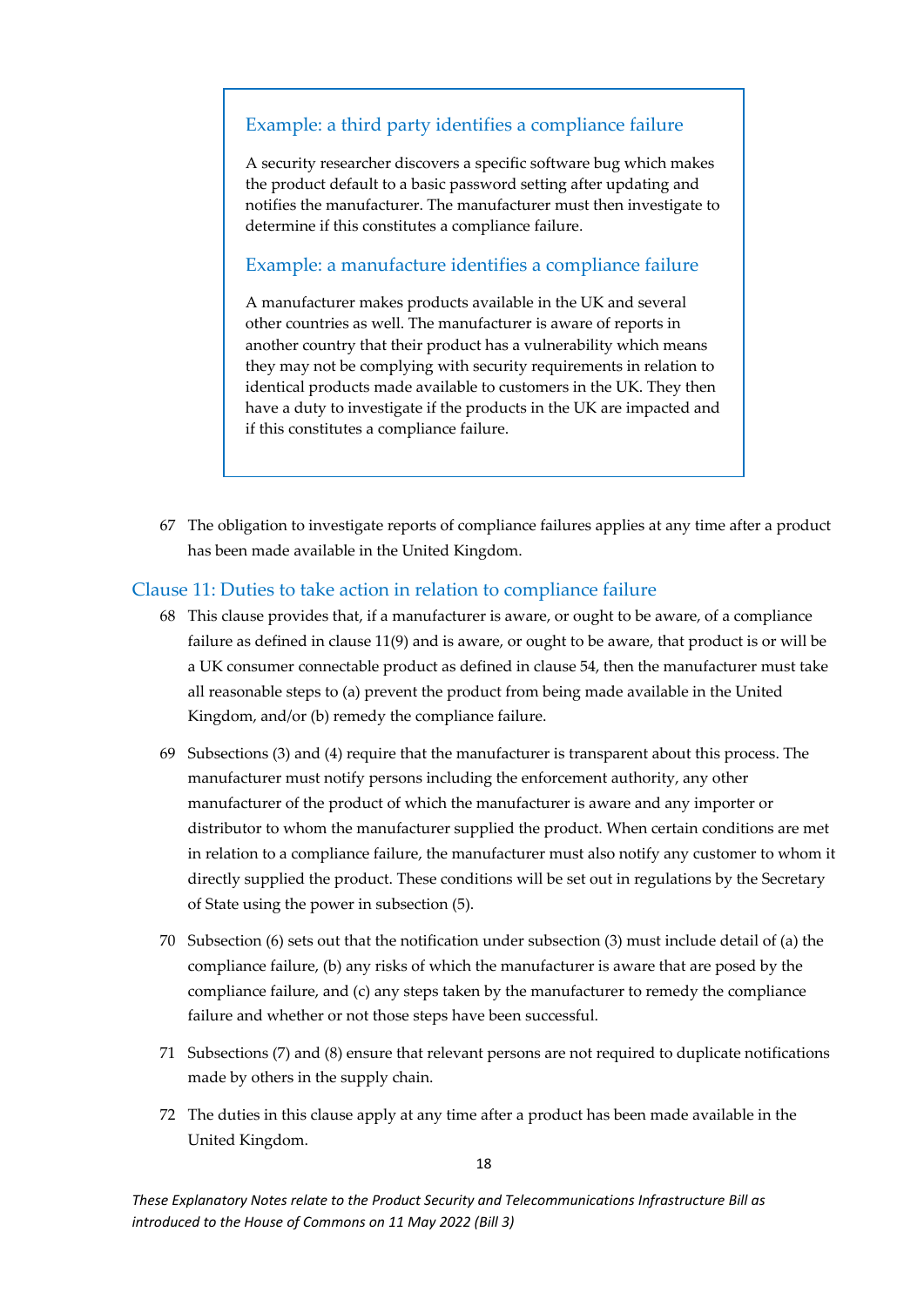### Example: a third party identifies a compliance failure

A security researcher discovers a specific software bug which makes the product default to a basic password setting after updating and notifies the manufacturer. The manufacturer must then investigate to determine if this constitutes a compliance failure.

### Example: a manufacture identifies a compliance failure

A manufacturer makes products available in the UK and several other countries as well. The manufacturer is aware of reports in another country that their product has a vulnerability which means they may not be complying with security requirements in relation to identical products made available to customers in the UK. They then have a duty to investigate if the products in the UK are impacted and if this constitutes a compliance failure.

67 The obligation to investigate reports of compliance failures applies at any time after a product has been made available in the United Kingdom.

## Clause 11: Duties to take action in relation to compliance failure

68 This clause provides that, if a manufacturer is aware, or ought to be aware, of a compliance failure as defined in clause 11(9) and is aware, or ought to be aware, that product is or will be a UK consumer connectable product as defined in clause 54, then the manufacturer must take all reasonable steps to (a) prevent the product from being made available in the United Kingdom, and/or (b) remedy the compliance failure.

69 Subsections (3) and (4) require that the manufacturer is transparent about this process. The manufacturer must notify persons including the enforcement authority, any other manufacturer of the product of which the manufacturer is aware and any importer or distributor to whom the manufacturer supplied the product. When certain conditions are met in relation to a compliance failure, the manufacturer must also notify any customer to whom it directly supplied the product. These conditions will be set out in regulations by the Secretary of State using the power in subsection (5).

70 Subsection (6) sets out that the notification under subsection (3) must include detail of (a) the compliance failure, (b) any risks of which the manufacturer is aware that are posed by the compliance failure, and (c) any steps taken by the manufacturer to remedy the compliance failure and whether or not those steps have been successful.

71 Subsections (7) and (8) ensure that relevant persons are not required to duplicate notifications made by others in the supply chain.

72 The duties in this clause apply at any time after a product has been made available in the United Kingdom.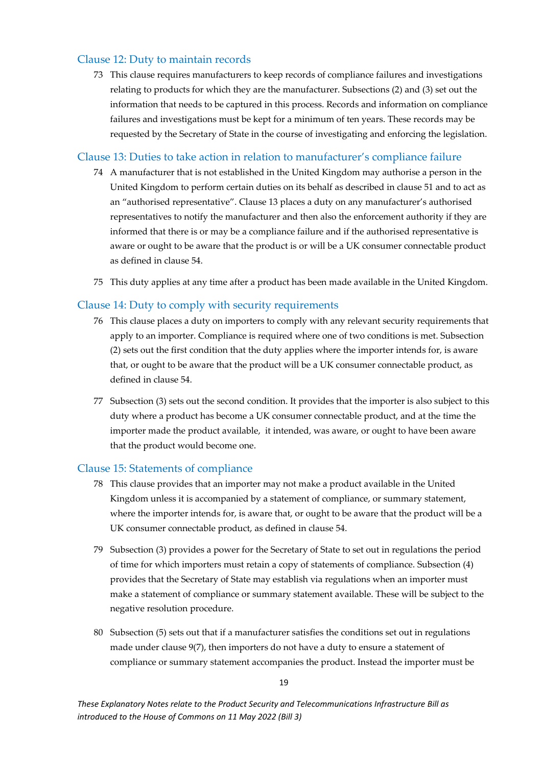### Clause 12: Duty to maintain records

73 This clause requires manufacturers to keep records of compliance failures and investigations relating to products for which they are the manufacturer. Subsections (2) and (3) set out the information that needs to be captured in this process. Records and information on compliance failures and investigations must be kept for a minimum of ten years. These records may be requested by the Secretary of State in the course of investigating and enforcing the legislation.

### Clause 13: Duties to take action in relation to manufacturer's compliance failure

74 A manufacturer that is not established in the United Kingdom may authorise a person in the United Kingdom to perform certain duties on its behalf as described in clause 51 and to act as an "authorised representative". Clause 13 places a duty on any manufacturer's authorised representatives to notify the manufacturer and then also the enforcement authority if they are informed that there is or may be a compliance failure and if the authorised representative is aware or ought to be aware that the product is or will be a UK consumer connectable product as defined in clause 54.

75 This duty applies at any time after a product has been made available in the United Kingdom.

### Clause 14: Duty to comply with security requirements

76 This clause places a duty on importers to comply with any relevant security requirements that apply to an importer. Compliance is required where one of two conditions is met. Subsection (2) sets out the first condition that the duty applies where the importer intends for, is aware that, or ought to be aware that the product will be a UK consumer connectable product, as defined in clause 54.

77 Subsection (3) sets out the second condition. It provides that the importer is also subject to this duty where a product has become a UK consumer connectable product, and at the time the importer made the product available, it intended, was aware, or ought to have been aware that the product would become one.

### Clause 15: Statements of compliance

78 This clause provides that an importer may not make a product available in the United Kingdom unless it is accompanied by a statement of compliance, or summary statement, where the importer intends for, is aware that, or ought to be aware that the product will be a UK consumer connectable product, as defined in clause 54.

79 Subsection (3) provides a power for the Secretary of State to set out in regulations the period of time for which importers must retain a copy of statements of compliance. Subsection (4) provides that the Secretary of State may establish via regulations when an importer must make a statement of compliance or summary statement available. These will be subject to the negative resolution procedure.

80 Subsection (5) sets out that if a manufacturer satisfies the conditions set out in regulations made under clause 9(7), then importers do not have a duty to ensure a statement of compliance or summary statement accompanies the product. Instead the importer must be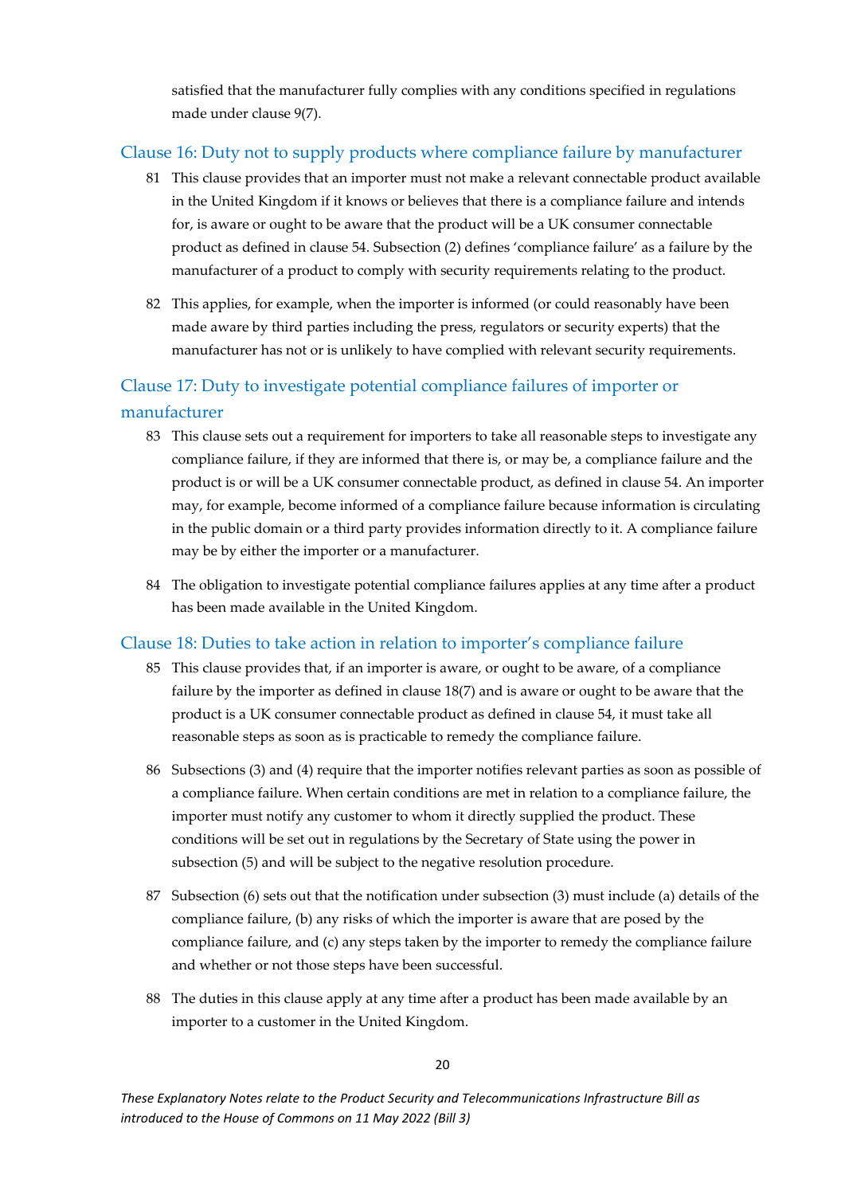satisfied that the manufacturer fully complies with any conditions specified in regulations made under clause 9(7).

### Clause 16: Duty not to supply products where compliance failure by manufacturer

81 This clause provides that an importer must not make a relevant connectable product available in the United Kingdom if it knows or believes that there is a compliance failure and intends for, is aware or ought to be aware that the product will be a UK consumer connectable product as defined in clause 54. Subsection (2) defines 'compliance failure' as a failure by the manufacturer of a product to comply with security requirements relating to the product.

82 This applies, for example, when the importer is informed (or could reasonably have been made aware by third parties including the press, regulators or security experts) that the manufacturer has not or is unlikely to have complied with relevant security requirements.

### Clause 17: Duty to investigate potential compliance failures of importer or manufacturer

83 This clause sets out a requirement for importers to take all reasonable steps to investigate any compliance failure, if they are informed that there is, or may be, a compliance failure and the product is or will be a UK consumer connectable product, as defined in clause 54. An importer may, for example, become informed of a compliance failure because information is circulating in the public domain or a third party provides information directly to it. A compliance failure may be by either the importer or a manufacturer.

84 The obligation to investigate potential compliance failures applies at any time after a product has been made available in the United Kingdom.

### Clause 18: Duties to take action in relation to importer's compliance failure

85 This clause provides that, if an importer is aware, or ought to be aware, of a compliance failure by the importer as defined in clause 18(7) and is aware or ought to be aware that the product is a UK consumer connectable product as defined in clause 54, it must take all reasonable steps as soon as is practicable to remedy the compliance failure.

86 Subsections (3) and (4) require that the importer notifies relevant parties as soon as possible of a compliance failure. When certain conditions are met in relation to a compliance failure, the importer must notify any customer to whom it directly supplied the product. These conditions will be set out in regulations by the Secretary of State using the power in subsection (5) and will be subject to the negative resolution procedure.

87 Subsection (6) sets out that the notification under subsection (3) must include (a) details of the compliance failure, (b) any risks of which the importer is aware that are posed by the compliance failure, and (c) any steps taken by the importer to remedy the compliance failure and whether or not those steps have been successful.

88 The duties in this clause apply at any time after a product has been made available by an importer to a customer in the United Kingdom.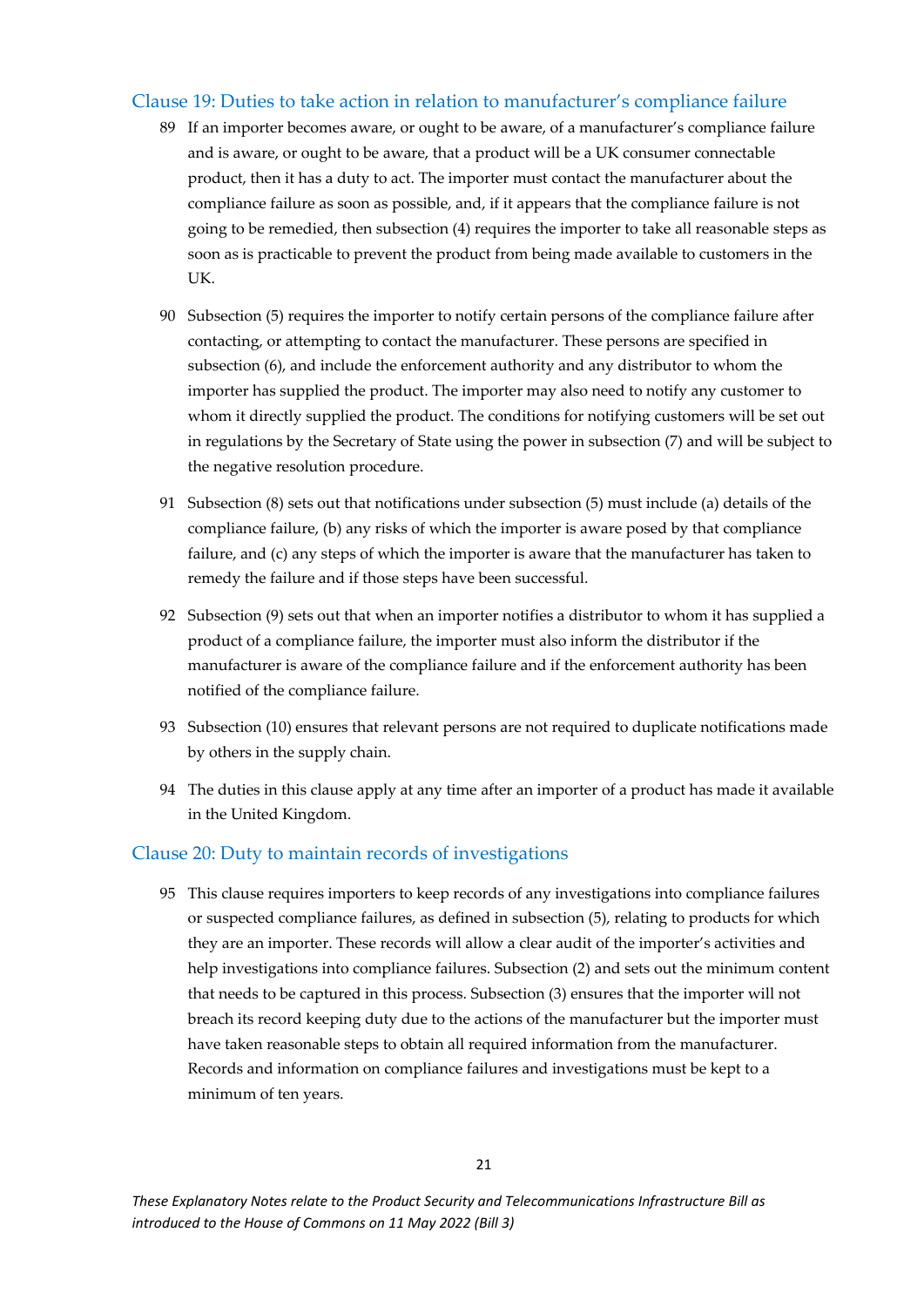### Clause 19: Duties to take action in relation to manufacturer's compliance failure

89 If an importer becomes aware, or ought to be aware, of a manufacturer's compliance failure and is aware, or ought to be aware, that a product will be a UK consumer connectable product, then it has a duty to act. The importer must contact the manufacturer about the compliance failure as soon as possible, and, if it appears that the compliance failure is not going to be remedied, then subsection (4) requires the importer to take all reasonable steps as soon as is practicable to prevent the product from being made available to customers in the UK.

90 Subsection (5) requires the importer to notify certain persons of the compliance failure after contacting, or attempting to contact the manufacturer. These persons are specified in subsection (6), and include the enforcement authority and any distributor to whom the importer has supplied the product. The importer may also need to notify any customer to whom it directly supplied the product. The conditions for notifying customers will be set out in regulations by the Secretary of State using the power in subsection (7) and will be subject to the negative resolution procedure.

91 Subsection (8) sets out that notifications under subsection (5) must include (a) details of the compliance failure, (b) any risks of which the importer is aware posed by that compliance failure, and (c) any steps of which the importer is aware that the manufacturer has taken to remedy the failure and if those steps have been successful.

92 Subsection (9) sets out that when an importer notifies a distributor to whom it has supplied a product of a compliance failure, the importer must also inform the distributor if the manufacturer is aware of the compliance failure and if the enforcement authority has been notified of the compliance failure.

93 Subsection (10) ensures that relevant persons are not required to duplicate notifications made by others in the supply chain.

94 The duties in this clause apply at any time after an importer of a product has made it available in the United Kingdom.

### Clause 20: Duty to maintain records of investigations

95 This clause requires importers to keep records of any investigations into compliance failures or suspected compliance failures, as defined in subsection (5), relating to products for which they are an importer. These records will allow a clear audit of the importer's activities and help investigations into compliance failures. Subsection (2) and sets out the minimum content that needs to be captured in this process. Subsection (3) ensures that the importer will not breach its record keeping duty due to the actions of the manufacturer but the importer must have taken reasonable steps to obtain all required information from the manufacturer. Records and information on compliance failures and investigations must be kept to a minimum of ten years.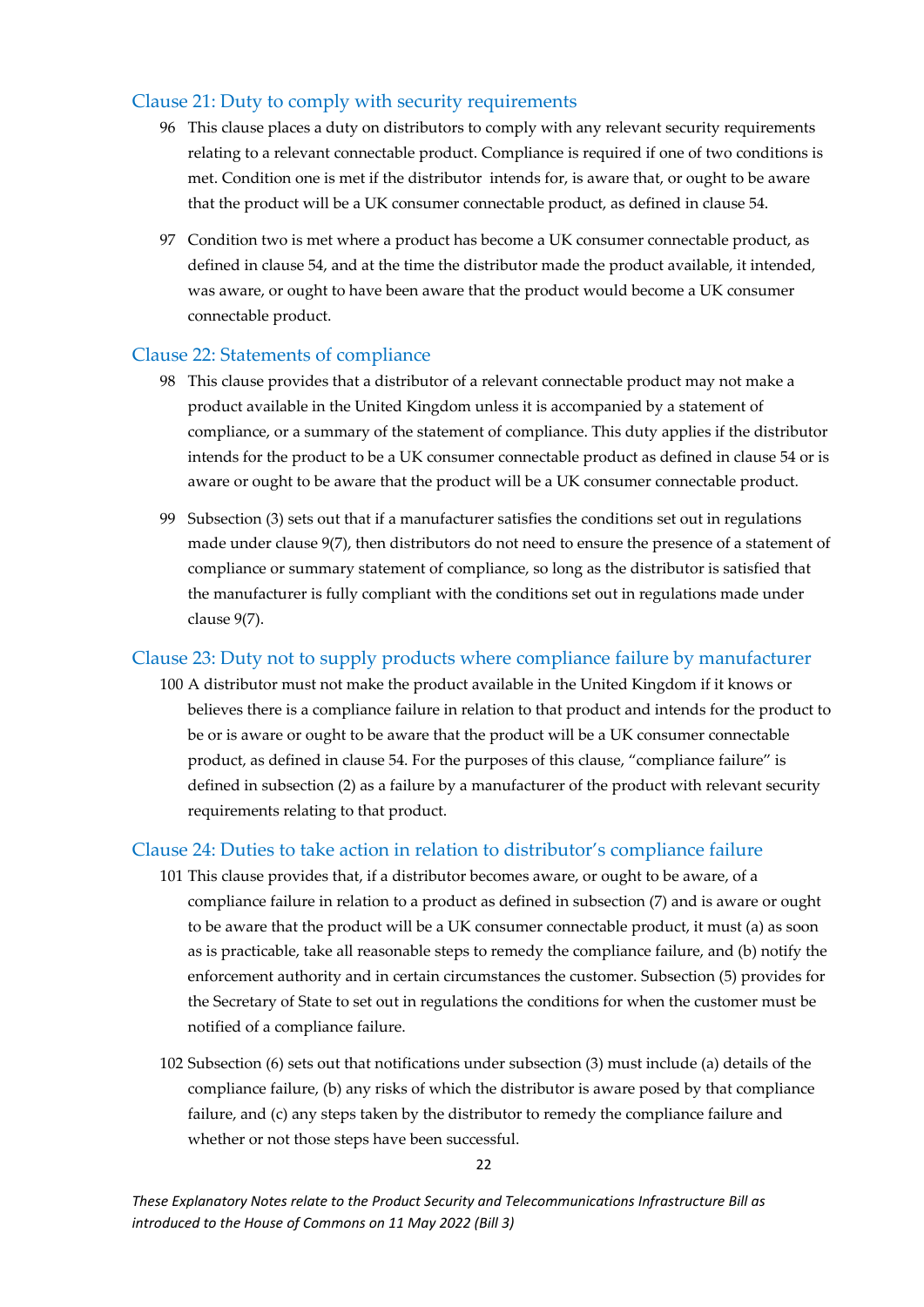### Clause 21: Duty to comply with security requirements

96 This clause places a duty on distributors to comply with any relevant security requirements relating to a relevant connectable product. Compliance is required if one of two conditions is met. Condition one is met if the distributor intends for, is aware that, or ought to be aware that the product will be a UK consumer connectable product, as defined in clause 54.

97 Condition two is met where a product has become a UK consumer connectable product, as defined in clause 54, and at the time the distributor made the product available, it intended, was aware, or ought to have been aware that the product would become a UK consumer connectable product.

### Clause 22: Statements of compliance

98 This clause provides that a distributor of a relevant connectable product may not make a product available in the United Kingdom unless it is accompanied by a statement of compliance, or a summary of the statement of compliance. This duty applies if the distributor intends for the product to be a UK consumer connectable product as defined in clause 54 or is aware or ought to be aware that the product will be a UK consumer connectable product.

99 Subsection (3) sets out that if a manufacturer satisfies the conditions set out in regulations made under clause 9(7), then distributors do not need to ensure the presence of a statement of compliance or summary statement of compliance, so long as the distributor is satisfied that the manufacturer is fully compliant with the conditions set out in regulations made under clause 9(7).

### Clause 23: Duty not to supply products where compliance failure by manufacturer

100 A distributor must not make the product available in the United Kingdom if it knows or believes there is a compliance failure in relation to that product and intends for the product to be or is aware or ought to be aware that the product will be a UK consumer connectable product, as defined in clause 54. For the purposes of this clause, "compliance failure" is defined in subsection (2) as a failure by a manufacturer of the product with relevant security requirements relating to that product.

### Clause 24: Duties to take action in relation to distributor's compliance failure

101 This clause provides that, if a distributor becomes aware, or ought to be aware, of a compliance failure in relation to a product as defined in subsection (7) and is aware or ought to be aware that the product will be a UK consumer connectable product, it must (a) as soon as is practicable, take all reasonable steps to remedy the compliance failure, and (b) notify the enforcement authority and in certain circumstances the customer. Subsection (5) provides for the Secretary of State to set out in regulations the conditions for when the customer must be notified of a compliance failure.

102 Subsection (6) sets out that notifications under subsection (3) must include (a) details of the compliance failure, (b) any risks of which the distributor is aware posed by that compliance failure, and (c) any steps taken by the distributor to remedy the compliance failure and whether or not those steps have been successful.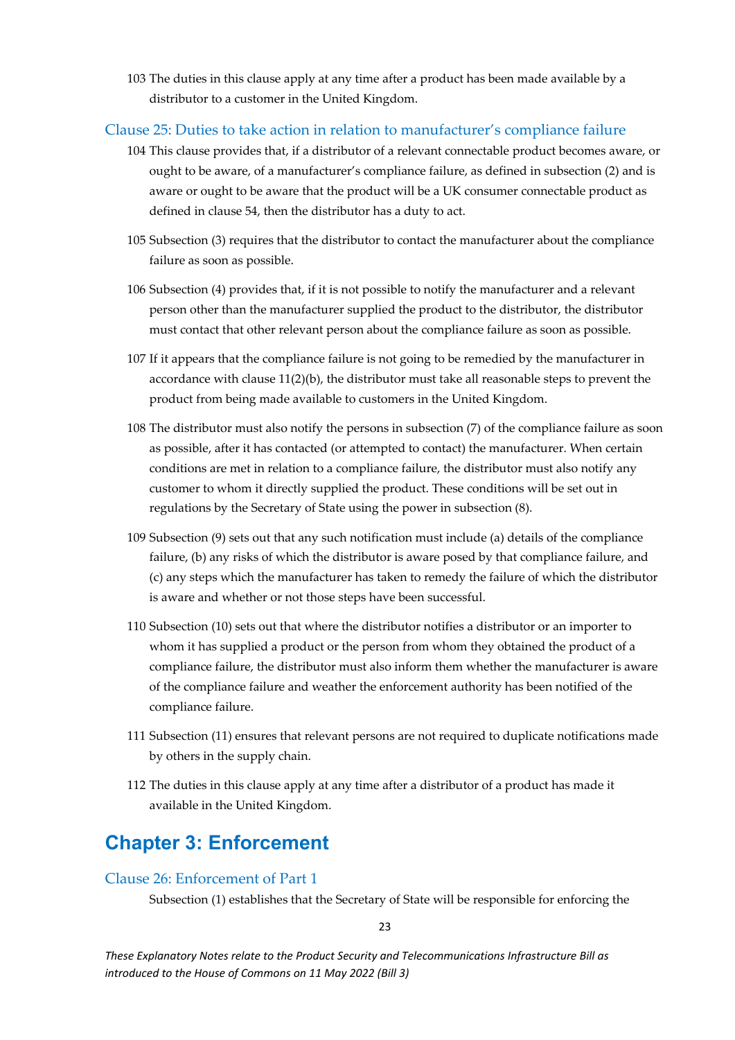103 The duties in this clause apply at any time after a product has been made available by a distributor to a customer in the United Kingdom.

### Clause 25: Duties to take action in relation to manufacturer's compliance failure

104 This clause provides that, if a distributor of a relevant connectable product becomes aware, or ought to be aware, of a manufacturer's compliance failure, as defined in subsection (2) and is aware or ought to be aware that the product will be a UK consumer connectable product as defined in clause 54, then the distributor has a duty to act.

105 Subsection (3) requires that the distributor to contact the manufacturer about the compliance failure as soon as possible.

106 Subsection (4) provides that, if it is not possible to notify the manufacturer and a relevant person other than the manufacturer supplied the product to the distributor, the distributor must contact that other relevant person about the compliance failure as soon as possible.

107 If it appears that the compliance failure is not going to be remedied by the manufacturer in accordance with clause 11(2)(b), the distributor must take all reasonable steps to prevent the product from being made available to customers in the United Kingdom.

108 The distributor must also notify the persons in subsection (7) of the compliance failure as soon as possible, after it has contacted (or attempted to contact) the manufacturer. When certain conditions are met in relation to a compliance failure, the distributor must also notify any customer to whom it directly supplied the product. These conditions will be set out in regulations by the Secretary of State using the power in subsection (8).

109 Subsection (9) sets out that any such notification must include (a) details of the compliance failure, (b) any risks of which the distributor is aware posed by that compliance failure, and (c) any steps which the manufacturer has taken to remedy the failure of which the distributor is aware and whether or not those steps have been successful.

110 Subsection (10) sets out that where the distributor notifies a distributor or an importer to whom it has supplied a product or the person from whom they obtained the product of a compliance failure, the distributor must also inform them whether the manufacturer is aware of the compliance failure and weather the enforcement authority has been notified of the compliance failure.

111 Subsection (11) ensures that relevant persons are not required to duplicate notifications made by others in the supply chain.

112 The duties in this clause apply at any time after a distributor of a product has made it available in the United Kingdom.

## Chapter 3: Enforcement

### Clause 26: Enforcement of Part 1

Subsection (1) establishes that the Secretary of State will be responsible for enforcing the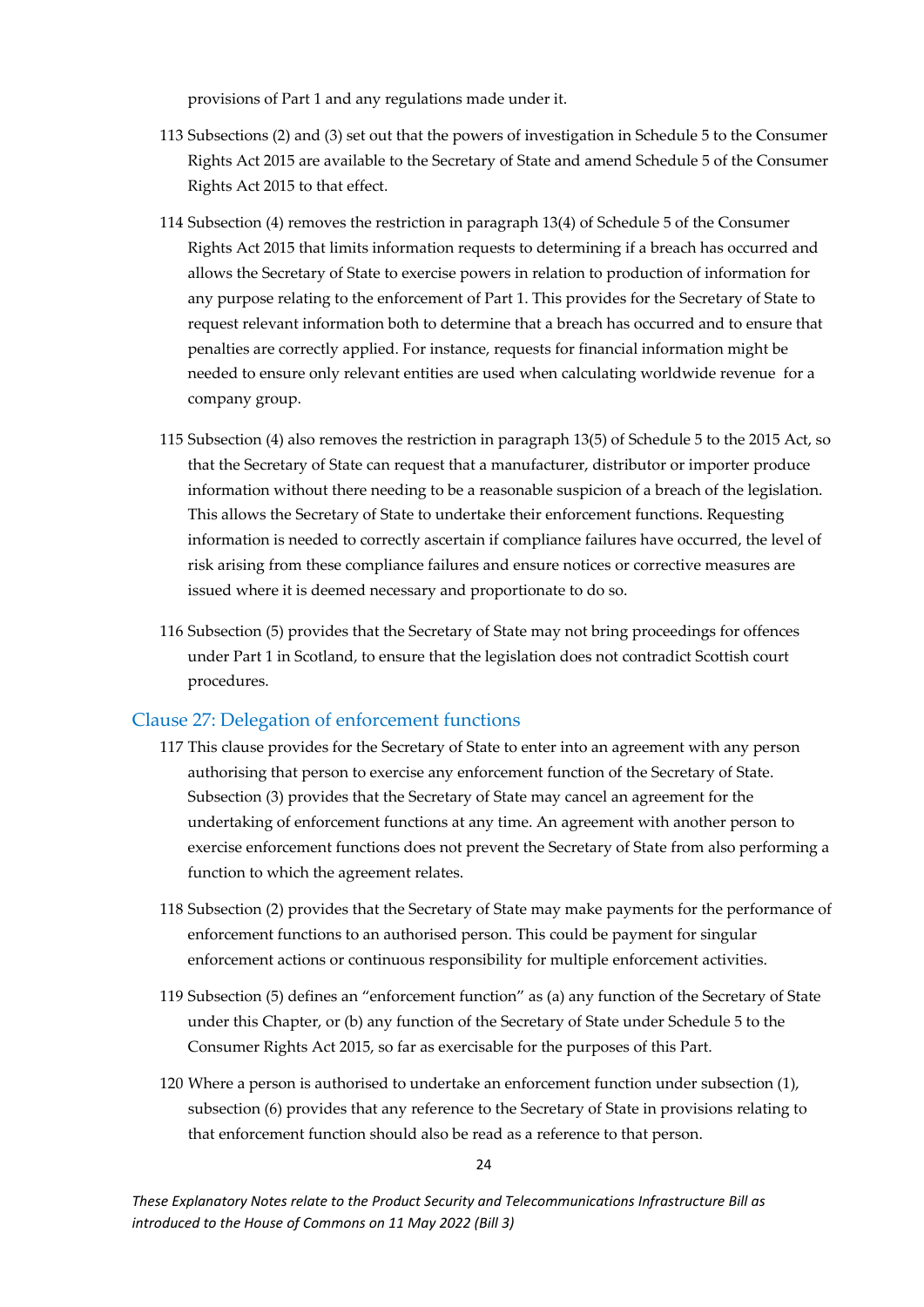provisions of Part 1 and any regulations made under it.

113 Subsections (2) and (3) set out that the powers of investigation in Schedule 5 to the Consumer Rights Act 2015 are available to the Secretary of State and amend Schedule 5 of the Consumer Rights Act 2015 to that effect.

114 Subsection (4) removes the restriction in paragraph 13(4) of Schedule 5 of the Consumer Rights Act 2015 that limits information requests to determining if a breach has occurred and allows the Secretary of State to exercise powers in relation to production of information for any purpose relating to the enforcement of Part 1. This provides for the Secretary of State to request relevant information both to determine that a breach has occurred and to ensure that penalties are correctly applied. For instance, requests for financial information might be needed to ensure only relevant entities are used when calculating worldwide revenue for a company group.

115 Subsection (4) also removes the restriction in paragraph 13(5) of Schedule 5 to the 2015 Act, so that the Secretary of State can request that a manufacturer, distributor or importer produce information without there needing to be a reasonable suspicion of a breach of the legislation. This allows the Secretary of State to undertake their enforcement functions. Requesting information is needed to correctly ascertain if compliance failures have occurred, the level of risk arising from these compliance failures and ensure notices or corrective measures are issued where it is deemed necessary and proportionate to do so.

116 Subsection (5) provides that the Secretary of State may not bring proceedings for offences under Part 1 in Scotland, to ensure that the legislation does not contradict Scottish court procedures.

## Clause 27: Delegation of enforcement functions

117 This clause provides for the Secretary of State to enter into an agreement with any person authorising that person to exercise any enforcement function of the Secretary of State. Subsection (3) provides that the Secretary of State may cancel an agreement for the undertaking of enforcement functions at any time. An agreement with another person to exercise enforcement functions does not prevent the Secretary of State from also performing a function to which the agreement relates.

118 Subsection (2) provides that the Secretary of State may make payments for the performance of enforcement functions to an authorised person. This could be payment for singular enforcement actions or continuous responsibility for multiple enforcement activities.

119 Subsection (5) defines an "enforcement function" as (a) any function of the Secretary of State under this Chapter, or (b) any function of the Secretary of State under Schedule 5 to the Consumer Rights Act 2015, so far as exercisable for the purposes of this Part.

120 Where a person is authorised to undertake an enforcement function under subsection (1), subsection (6) provides that any reference to the Secretary of State in provisions relating to that enforcement function should also be read as a reference to that person.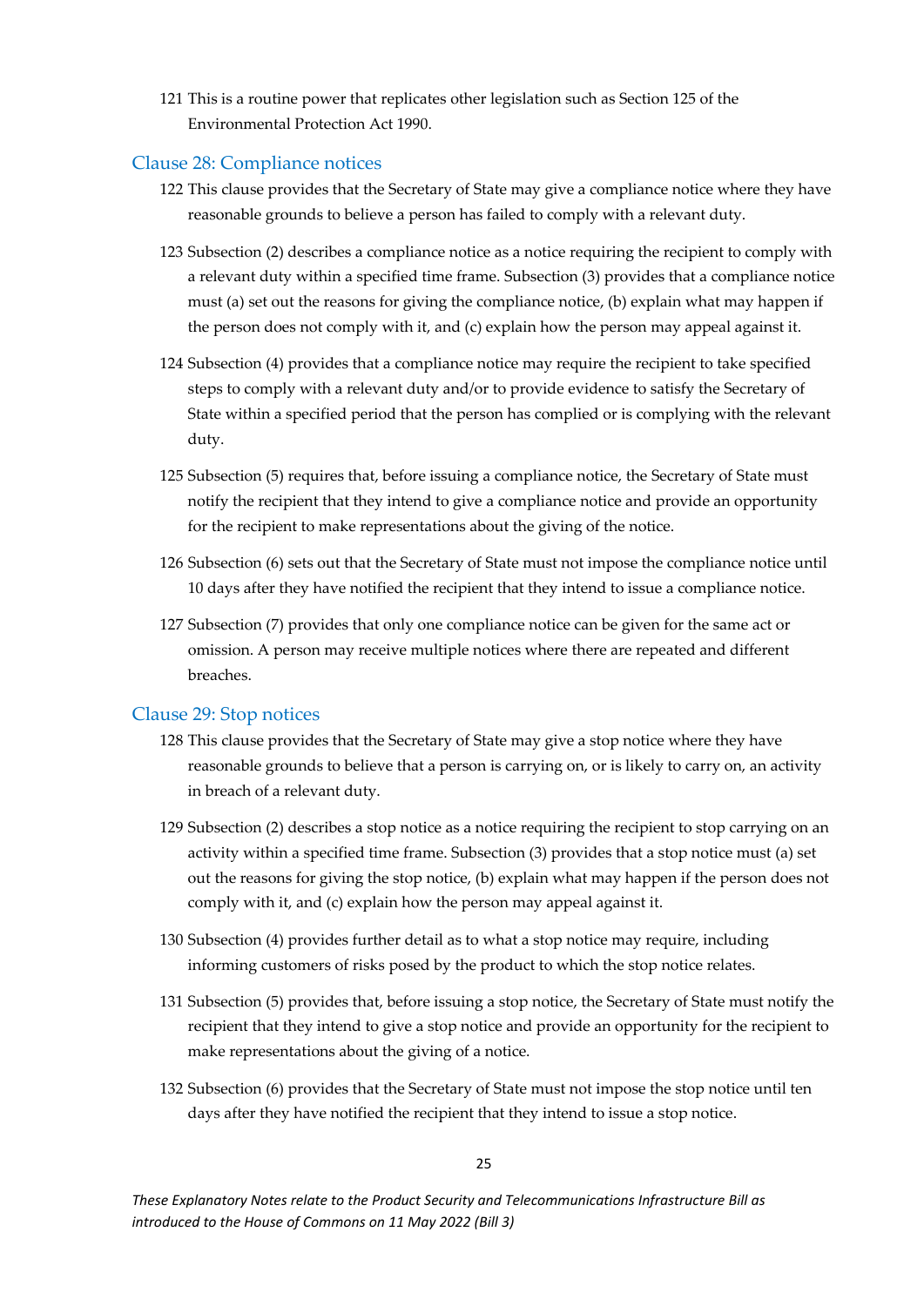121 This is a routine power that replicates other legislation such as Section 125 of the Environmental Protection Act 1990.

## Clause 28: Compliance notices

122 This clause provides that the Secretary of State may give a compliance notice where they have reasonable grounds to believe a person has failed to comply with a relevant duty.

123 Subsection (2) describes a compliance notice as a notice requiring the recipient to comply with a relevant duty within a specified time frame. Subsection (3) provides that a compliance notice must (a) set out the reasons for giving the compliance notice, (b) explain what may happen if the person does not comply with it, and (c) explain how the person may appeal against it.

124 Subsection (4) provides that a compliance notice may require the recipient to take specified steps to comply with a relevant duty and/or to provide evidence to satisfy the Secretary of State within a specified period that the person has complied or is complying with the relevant duty.

125 Subsection (5) requires that, before issuing a compliance notice, the Secretary of State must notify the recipient that they intend to give a compliance notice and provide an opportunity for the recipient to make representations about the giving of the notice.

126 Subsection (6) sets out that the Secretary of State must not impose the compliance notice until 10 days after they have notified the recipient that they intend to issue a compliance notice.

127 Subsection (7) provides that only one compliance notice can be given for the same act or omission. A person may receive multiple notices where there are repeated and different breaches.

## Clause 29: Stop notices

128 This clause provides that the Secretary of State may give a stop notice where they have reasonable grounds to believe that a person is carrying on, or is likely to carry on, an activity in breach of a relevant duty.

129 Subsection (2) describes a stop notice as a notice requiring the recipient to stop carrying on an activity within a specified time frame. Subsection (3) provides that a stop notice must (a) set out the reasons for giving the stop notice, (b) explain what may happen if the person does not comply with it, and (c) explain how the person may appeal against it.

130 Subsection (4) provides further detail as to what a stop notice may require, including informing customers of risks posed by the product to which the stop notice relates.

131 Subsection (5) provides that, before issuing a stop notice, the Secretary of State must notify the recipient that they intend to give a stop notice and provide an opportunity for the recipient to make representations about the giving of a notice.

132 Subsection (6) provides that the Secretary of State must not impose the stop notice until ten days after they have notified the recipient that they intend to issue a stop notice.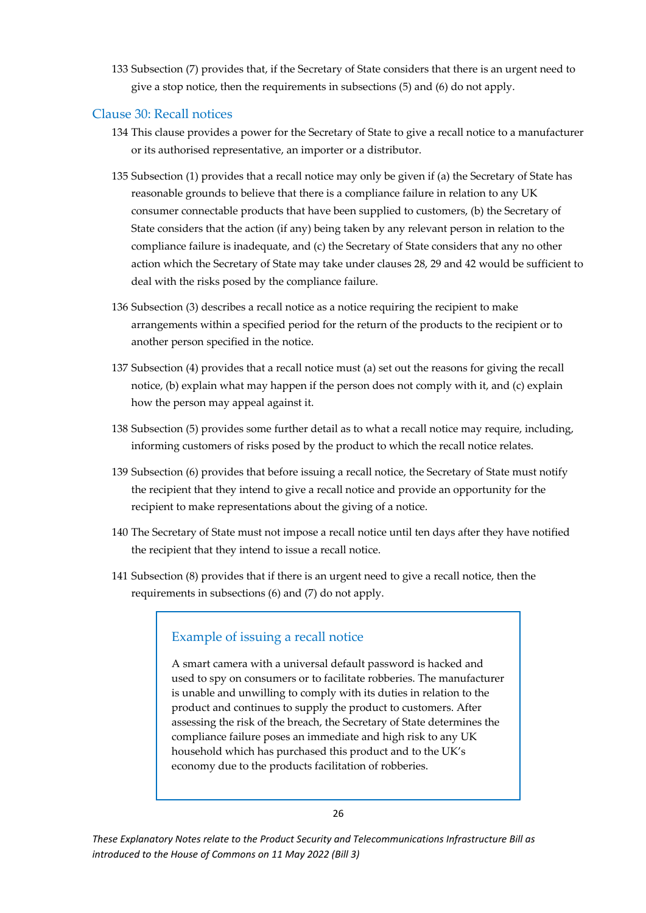133 Subsection (7) provides that, if the Secretary of State considers that there is an urgent need to give a stop notice, then the requirements in subsections (5) and (6) do not apply.

## Clause 30: Recall notices

134 This clause provides a power for the Secretary of State to give a recall notice to a manufacturer or its authorised representative, an importer or a distributor.

135 Subsection (1) provides that a recall notice may only be given if (a) the Secretary of State has reasonable grounds to believe that there is a compliance failure in relation to any UK consumer connectable products that have been supplied to customers, (b) the Secretary of State considers that the action (if any) being taken by any relevant person in relation to the compliance failure is inadequate, and (c) the Secretary of State considers that any no other action which the Secretary of State may take under clauses 28, 29 and 42 would be sufficient to deal with the risks posed by the compliance failure.

136 Subsection (3) describes a recall notice as a notice requiring the recipient to make arrangements within a specified period for the return of the products to the recipient or to another person specified in the notice.

137 Subsection (4) provides that a recall notice must (a) set out the reasons for giving the recall notice, (b) explain what may happen if the person does not comply with it, and (c) explain how the person may appeal against it.

138 Subsection (5) provides some further detail as to what a recall notice may require, including, informing customers of risks posed by the product to which the recall notice relates.

139 Subsection (6) provides that before issuing a recall notice, the Secretary of State must notify the recipient that they intend to give a recall notice and provide an opportunity for the recipient to make representations about the giving of a notice.

140 The Secretary of State must not impose a recall notice until ten days after they have notified the recipient that they intend to issue a recall notice.

141 Subsection (8) provides that if there is an urgent need to give a recall notice, then the requirements in subsections (6) and (7) do not apply.

### Example of issuing a recall notice

A smart camera with a universal default password is hacked and used to spy on consumers or to facilitate robberies. The manufacturer is unable and unwilling to comply with its duties in relation to the product and continues to supply the product to customers. After assessing the risk of the breach, the Secretary of State determines the compliance failure poses an immediate and high risk to any UK household which has purchased this product and to the UK's economy due to the products facilitation of robberies.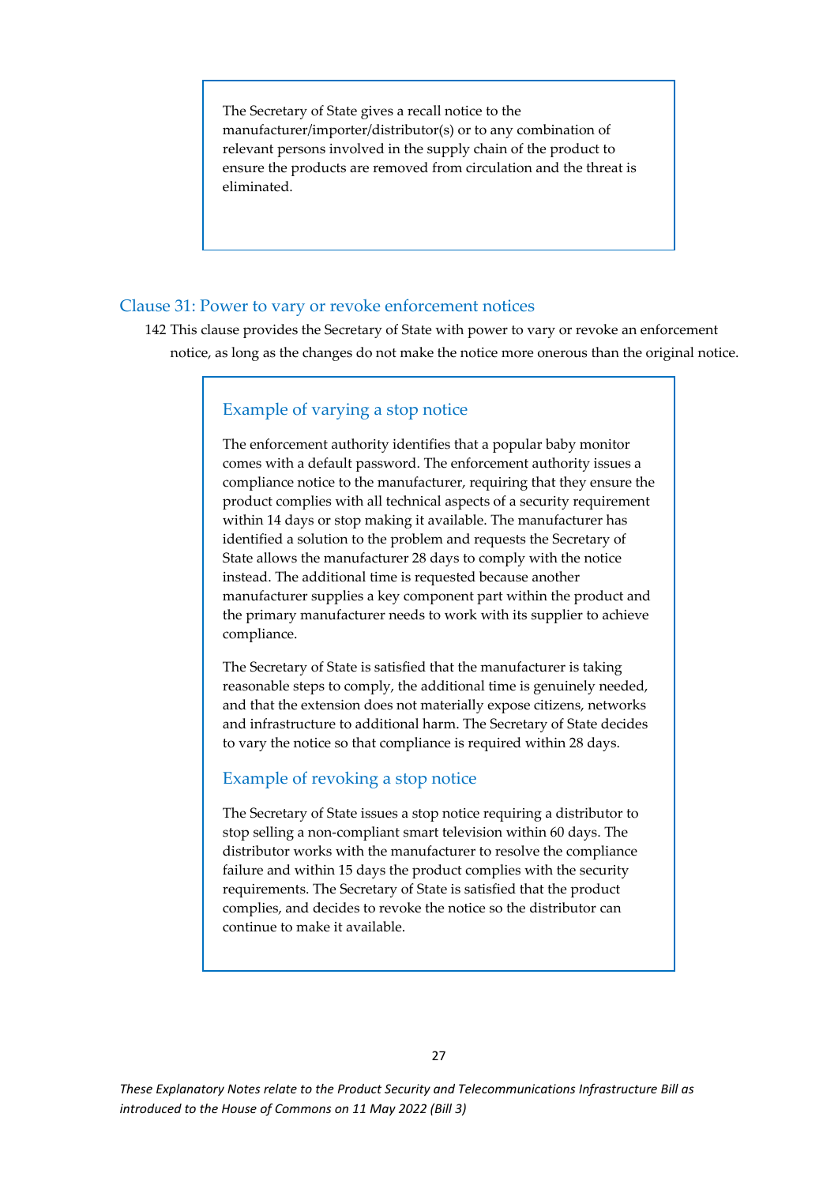> The Secretary of State gives a recall notice to the manufacturer/importer/distributor(s) or to any combination of relevant persons involved in the supply chain of the product to ensure the products are removed from circulation and the threat is eliminated.

## Clause 31: Power to vary or revoke enforcement notices

142 This clause provides the Secretary of State with power to vary or revoke an enforcement notice, as long as the changes do not make the notice more onerous than the original notice.

> ### Example of varying a stop notice
>
> The enforcement authority identifies that a popular baby monitor comes with a default password. The enforcement authority issues a compliance notice to the manufacturer, requiring that they ensure the product complies with all technical aspects of a security requirement within 14 days or stop making it available. The manufacturer has identified a solution to the problem and requests the Secretary of State allows the manufacturer 28 days to comply with the notice instead. The additional time is requested because another manufacturer supplies a key component part within the product and the primary manufacturer needs to work with its supplier to achieve compliance.
>
> The Secretary of State is satisfied that the manufacturer is taking reasonable steps to comply, the additional time is genuinely needed, and that the extension does not materially expose citizens, networks and infrastructure to additional harm. The Secretary of State decides to vary the notice so that compliance is required within 28 days.
>
> ### Example of revoking a stop notice
>
> The Secretary of State issues a stop notice requiring a distributor to stop selling a non-compliant smart television within 60 days. The distributor works with the manufacturer to resolve the compliance failure and within 15 days the product complies with the security requirements. The Secretary of State is satisfied that the product complies, and decides to revoke the notice so the distributor can continue to make it available.

*These Explanatory Notes relate to the Product Security and Telecommunications Infrastructure Bill as introduced to the House of Commons on 11 May 2022 (Bill 3)*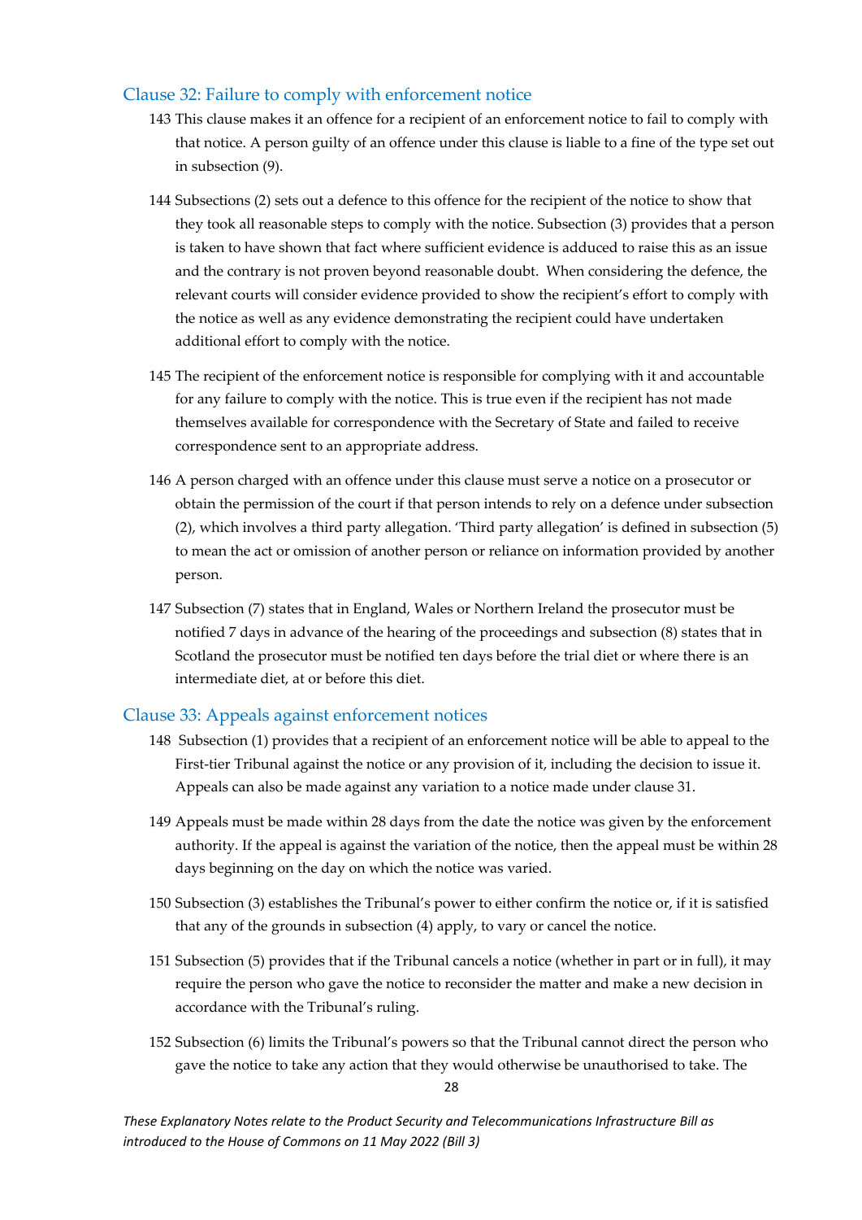### Clause 32: Failure to comply with enforcement notice

143 This clause makes it an offence for a recipient of an enforcement notice to fail to comply with that notice. A person guilty of an offence under this clause is liable to a fine of the type set out in subsection (9).

144 Subsections (2) sets out a defence to this offence for the recipient of the notice to show that they took all reasonable steps to comply with the notice. Subsection (3) provides that a person is taken to have shown that fact where sufficient evidence is adduced to raise this as an issue and the contrary is not proven beyond reasonable doubt. When considering the defence, the relevant courts will consider evidence provided to show the recipient's effort to comply with the notice as well as any evidence demonstrating the recipient could have undertaken additional effort to comply with the notice.

145 The recipient of the enforcement notice is responsible for complying with it and accountable for any failure to comply with the notice. This is true even if the recipient has not made themselves available for correspondence with the Secretary of State and failed to receive correspondence sent to an appropriate address.

146 A person charged with an offence under this clause must serve a notice on a prosecutor or obtain the permission of the court if that person intends to rely on a defence under subsection (2), which involves a third party allegation. 'Third party allegation' is defined in subsection (5) to mean the act or omission of another person or reliance on information provided by another person.

147 Subsection (7) states that in England, Wales or Northern Ireland the prosecutor must be notified 7 days in advance of the hearing of the proceedings and subsection (8) states that in Scotland the prosecutor must be notified ten days before the trial diet or where there is an intermediate diet, at or before this diet.

### Clause 33: Appeals against enforcement notices

148 Subsection (1) provides that a recipient of an enforcement notice will be able to appeal to the First-tier Tribunal against the notice or any provision of it, including the decision to issue it. Appeals can also be made against any variation to a notice made under clause 31.

149 Appeals must be made within 28 days from the date the notice was given by the enforcement authority. If the appeal is against the variation of the notice, then the appeal must be within 28 days beginning on the day on which the notice was varied.

150 Subsection (3) establishes the Tribunal's power to either confirm the notice or, if it is satisfied that any of the grounds in subsection (4) apply, to vary or cancel the notice.

151 Subsection (5) provides that if the Tribunal cancels a notice (whether in part or in full), it may require the person who gave the notice to reconsider the matter and make a new decision in accordance with the Tribunal's ruling.

152 Subsection (6) limits the Tribunal's powers so that the Tribunal cannot direct the person who gave the notice to take any action that they would otherwise be unauthorised to take. The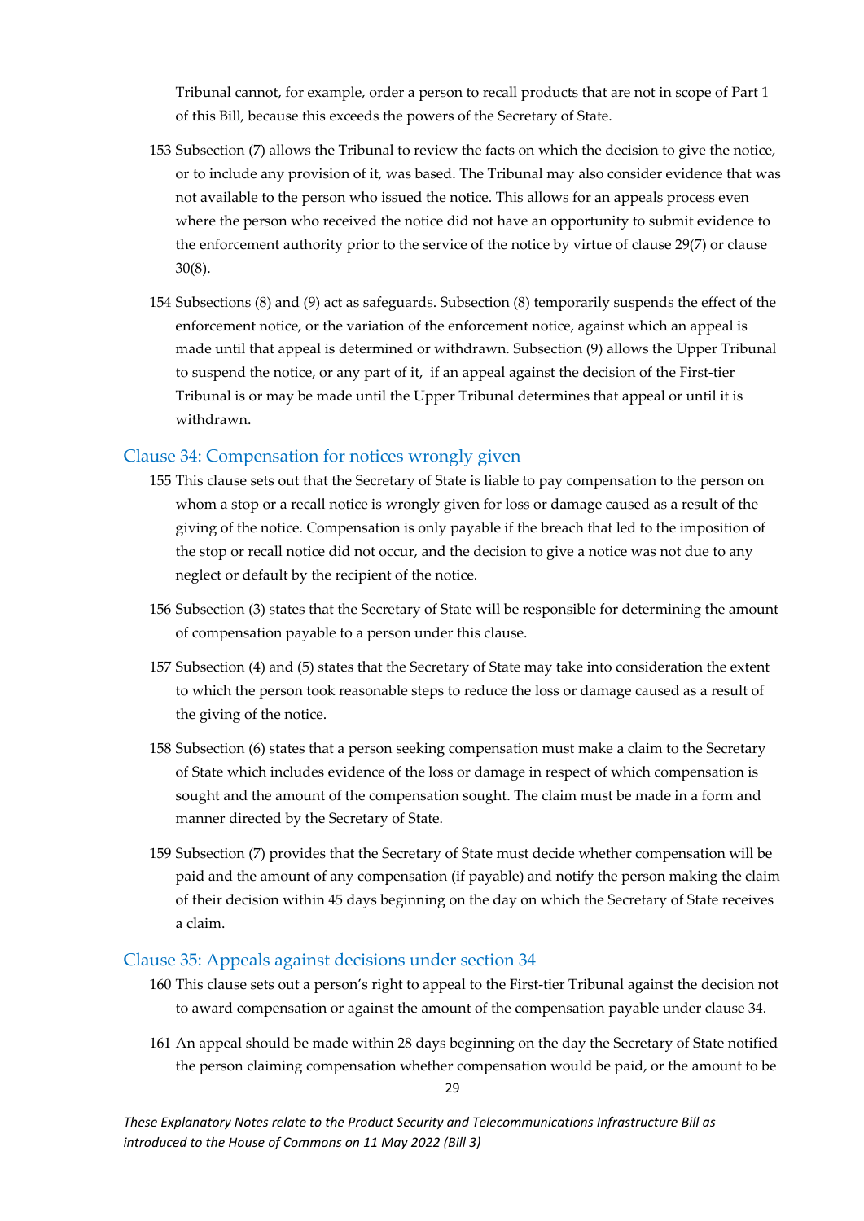Tribunal cannot, for example, order a person to recall products that are not in scope of Part 1 of this Bill, because this exceeds the powers of the Secretary of State.

153 Subsection (7) allows the Tribunal to review the facts on which the decision to give the notice, or to include any provision of it, was based. The Tribunal may also consider evidence that was not available to the person who issued the notice. This allows for an appeals process even where the person who received the notice did not have an opportunity to submit evidence to the enforcement authority prior to the service of the notice by virtue of clause 29(7) or clause 30(8).

154 Subsections (8) and (9) act as safeguards. Subsection (8) temporarily suspends the effect of the enforcement notice, or the variation of the enforcement notice, against which an appeal is made until that appeal is determined or withdrawn. Subsection (9) allows the Upper Tribunal to suspend the notice, or any part of it, if an appeal against the decision of the First-tier Tribunal is or may be made until the Upper Tribunal determines that appeal or until it is withdrawn.

## Clause 34: Compensation for notices wrongly given

155 This clause sets out that the Secretary of State is liable to pay compensation to the person on whom a stop or a recall notice is wrongly given for loss or damage caused as a result of the giving of the notice. Compensation is only payable if the breach that led to the imposition of the stop or recall notice did not occur, and the decision to give a notice was not due to any neglect or default by the recipient of the notice.

156 Subsection (3) states that the Secretary of State will be responsible for determining the amount of compensation payable to a person under this clause.

157 Subsection (4) and (5) states that the Secretary of State may take into consideration the extent to which the person took reasonable steps to reduce the loss or damage caused as a result of the giving of the notice.

158 Subsection (6) states that a person seeking compensation must make a claim to the Secretary of State which includes evidence of the loss or damage in respect of which compensation is sought and the amount of the compensation sought. The claim must be made in a form and manner directed by the Secretary of State.

159 Subsection (7) provides that the Secretary of State must decide whether compensation will be paid and the amount of any compensation (if payable) and notify the person making the claim of their decision within 45 days beginning on the day on which the Secretary of State receives a claim.

## Clause 35: Appeals against decisions under section 34

160 This clause sets out a person's right to appeal to the First-tier Tribunal against the decision not to award compensation or against the amount of the compensation payable under clause 34.

161 An appeal should be made within 28 days beginning on the day the Secretary of State notified the person claiming compensation whether compensation would be paid, or the amount to be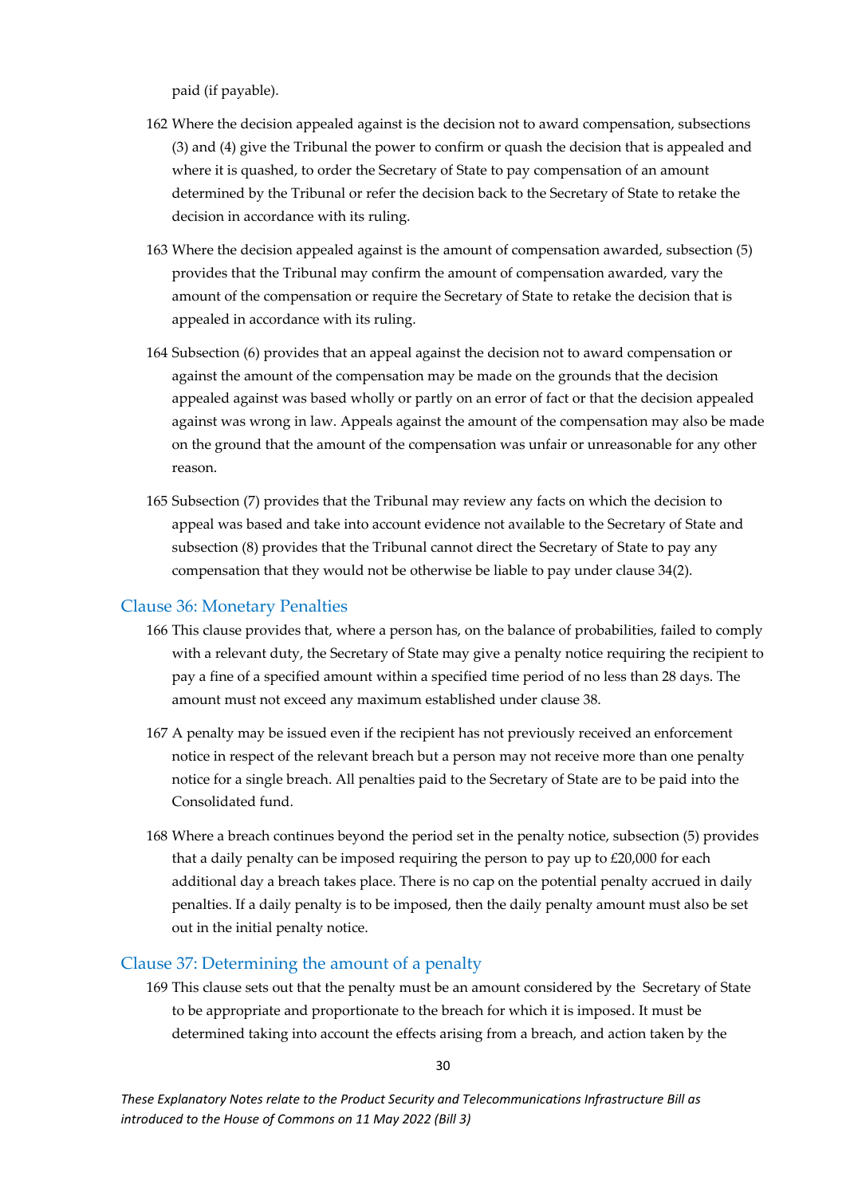paid (if payable).

162 Where the decision appealed against is the decision not to award compensation, subsections (3) and (4) give the Tribunal the power to confirm or quash the decision that is appealed and where it is quashed, to order the Secretary of State to pay compensation of an amount determined by the Tribunal or refer the decision back to the Secretary of State to retake the decision in accordance with its ruling.

163 Where the decision appealed against is the amount of compensation awarded, subsection (5) provides that the Tribunal may confirm the amount of compensation awarded, vary the amount of the compensation or require the Secretary of State to retake the decision that is appealed in accordance with its ruling.

164 Subsection (6) provides that an appeal against the decision not to award compensation or against the amount of the compensation may be made on the grounds that the decision appealed against was based wholly or partly on an error of fact or that the decision appealed against was wrong in law. Appeals against the amount of the compensation may also be made on the ground that the amount of the compensation was unfair or unreasonable for any other reason.

165 Subsection (7) provides that the Tribunal may review any facts on which the decision to appeal was based and take into account evidence not available to the Secretary of State and subsection (8) provides that the Tribunal cannot direct the Secretary of State to pay any compensation that they would not be otherwise be liable to pay under clause 34(2).

## Clause 36: Monetary Penalties

166 This clause provides that, where a person has, on the balance of probabilities, failed to comply with a relevant duty, the Secretary of State may give a penalty notice requiring the recipient to pay a fine of a specified amount within a specified time period of no less than 28 days. The amount must not exceed any maximum established under clause 38.

167 A penalty may be issued even if the recipient has not previously received an enforcement notice in respect of the relevant breach but a person may not receive more than one penalty notice for a single breach. All penalties paid to the Secretary of State are to be paid into the Consolidated fund.

168 Where a breach continues beyond the period set in the penalty notice, subsection (5) provides that a daily penalty can be imposed requiring the person to pay up to £20,000 for each additional day a breach takes place. There is no cap on the potential penalty accrued in daily penalties. If a daily penalty is to be imposed, then the daily penalty amount must also be set out in the initial penalty notice.

## Clause 37: Determining the amount of a penalty

169 This clause sets out that the penalty must be an amount considered by the Secretary of State to be appropriate and proportionate to the breach for which it is imposed. It must be determined taking into account the effects arising from a breach, and action taken by the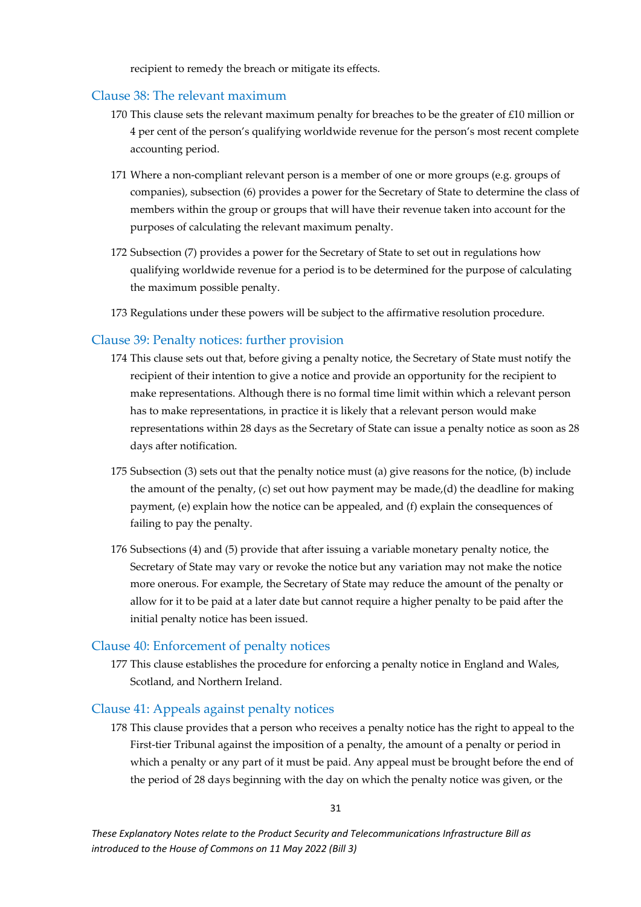recipient to remedy the breach or mitigate its effects.

### Clause 38: The relevant maximum

170 This clause sets the relevant maximum penalty for breaches to be the greater of £10 million or 4 per cent of the person's qualifying worldwide revenue for the person's most recent complete accounting period.

171 Where a non-compliant relevant person is a member of one or more groups (e.g. groups of companies), subsection (6) provides a power for the Secretary of State to determine the class of members within the group or groups that will have their revenue taken into account for the purposes of calculating the relevant maximum penalty.

172 Subsection (7) provides a power for the Secretary of State to set out in regulations how qualifying worldwide revenue for a period is to be determined for the purpose of calculating the maximum possible penalty.

173 Regulations under these powers will be subject to the affirmative resolution procedure.

### Clause 39: Penalty notices: further provision

174 This clause sets out that, before giving a penalty notice, the Secretary of State must notify the recipient of their intention to give a notice and provide an opportunity for the recipient to make representations. Although there is no formal time limit within which a relevant person has to make representations, in practice it is likely that a relevant person would make representations within 28 days as the Secretary of State can issue a penalty notice as soon as 28 days after notification.

175 Subsection (3) sets out that the penalty notice must (a) give reasons for the notice, (b) include the amount of the penalty, (c) set out how payment may be made,(d) the deadline for making payment, (e) explain how the notice can be appealed, and (f) explain the consequences of failing to pay the penalty.

176 Subsections (4) and (5) provide that after issuing a variable monetary penalty notice, the Secretary of State may vary or revoke the notice but any variation may not make the notice more onerous. For example, the Secretary of State may reduce the amount of the penalty or allow for it to be paid at a later date but cannot require a higher penalty to be paid after the initial penalty notice has been issued.

### Clause 40: Enforcement of penalty notices

177 This clause establishes the procedure for enforcing a penalty notice in England and Wales, Scotland, and Northern Ireland.

### Clause 41: Appeals against penalty notices

178 This clause provides that a person who receives a penalty notice has the right to appeal to the First-tier Tribunal against the imposition of a penalty, the amount of a penalty or period in which a penalty or any part of it must be paid. Any appeal must be brought before the end of the period of 28 days beginning with the day on which the penalty notice was given, or the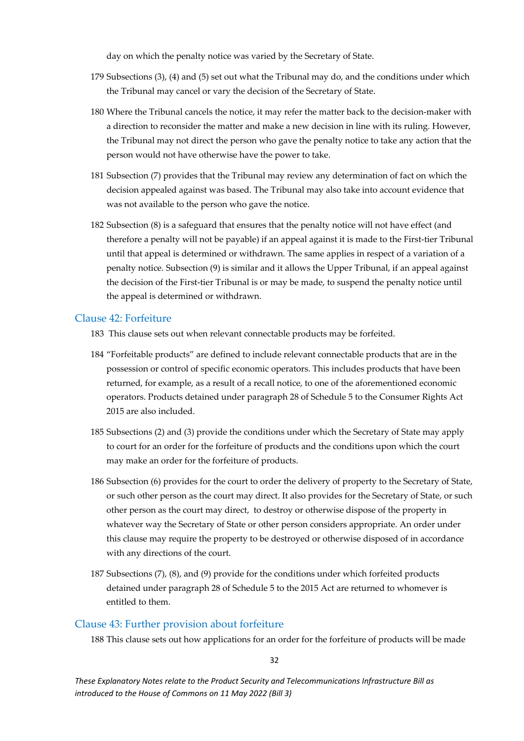day on which the penalty notice was varied by the Secretary of State.

179 Subsections (3), (4) and (5) set out what the Tribunal may do, and the conditions under which the Tribunal may cancel or vary the decision of the Secretary of State.

180 Where the Tribunal cancels the notice, it may refer the matter back to the decision-maker with a direction to reconsider the matter and make a new decision in line with its ruling. However, the Tribunal may not direct the person who gave the penalty notice to take any action that the person would not have otherwise have the power to take.

181 Subsection (7) provides that the Tribunal may review any determination of fact on which the decision appealed against was based. The Tribunal may also take into account evidence that was not available to the person who gave the notice.

182 Subsection (8) is a safeguard that ensures that the penalty notice will not have effect (and therefore a penalty will not be payable) if an appeal against it is made to the First-tier Tribunal until that appeal is determined or withdrawn. The same applies in respect of a variation of a penalty notice. Subsection (9) is similar and it allows the Upper Tribunal, if an appeal against the decision of the First-tier Tribunal is or may be made, to suspend the penalty notice until the appeal is determined or withdrawn.

## Clause 42: Forfeiture

183 This clause sets out when relevant connectable products may be forfeited.

184 "Forfeitable products" are defined to include relevant connectable products that are in the possession or control of specific economic operators. This includes products that have been returned, for example, as a result of a recall notice, to one of the aforementioned economic operators. Products detained under paragraph 28 of Schedule 5 to the Consumer Rights Act 2015 are also included.

185 Subsections (2) and (3) provide the conditions under which the Secretary of State may apply to court for an order for the forfeiture of products and the conditions upon which the court may make an order for the forfeiture of products.

186 Subsection (6) provides for the court to order the delivery of property to the Secretary of State, or such other person as the court may direct. It also provides for the Secretary of State, or such other person as the court may direct, to destroy or otherwise dispose of the property in whatever way the Secretary of State or other person considers appropriate. An order under this clause may require the property to be destroyed or otherwise disposed of in accordance with any directions of the court.

187 Subsections (7), (8), and (9) provide for the conditions under which forfeited products detained under paragraph 28 of Schedule 5 to the 2015 Act are returned to whomever is entitled to them.

## Clause 43: Further provision about forfeiture

188 This clause sets out how applications for an order for the forfeiture of products will be made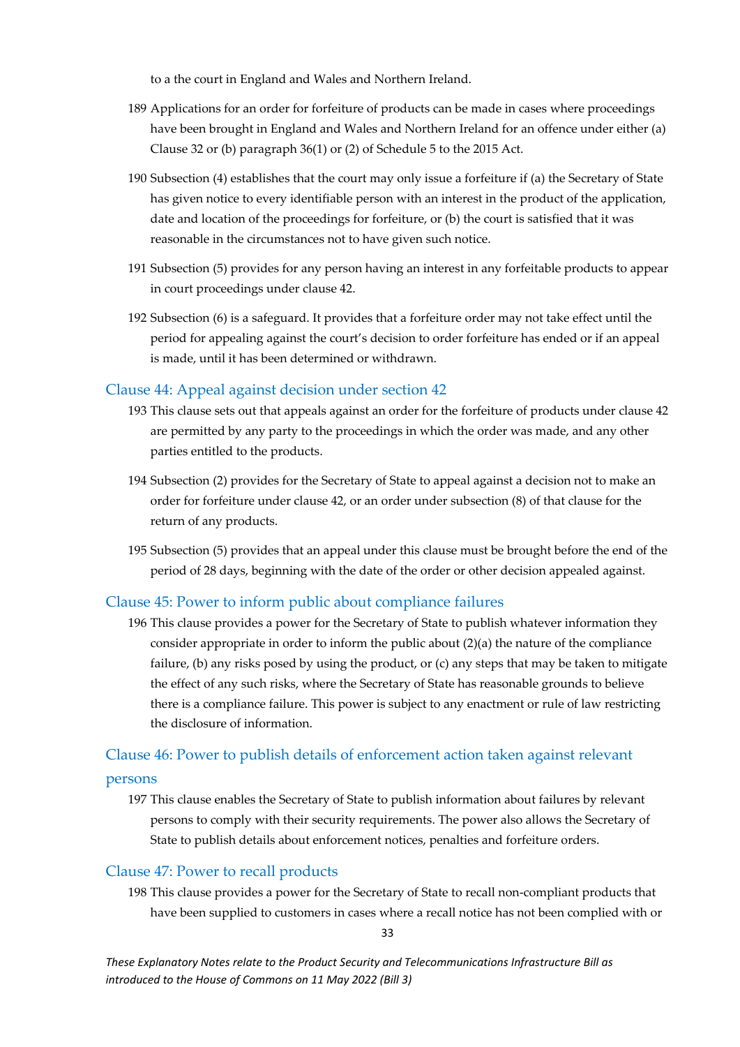to a the court in England and Wales and Northern Ireland.

189 Applications for an order for forfeiture of products can be made in cases where proceedings have been brought in England and Wales and Northern Ireland for an offence under either (a) Clause 32 or (b) paragraph 36(1) or (2) of Schedule 5 to the 2015 Act.

190 Subsection (4) establishes that the court may only issue a forfeiture if (a) the Secretary of State has given notice to every identifiable person with an interest in the product of the application, date and location of the proceedings for forfeiture, or (b) the court is satisfied that it was reasonable in the circumstances not to have given such notice.

191 Subsection (5) provides for any person having an interest in any forfeitable products to appear in court proceedings under clause 42.

192 Subsection (6) is a safeguard. It provides that a forfeiture order may not take effect until the period for appealing against the court's decision to order forfeiture has ended or if an appeal is made, until it has been determined or withdrawn.

### Clause 44: Appeal against decision under section 42

193 This clause sets out that appeals against an order for the forfeiture of products under clause 42 are permitted by any party to the proceedings in which the order was made, and any other parties entitled to the products.

194 Subsection (2) provides for the Secretary of State to appeal against a decision not to make an order for forfeiture under clause 42, or an order under subsection (8) of that clause for the return of any products.

195 Subsection (5) provides that an appeal under this clause must be brought before the end of the period of 28 days, beginning with the date of the order or other decision appealed against.

### Clause 45: Power to inform public about compliance failures

196 This clause provides a power for the Secretary of State to publish whatever information they consider appropriate in order to inform the public about (2)(a) the nature of the compliance failure, (b) any risks posed by using the product, or (c) any steps that may be taken to mitigate the effect of any such risks, where the Secretary of State has reasonable grounds to believe there is a compliance failure. This power is subject to any enactment or rule of law restricting the disclosure of information.

### Clause 46: Power to publish details of enforcement action taken against relevant persons

197 This clause enables the Secretary of State to publish information about failures by relevant persons to comply with their security requirements. The power also allows the Secretary of State to publish details about enforcement notices, penalties and forfeiture orders.

### Clause 47: Power to recall products

198 This clause provides a power for the Secretary of State to recall non-compliant products that have been supplied to customers in cases where a recall notice has not been complied with or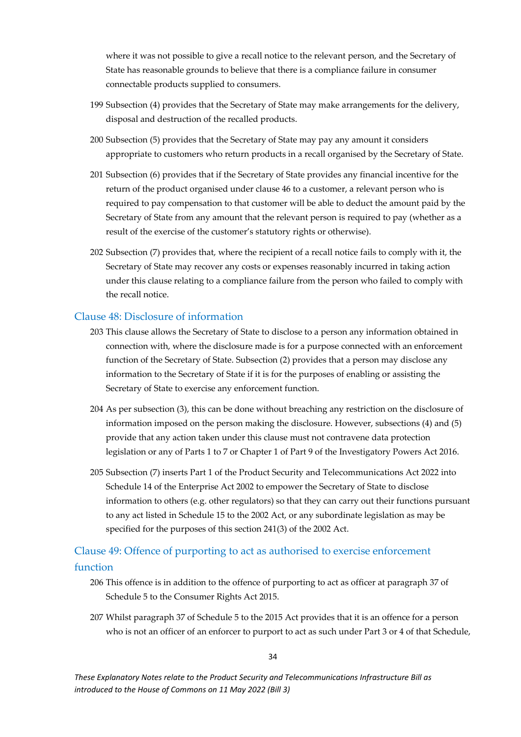where it was not possible to give a recall notice to the relevant person, and the Secretary of State has reasonable grounds to believe that there is a compliance failure in consumer connectable products supplied to consumers.

199 Subsection (4) provides that the Secretary of State may make arrangements for the delivery, disposal and destruction of the recalled products.

200 Subsection (5) provides that the Secretary of State may pay any amount it considers appropriate to customers who return products in a recall organised by the Secretary of State.

201 Subsection (6) provides that if the Secretary of State provides any financial incentive for the return of the product organised under clause 46 to a customer, a relevant person who is required to pay compensation to that customer will be able to deduct the amount paid by the Secretary of State from any amount that the relevant person is required to pay (whether as a result of the exercise of the customer's statutory rights or otherwise).

202 Subsection (7) provides that, where the recipient of a recall notice fails to comply with it, the Secretary of State may recover any costs or expenses reasonably incurred in taking action under this clause relating to a compliance failure from the person who failed to comply with the recall notice.

## Clause 48: Disclosure of information

203 This clause allows the Secretary of State to disclose to a person any information obtained in connection with, where the disclosure made is for a purpose connected with an enforcement function of the Secretary of State. Subsection (2) provides that a person may disclose any information to the Secretary of State if it is for the purposes of enabling or assisting the Secretary of State to exercise any enforcement function.

204 As per subsection (3), this can be done without breaching any restriction on the disclosure of information imposed on the person making the disclosure. However, subsections (4) and (5) provide that any action taken under this clause must not contravene data protection legislation or any of Parts 1 to 7 or Chapter 1 of Part 9 of the Investigatory Powers Act 2016.

205 Subsection (7) inserts Part 1 of the Product Security and Telecommunications Act 2022 into Schedule 14 of the Enterprise Act 2002 to empower the Secretary of State to disclose information to others (e.g. other regulators) so that they can carry out their functions pursuant to any act listed in Schedule 15 to the 2002 Act, or any subordinate legislation as may be specified for the purposes of this section 241(3) of the 2002 Act.

## Clause 49: Offence of purporting to act as authorised to exercise enforcement function

206 This offence is in addition to the offence of purporting to act as officer at paragraph 37 of Schedule 5 to the Consumer Rights Act 2015.

207 Whilst paragraph 37 of Schedule 5 to the 2015 Act provides that it is an offence for a person who is not an officer of an enforcer to purport to act as such under Part 3 or 4 of that Schedule,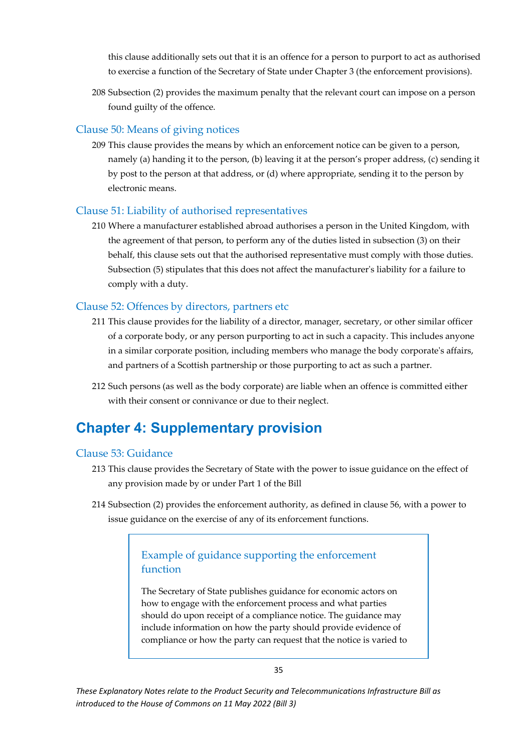this clause additionally sets out that it is an offence for a person to purport to act as authorised to exercise a function of the Secretary of State under Chapter 3 (the enforcement provisions).

208 Subsection (2) provides the maximum penalty that the relevant court can impose on a person found guilty of the offence.

### Clause 50: Means of giving notices

209 This clause provides the means by which an enforcement notice can be given to a person, namely (a) handing it to the person, (b) leaving it at the person's proper address, (c) sending it by post to the person at that address, or (d) where appropriate, sending it to the person by electronic means.

### Clause 51: Liability of authorised representatives

210 Where a manufacturer established abroad authorises a person in the United Kingdom, with the agreement of that person, to perform any of the duties listed in subsection (3) on their behalf, this clause sets out that the authorised representative must comply with those duties. Subsection (5) stipulates that this does not affect the manufacturer's liability for a failure to comply with a duty.

### Clause 52: Offences by directors, partners etc

211 This clause provides for the liability of a director, manager, secretary, or other similar officer of a corporate body, or any person purporting to act in such a capacity. This includes anyone in a similar corporate position, including members who manage the body corporate's affairs, and partners of a Scottish partnership or those purporting to act as such a partner.

212 Such persons (as well as the body corporate) are liable when an offence is committed either with their consent or connivance or due to their neglect.

## Chapter 4: Supplementary provision

### Clause 53: Guidance

213 This clause provides the Secretary of State with the power to issue guidance on the effect of any provision made by or under Part 1 of the Bill

214 Subsection (2) provides the enforcement authority, as defined in clause 56, with a power to issue guidance on the exercise of any of its enforcement functions.

> #### Example of guidance supporting the enforcement function
>
> The Secretary of State publishes guidance for economic actors on how to engage with the enforcement process and what parties should do upon receipt of a compliance notice. The guidance may include information on how the party should provide evidence of compliance or how the party can request that the notice is varied to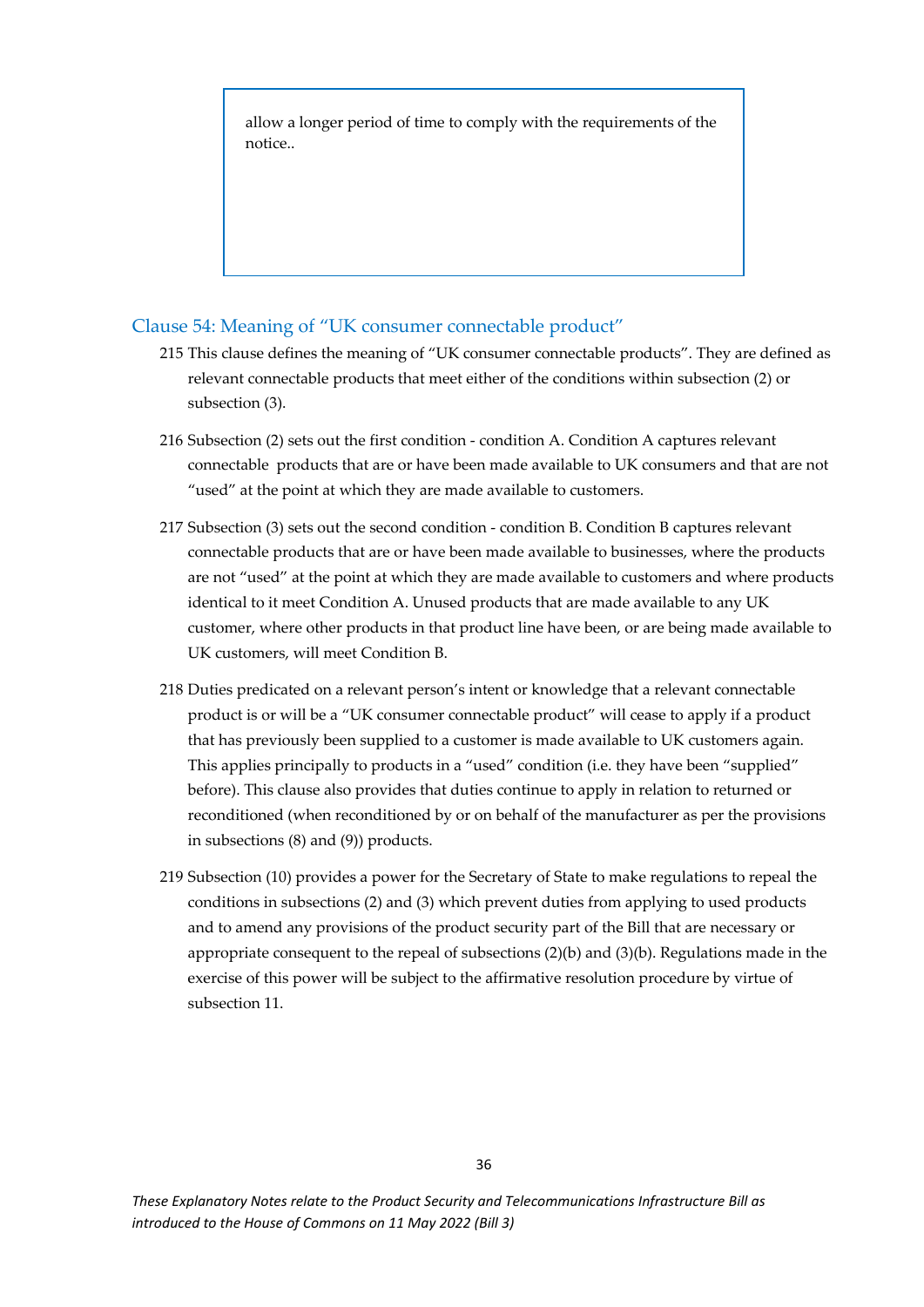allow a longer period of time to comply with the requirements of the notice..

## Clause 54: Meaning of "UK consumer connectable product"

215 This clause defines the meaning of "UK consumer connectable products". They are defined as relevant connectable products that meet either of the conditions within subsection (2) or subsection (3).

216 Subsection (2) sets out the first condition - condition A. Condition A captures relevant connectable products that are or have been made available to UK consumers and that are not "used" at the point at which they are made available to customers.

217 Subsection (3) sets out the second condition - condition B. Condition B captures relevant connectable products that are or have been made available to businesses, where the products are not "used" at the point at which they are made available to customers and where products identical to it meet Condition A. Unused products that are made available to any UK customer, where other products in that product line have been, or are being made available to UK customers, will meet Condition B.

218 Duties predicated on a relevant person's intent or knowledge that a relevant connectable product is or will be a "UK consumer connectable product" will cease to apply if a product that has previously been supplied to a customer is made available to UK customers again. This applies principally to products in a "used" condition (i.e. they have been "supplied" before). This clause also provides that duties continue to apply in relation to returned or reconditioned (when reconditioned by or on behalf of the manufacturer as per the provisions in subsections (8) and (9)) products.

219 Subsection (10) provides a power for the Secretary of State to make regulations to repeal the conditions in subsections (2) and (3) which prevent duties from applying to used products and to amend any provisions of the product security part of the Bill that are necessary or appropriate consequent to the repeal of subsections (2)(b) and (3)(b). Regulations made in the exercise of this power will be subject to the affirmative resolution procedure by virtue of subsection 11.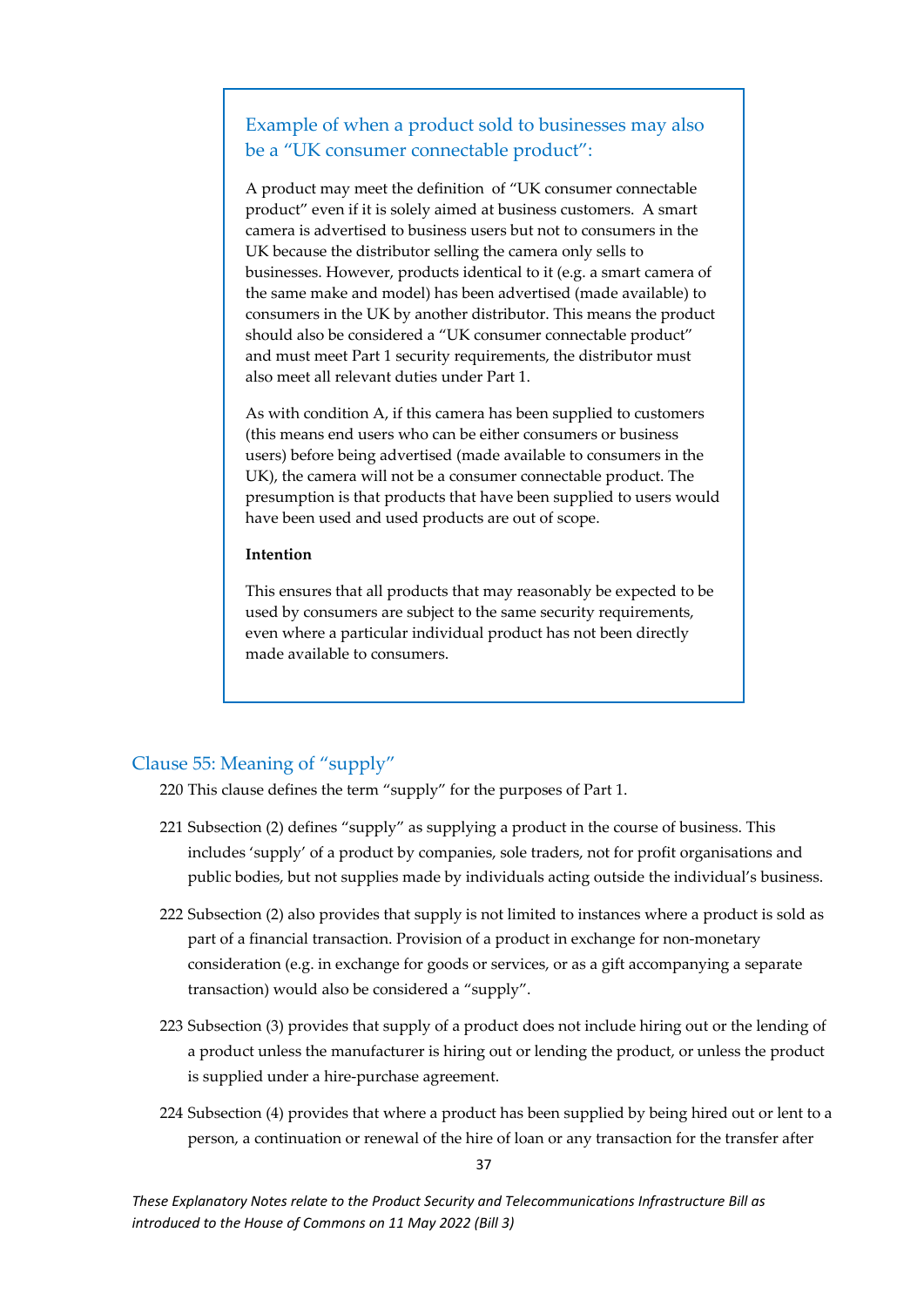### Example of when a product sold to businesses may also be a "UK consumer connectable product":

A product may meet the definition of "UK consumer connectable product" even if it is solely aimed at business customers. A smart camera is advertised to business users but not to consumers in the UK because the distributor selling the camera only sells to businesses. However, products identical to it (e.g. a smart camera of the same make and model) has been advertised (made available) to consumers in the UK by another distributor. This means the product should also be considered a "UK consumer connectable product" and must meet Part 1 security requirements, the distributor must also meet all relevant duties under Part 1.

As with condition A, if this camera has been supplied to customers (this means end users who can be either consumers or business users) before being advertised (made available to consumers in the UK), the camera will not be a consumer connectable product. The presumption is that products that have been supplied to users would have been used and used products are out of scope.

**Intention**

This ensures that all products that may reasonably be expected to be used by consumers are subject to the same security requirements, even where a particular individual product has not been directly made available to consumers.

## Clause 55: Meaning of "supply"

220 This clause defines the term "supply" for the purposes of Part 1.

221 Subsection (2) defines "supply" as supplying a product in the course of business. This includes 'supply' of a product by companies, sole traders, not for profit organisations and public bodies, but not supplies made by individuals acting outside the individual's business.

222 Subsection (2) also provides that supply is not limited to instances where a product is sold as part of a financial transaction. Provision of a product in exchange for non-monetary consideration (e.g. in exchange for goods or services, or as a gift accompanying a separate transaction) would also be considered a "supply".

223 Subsection (3) provides that supply of a product does not include hiring out or the lending of a product unless the manufacturer is hiring out or lending the product, or unless the product is supplied under a hire-purchase agreement.

224 Subsection (4) provides that where a product has been supplied by being hired out or lent to a person, a continuation or renewal of the hire of loan or any transaction for the transfer after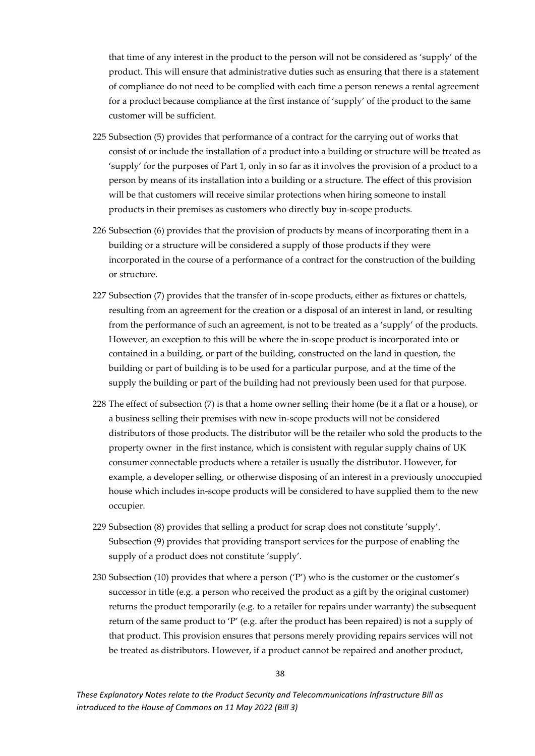that time of any interest in the product to the person will not be considered as 'supply' of the product. This will ensure that administrative duties such as ensuring that there is a statement of compliance do not need to be complied with each time a person renews a rental agreement for a product because compliance at the first instance of 'supply' of the product to the same customer will be sufficient.

225 Subsection (5) provides that performance of a contract for the carrying out of works that consist of or include the installation of a product into a building or structure will be treated as 'supply' for the purposes of Part 1, only in so far as it involves the provision of a product to a person by means of its installation into a building or a structure. The effect of this provision will be that customers will receive similar protections when hiring someone to install products in their premises as customers who directly buy in-scope products.

226 Subsection (6) provides that the provision of products by means of incorporating them in a building or a structure will be considered a supply of those products if they were incorporated in the course of a performance of a contract for the construction of the building or structure.

227 Subsection (7) provides that the transfer of in-scope products, either as fixtures or chattels, resulting from an agreement for the creation or a disposal of an interest in land, or resulting from the performance of such an agreement, is not to be treated as a 'supply' of the products. However, an exception to this will be where the in-scope product is incorporated into or contained in a building, or part of the building, constructed on the land in question, the building or part of building is to be used for a particular purpose, and at the time of the supply the building or part of the building had not previously been used for that purpose.

228 The effect of subsection (7) is that a home owner selling their home (be it a flat or a house), or a business selling their premises with new in-scope products will not be considered distributors of those products. The distributor will be the retailer who sold the products to the property owner in the first instance, which is consistent with regular supply chains of UK consumer connectable products where a retailer is usually the distributor. However, for example, a developer selling, or otherwise disposing of an interest in a previously unoccupied house which includes in-scope products will be considered to have supplied them to the new occupier.

229 Subsection (8) provides that selling a product for scrap does not constitute 'supply'. Subsection (9) provides that providing transport services for the purpose of enabling the supply of a product does not constitute 'supply'.

230 Subsection (10) provides that where a person ('P') who is the customer or the customer's successor in title (e.g. a person who received the product as a gift by the original customer) returns the product temporarily (e.g. to a retailer for repairs under warranty) the subsequent return of the same product to 'P' (e.g. after the product has been repaired) is not a supply of that product. This provision ensures that persons merely providing repairs services will not be treated as distributors. However, if a product cannot be repaired and another product,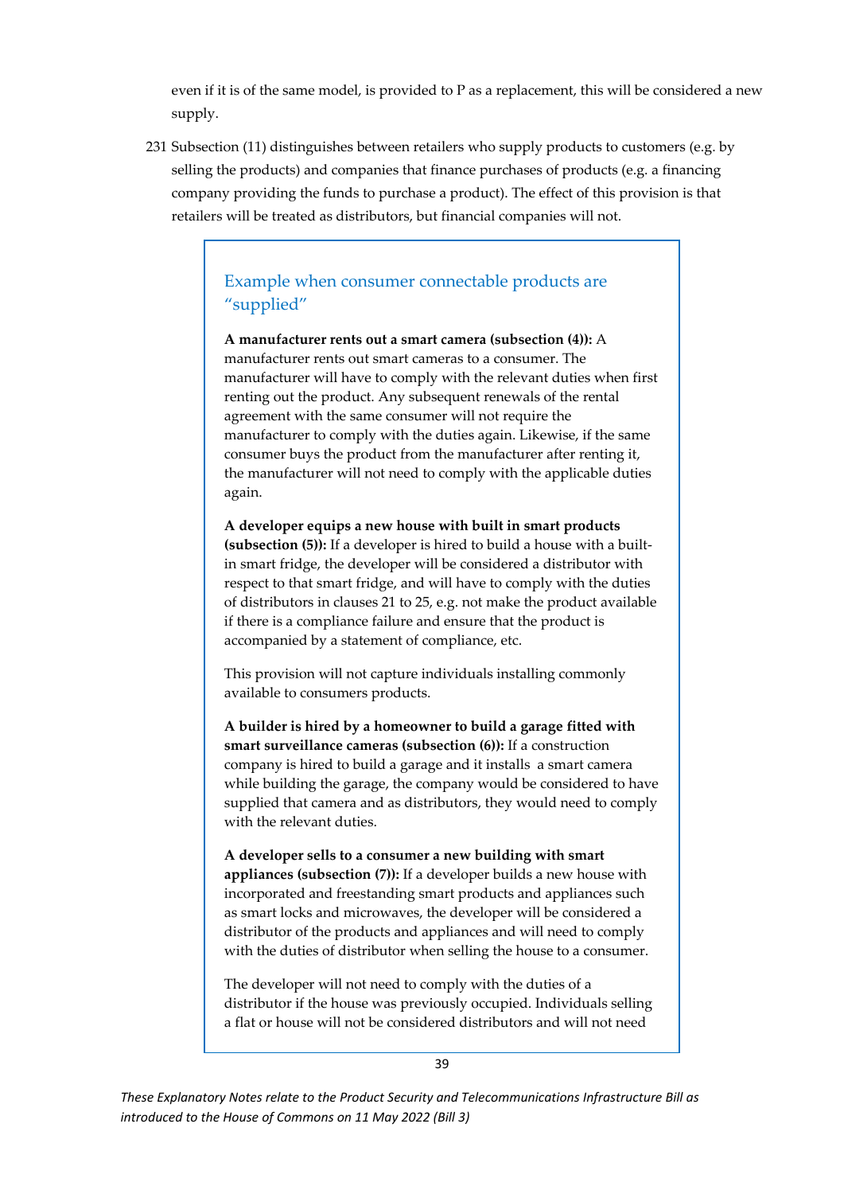even if it is of the same model, is provided to P as a replacement, this will be considered a new supply.

231 Subsection (11) distinguishes between retailers who supply products to customers (e.g. by selling the products) and companies that finance purchases of products (e.g. a financing company providing the funds to purchase a product). The effect of this provision is that retailers will be treated as distributors, but financial companies will not.

### Example when consumer connectable products are "supplied"

**A manufacturer rents out a smart camera (subsection (4)):** A manufacturer rents out smart cameras to a consumer. The manufacturer will have to comply with the relevant duties when first renting out the product. Any subsequent renewals of the rental agreement with the same consumer will not require the manufacturer to comply with the duties again. Likewise, if the same consumer buys the product from the manufacturer after renting it, the manufacturer will not need to comply with the applicable duties again.

**A developer equips a new house with built in smart products (subsection (5)):** If a developer is hired to build a house with a built-in smart fridge, the developer will be considered a distributor with respect to that smart fridge, and will have to comply with the duties of distributors in clauses 21 to 25, e.g. not make the product available if there is a compliance failure and ensure that the product is accompanied by a statement of compliance, etc.

This provision will not capture individuals installing commonly available to consumers products.

**A builder is hired by a homeowner to build a garage fitted with smart surveillance cameras (subsection (6)):** If a construction company is hired to build a garage and it installs a smart camera while building the garage, the company would be considered to have supplied that camera and as distributors, they would need to comply with the relevant duties.

**A developer sells to a consumer a new building with smart appliances (subsection (7)):** If a developer builds a new house with incorporated and freestanding smart products and appliances such as smart locks and microwaves, the developer will be considered a distributor of the products and appliances and will need to comply with the duties of distributor when selling the house to a consumer.

The developer will not need to comply with the duties of a distributor if the house was previously occupied. Individuals selling a flat or house will not be considered distributors and will not need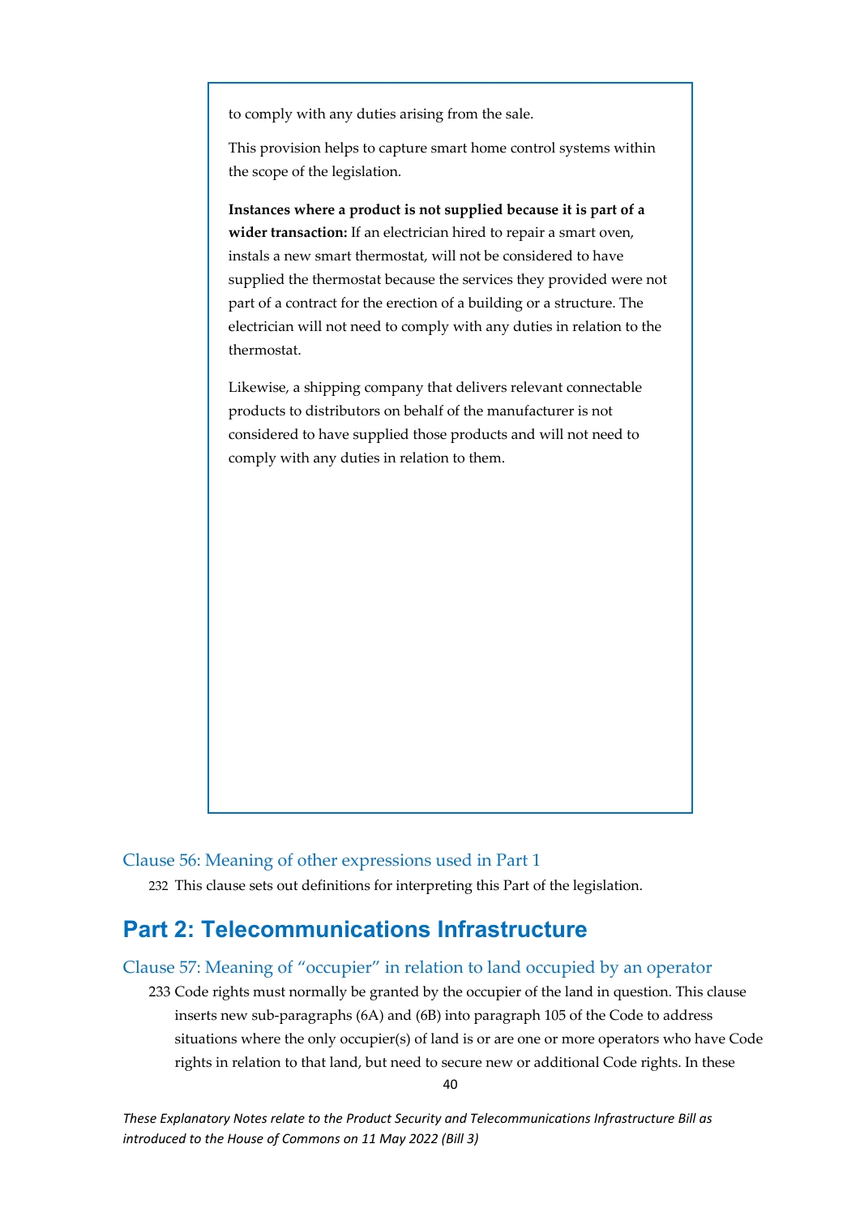to comply with any duties arising from the sale.

This provision helps to capture smart home control systems within the scope of the legislation.

**Instances where a product is not supplied because it is part of a wider transaction:** If an electrician hired to repair a smart oven, instals a new smart thermostat, will not be considered to have supplied the thermostat because the services they provided were not part of a contract for the erection of a building or a structure. The electrician will not need to comply with any duties in relation to the thermostat.

Likewise, a shipping company that delivers relevant connectable products to distributors on behalf of the manufacturer is not considered to have supplied those products and will not need to comply with any duties in relation to them.

### Clause 56: Meaning of other expressions used in Part 1

232 This clause sets out definitions for interpreting this Part of the legislation.

## Part 2: Telecommunications Infrastructure

### Clause 57: Meaning of "occupier" in relation to land occupied by an operator

233 Code rights must normally be granted by the occupier of the land in question. This clause inserts new sub-paragraphs (6A) and (6B) into paragraph 105 of the Code to address situations where the only occupier(s) of land is or are one or more operators who have Code rights in relation to that land, but need to secure new or additional Code rights. In these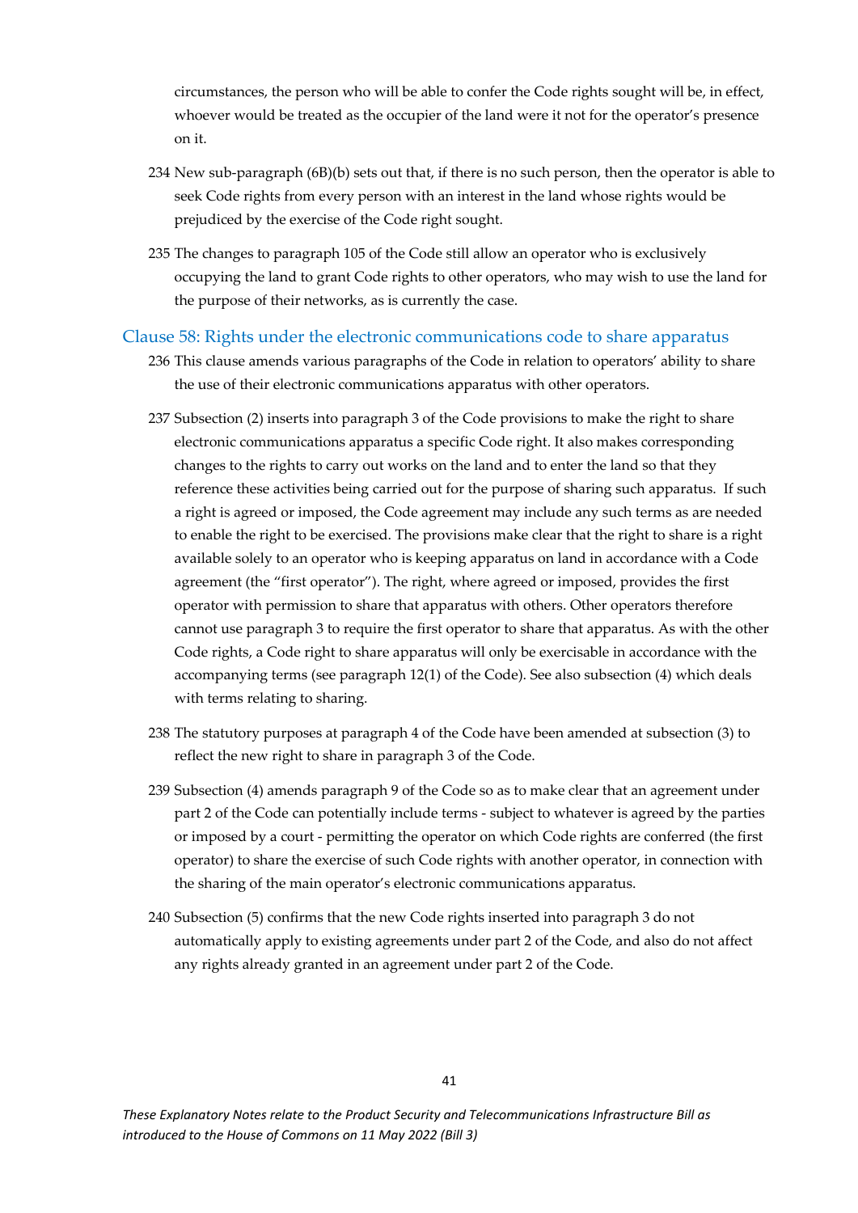circumstances, the person who will be able to confer the Code rights sought will be, in effect, whoever would be treated as the occupier of the land were it not for the operator's presence on it.

234 New sub-paragraph (6B)(b) sets out that, if there is no such person, then the operator is able to seek Code rights from every person with an interest in the land whose rights would be prejudiced by the exercise of the Code right sought.

235 The changes to paragraph 105 of the Code still allow an operator who is exclusively occupying the land to grant Code rights to other operators, who may wish to use the land for the purpose of their networks, as is currently the case.

## Clause 58: Rights under the electronic communications code to share apparatus

236 This clause amends various paragraphs of the Code in relation to operators' ability to share the use of their electronic communications apparatus with other operators.

237 Subsection (2) inserts into paragraph 3 of the Code provisions to make the right to share electronic communications apparatus a specific Code right. It also makes corresponding changes to the rights to carry out works on the land and to enter the land so that they reference these activities being carried out for the purpose of sharing such apparatus. If such a right is agreed or imposed, the Code agreement may include any such terms as are needed to enable the right to be exercised. The provisions make clear that the right to share is a right available solely to an operator who is keeping apparatus on land in accordance with a Code agreement (the "first operator"). The right, where agreed or imposed, provides the first operator with permission to share that apparatus with others. Other operators therefore cannot use paragraph 3 to require the first operator to share that apparatus. As with the other Code rights, a Code right to share apparatus will only be exercisable in accordance with the accompanying terms (see paragraph 12(1) of the Code). See also subsection (4) which deals with terms relating to sharing.

238 The statutory purposes at paragraph 4 of the Code have been amended at subsection (3) to reflect the new right to share in paragraph 3 of the Code.

239 Subsection (4) amends paragraph 9 of the Code so as to make clear that an agreement under part 2 of the Code can potentially include terms - subject to whatever is agreed by the parties or imposed by a court - permitting the operator on which Code rights are conferred (the first operator) to share the exercise of such Code rights with another operator, in connection with the sharing of the main operator's electronic communications apparatus.

240 Subsection (5) confirms that the new Code rights inserted into paragraph 3 do not automatically apply to existing agreements under part 2 of the Code, and also do not affect any rights already granted in an agreement under part 2 of the Code.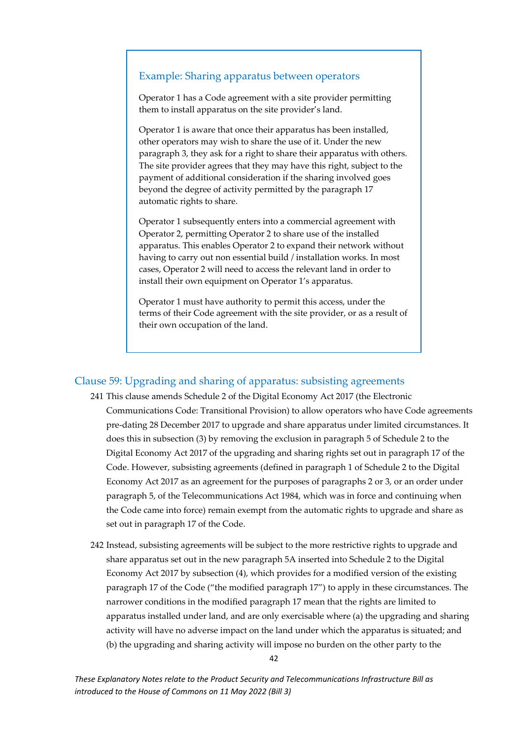### Example: Sharing apparatus between operators

Operator 1 has a Code agreement with a site provider permitting them to install apparatus on the site provider's land.

Operator 1 is aware that once their apparatus has been installed, other operators may wish to share the use of it. Under the new paragraph 3, they ask for a right to share their apparatus with others. The site provider agrees that they may have this right, subject to the payment of additional consideration if the sharing involved goes beyond the degree of activity permitted by the paragraph 17 automatic rights to share.

Operator 1 subsequently enters into a commercial agreement with Operator 2, permitting Operator 2 to share use of the installed apparatus. This enables Operator 2 to expand their network without having to carry out non essential build / installation works. In most cases, Operator 2 will need to access the relevant land in order to install their own equipment on Operator 1's apparatus.

Operator 1 must have authority to permit this access, under the terms of their Code agreement with the site provider, or as a result of their own occupation of the land.

## Clause 59: Upgrading and sharing of apparatus: subsisting agreements

241 This clause amends Schedule 2 of the Digital Economy Act 2017 (the Electronic Communications Code: Transitional Provision) to allow operators who have Code agreements pre-dating 28 December 2017 to upgrade and share apparatus under limited circumstances. It does this in subsection (3) by removing the exclusion in paragraph 5 of Schedule 2 to the Digital Economy Act 2017 of the upgrading and sharing rights set out in paragraph 17 of the Code. However, subsisting agreements (defined in paragraph 1 of Schedule 2 to the Digital Economy Act 2017 as an agreement for the purposes of paragraphs 2 or 3, or an order under paragraph 5, of the Telecommunications Act 1984, which was in force and continuing when the Code came into force) remain exempt from the automatic rights to upgrade and share as set out in paragraph 17 of the Code.

242 Instead, subsisting agreements will be subject to the more restrictive rights to upgrade and share apparatus set out in the new paragraph 5A inserted into Schedule 2 to the Digital Economy Act 2017 by subsection (4), which provides for a modified version of the existing paragraph 17 of the Code ("the modified paragraph 17") to apply in these circumstances. The narrower conditions in the modified paragraph 17 mean that the rights are limited to apparatus installed under land, and are only exercisable where (a) the upgrading and sharing activity will have no adverse impact on the land under which the apparatus is situated; and (b) the upgrading and sharing activity will impose no burden on the other party to the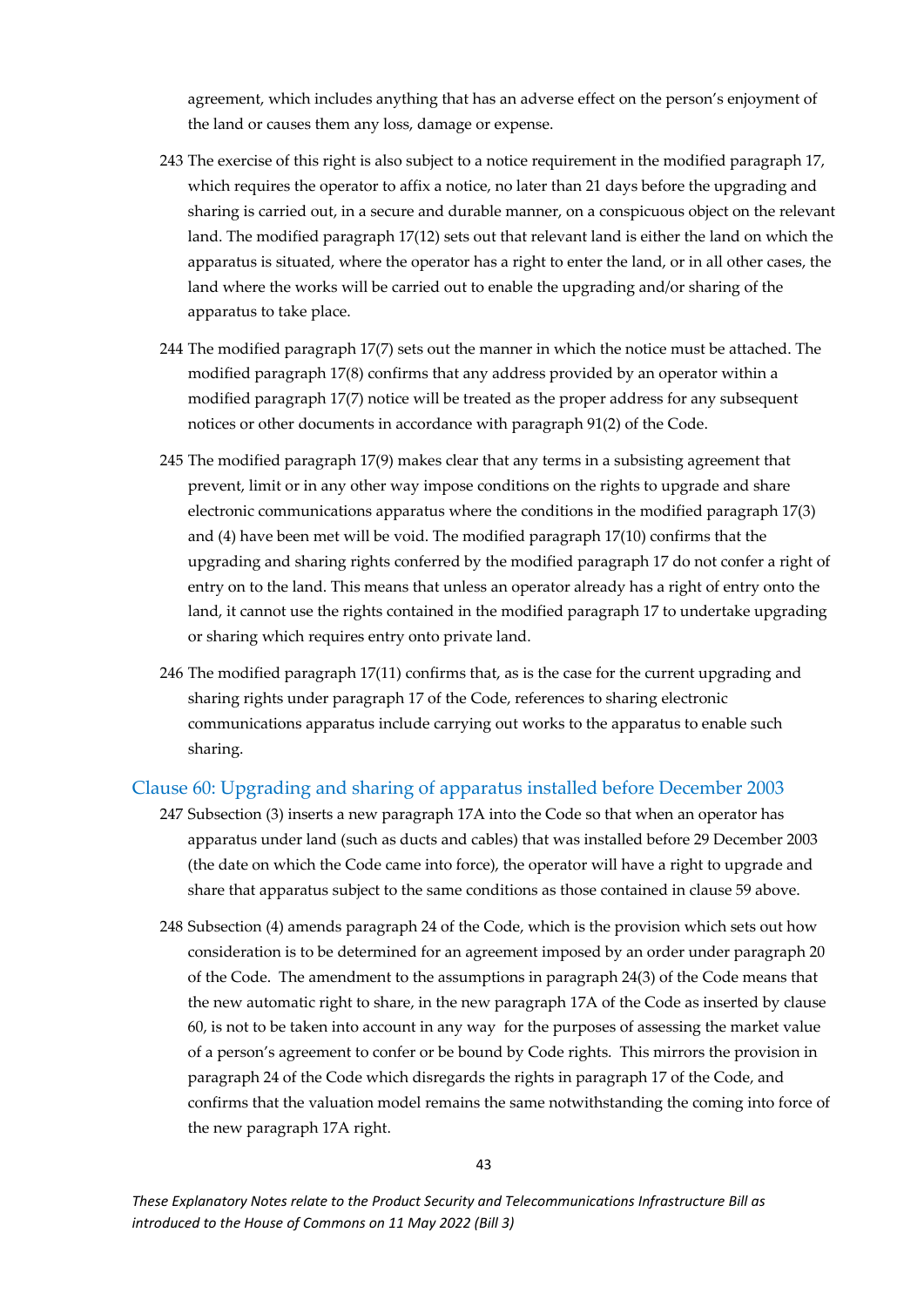agreement, which includes anything that has an adverse effect on the person's enjoyment of the land or causes them any loss, damage or expense.

243 The exercise of this right is also subject to a notice requirement in the modified paragraph 17, which requires the operator to affix a notice, no later than 21 days before the upgrading and sharing is carried out, in a secure and durable manner, on a conspicuous object on the relevant land. The modified paragraph 17(12) sets out that relevant land is either the land on which the apparatus is situated, where the operator has a right to enter the land, or in all other cases, the land where the works will be carried out to enable the upgrading and/or sharing of the apparatus to take place.

244 The modified paragraph 17(7) sets out the manner in which the notice must be attached. The modified paragraph 17(8) confirms that any address provided by an operator within a modified paragraph 17(7) notice will be treated as the proper address for any subsequent notices or other documents in accordance with paragraph 91(2) of the Code.

245 The modified paragraph 17(9) makes clear that any terms in a subsisting agreement that prevent, limit or in any other way impose conditions on the rights to upgrade and share electronic communications apparatus where the conditions in the modified paragraph 17(3) and (4) have been met will be void. The modified paragraph 17(10) confirms that the upgrading and sharing rights conferred by the modified paragraph 17 do not confer a right of entry on to the land. This means that unless an operator already has a right of entry onto the land, it cannot use the rights contained in the modified paragraph 17 to undertake upgrading or sharing which requires entry onto private land.

246 The modified paragraph 17(11) confirms that, as is the case for the current upgrading and sharing rights under paragraph 17 of the Code, references to sharing electronic communications apparatus include carrying out works to the apparatus to enable such sharing.

## Clause 60: Upgrading and sharing of apparatus installed before December 2003

247 Subsection (3) inserts a new paragraph 17A into the Code so that when an operator has apparatus under land (such as ducts and cables) that was installed before 29 December 2003 (the date on which the Code came into force), the operator will have a right to upgrade and share that apparatus subject to the same conditions as those contained in clause 59 above.

248 Subsection (4) amends paragraph 24 of the Code, which is the provision which sets out how consideration is to be determined for an agreement imposed by an order under paragraph 20 of the Code. The amendment to the assumptions in paragraph 24(3) of the Code means that the new automatic right to share, in the new paragraph 17A of the Code as inserted by clause 60, is not to be taken into account in any way for the purposes of assessing the market value of a person's agreement to confer or be bound by Code rights. This mirrors the provision in paragraph 24 of the Code which disregards the rights in paragraph 17 of the Code, and confirms that the valuation model remains the same notwithstanding the coming into force of the new paragraph 17A right.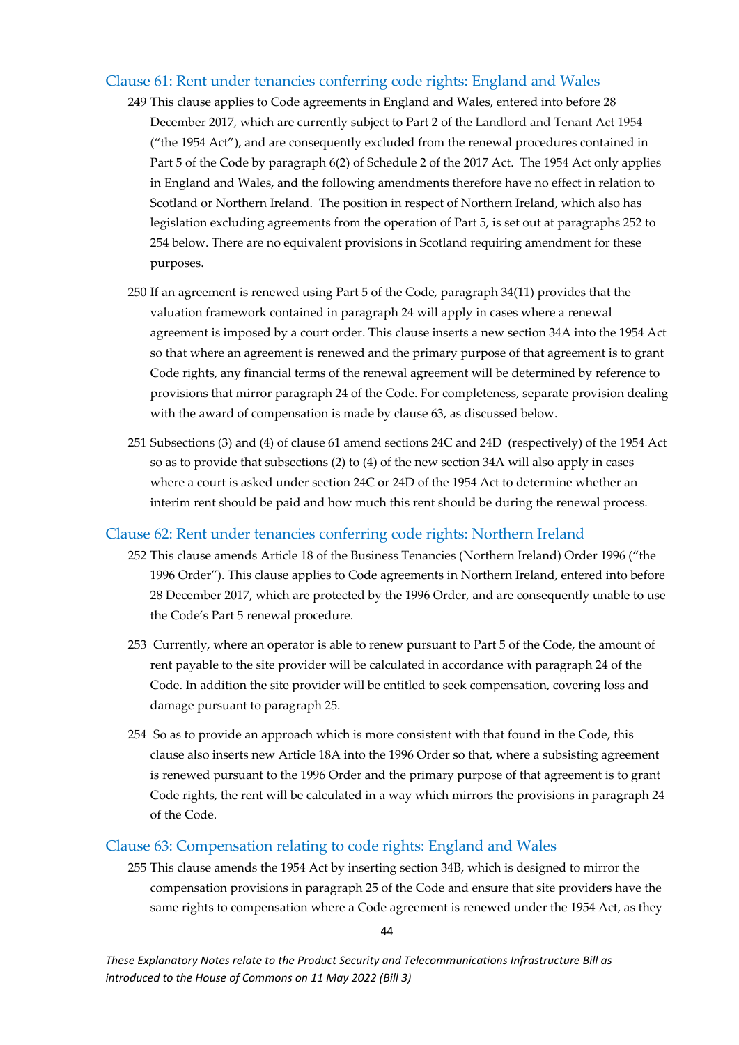### Clause 61: Rent under tenancies conferring code rights: England and Wales

249 This clause applies to Code agreements in England and Wales, entered into before 28 December 2017, which are currently subject to Part 2 of the Landlord and Tenant Act 1954 ("the 1954 Act"), and are consequently excluded from the renewal procedures contained in Part 5 of the Code by paragraph 6(2) of Schedule 2 of the 2017 Act. The 1954 Act only applies in England and Wales, and the following amendments therefore have no effect in relation to Scotland or Northern Ireland. The position in respect of Northern Ireland, which also has legislation excluding agreements from the operation of Part 5, is set out at paragraphs 252 to 254 below. There are no equivalent provisions in Scotland requiring amendment for these purposes.

250 If an agreement is renewed using Part 5 of the Code, paragraph 34(11) provides that the valuation framework contained in paragraph 24 will apply in cases where a renewal agreement is imposed by a court order. This clause inserts a new section 34A into the 1954 Act so that where an agreement is renewed and the primary purpose of that agreement is to grant Code rights, any financial terms of the renewal agreement will be determined by reference to provisions that mirror paragraph 24 of the Code. For completeness, separate provision dealing with the award of compensation is made by clause 63, as discussed below.

251 Subsections (3) and (4) of clause 61 amend sections 24C and 24D (respectively) of the 1954 Act so as to provide that subsections (2) to (4) of the new section 34A will also apply in cases where a court is asked under section 24C or 24D of the 1954 Act to determine whether an interim rent should be paid and how much this rent should be during the renewal process.

### Clause 62: Rent under tenancies conferring code rights: Northern Ireland

252 This clause amends Article 18 of the Business Tenancies (Northern Ireland) Order 1996 ("the 1996 Order"). This clause applies to Code agreements in Northern Ireland, entered into before 28 December 2017, which are protected by the 1996 Order, and are consequently unable to use the Code's Part 5 renewal procedure.

253 Currently, where an operator is able to renew pursuant to Part 5 of the Code, the amount of rent payable to the site provider will be calculated in accordance with paragraph 24 of the Code. In addition the site provider will be entitled to seek compensation, covering loss and damage pursuant to paragraph 25.

254 So as to provide an approach which is more consistent with that found in the Code, this clause also inserts new Article 18A into the 1996 Order so that, where a subsisting agreement is renewed pursuant to the 1996 Order and the primary purpose of that agreement is to grant Code rights, the rent will be calculated in a way which mirrors the provisions in paragraph 24 of the Code.

### Clause 63: Compensation relating to code rights: England and Wales

255 This clause amends the 1954 Act by inserting section 34B, which is designed to mirror the compensation provisions in paragraph 25 of the Code and ensure that site providers have the same rights to compensation where a Code agreement is renewed under the 1954 Act, as they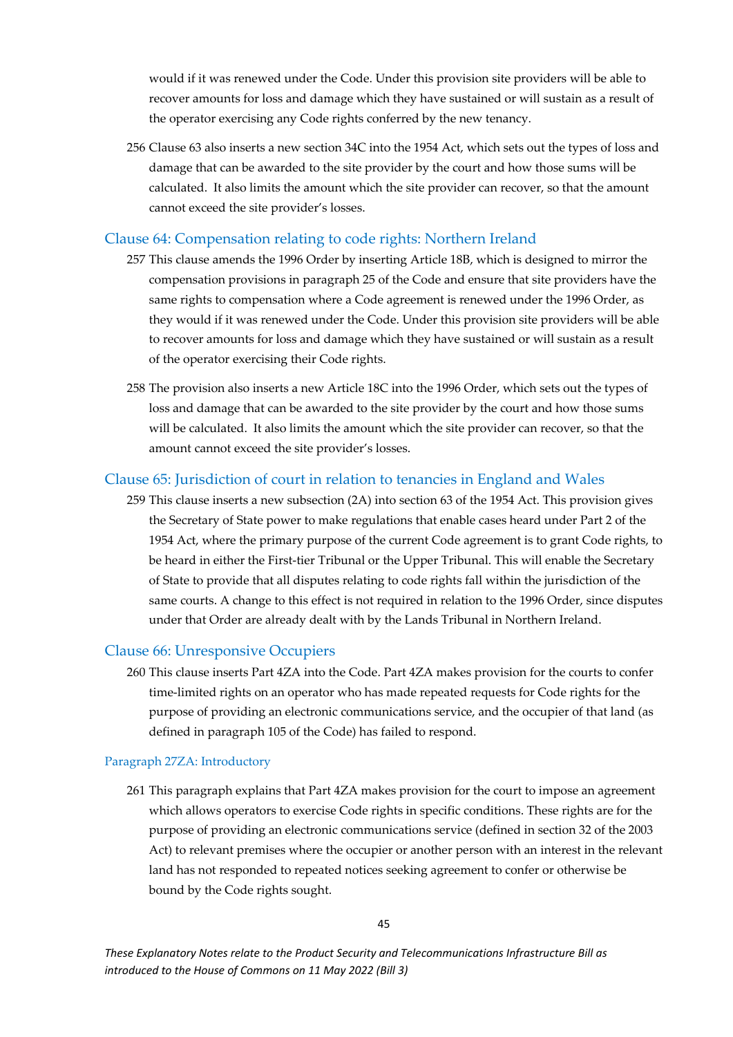would if it was renewed under the Code. Under this provision site providers will be able to recover amounts for loss and damage which they have sustained or will sustain as a result of the operator exercising any Code rights conferred by the new tenancy.

256 Clause 63 also inserts a new section 34C into the 1954 Act, which sets out the types of loss and damage that can be awarded to the site provider by the court and how those sums will be calculated. It also limits the amount which the site provider can recover, so that the amount cannot exceed the site provider's losses.

## Clause 64: Compensation relating to code rights: Northern Ireland

257 This clause amends the 1996 Order by inserting Article 18B, which is designed to mirror the compensation provisions in paragraph 25 of the Code and ensure that site providers have the same rights to compensation where a Code agreement is renewed under the 1996 Order, as they would if it was renewed under the Code. Under this provision site providers will be able to recover amounts for loss and damage which they have sustained or will sustain as a result of the operator exercising their Code rights.

258 The provision also inserts a new Article 18C into the 1996 Order, which sets out the types of loss and damage that can be awarded to the site provider by the court and how those sums will be calculated. It also limits the amount which the site provider can recover, so that the amount cannot exceed the site provider's losses.

## Clause 65: Jurisdiction of court in relation to tenancies in England and Wales

259 This clause inserts a new subsection (2A) into section 63 of the 1954 Act. This provision gives the Secretary of State power to make regulations that enable cases heard under Part 2 of the 1954 Act, where the primary purpose of the current Code agreement is to grant Code rights, to be heard in either the First-tier Tribunal or the Upper Tribunal. This will enable the Secretary of State to provide that all disputes relating to code rights fall within the jurisdiction of the same courts. A change to this effect is not required in relation to the 1996 Order, since disputes under that Order are already dealt with by the Lands Tribunal in Northern Ireland.

## Clause 66: Unresponsive Occupiers

260 This clause inserts Part 4ZA into the Code. Part 4ZA makes provision for the courts to confer time-limited rights on an operator who has made repeated requests for Code rights for the purpose of providing an electronic communications service, and the occupier of that land (as defined in paragraph 105 of the Code) has failed to respond.

### Paragraph 27ZA: Introductory

261 This paragraph explains that Part 4ZA makes provision for the court to impose an agreement which allows operators to exercise Code rights in specific conditions. These rights are for the purpose of providing an electronic communications service (defined in section 32 of the 2003 Act) to relevant premises where the occupier or another person with an interest in the relevant land has not responded to repeated notices seeking agreement to confer or otherwise be bound by the Code rights sought.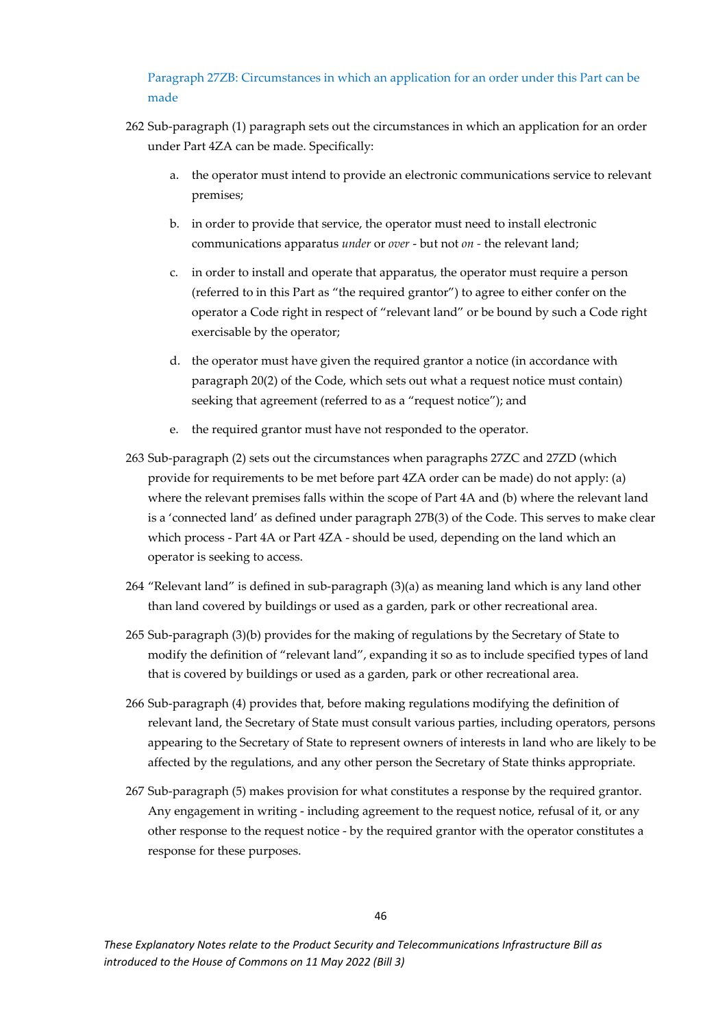### Paragraph 27ZB: Circumstances in which an application for an order under this Part can be made

262 Sub-paragraph (1) paragraph sets out the circumstances in which an application for an order under Part 4ZA can be made. Specifically:

a. the operator must intend to provide an electronic communications service to relevant premises;

b. in order to provide that service, the operator must need to install electronic communications apparatus *under* or *over* - but not *on* - the relevant land;

c. in order to install and operate that apparatus, the operator must require a person (referred to in this Part as "the required grantor") to agree to either confer on the operator a Code right in respect of "relevant land" or be bound by such a Code right exercisable by the operator;

d. the operator must have given the required grantor a notice (in accordance with paragraph 20(2) of the Code, which sets out what a request notice must contain) seeking that agreement (referred to as a "request notice"); and

e. the required grantor must have not responded to the operator.

263 Sub-paragraph (2) sets out the circumstances when paragraphs 27ZC and 27ZD (which provide for requirements to be met before part 4ZA order can be made) do not apply: (a) where the relevant premises falls within the scope of Part 4A and (b) where the relevant land is a 'connected land' as defined under paragraph 27B(3) of the Code. This serves to make clear which process - Part 4A or Part 4ZA - should be used, depending on the land which an operator is seeking to access.

264 "Relevant land" is defined in sub-paragraph (3)(a) as meaning land which is any land other than land covered by buildings or used as a garden, park or other recreational area.

265 Sub-paragraph (3)(b) provides for the making of regulations by the Secretary of State to modify the definition of "relevant land", expanding it so as to include specified types of land that is covered by buildings or used as a garden, park or other recreational area.

266 Sub-paragraph (4) provides that, before making regulations modifying the definition of relevant land, the Secretary of State must consult various parties, including operators, persons appearing to the Secretary of State to represent owners of interests in land who are likely to be affected by the regulations, and any other person the Secretary of State thinks appropriate.

267 Sub-paragraph (5) makes provision for what constitutes a response by the required grantor. Any engagement in writing - including agreement to the request notice, refusal of it, or any other response to the request notice - by the required grantor with the operator constitutes a response for these purposes.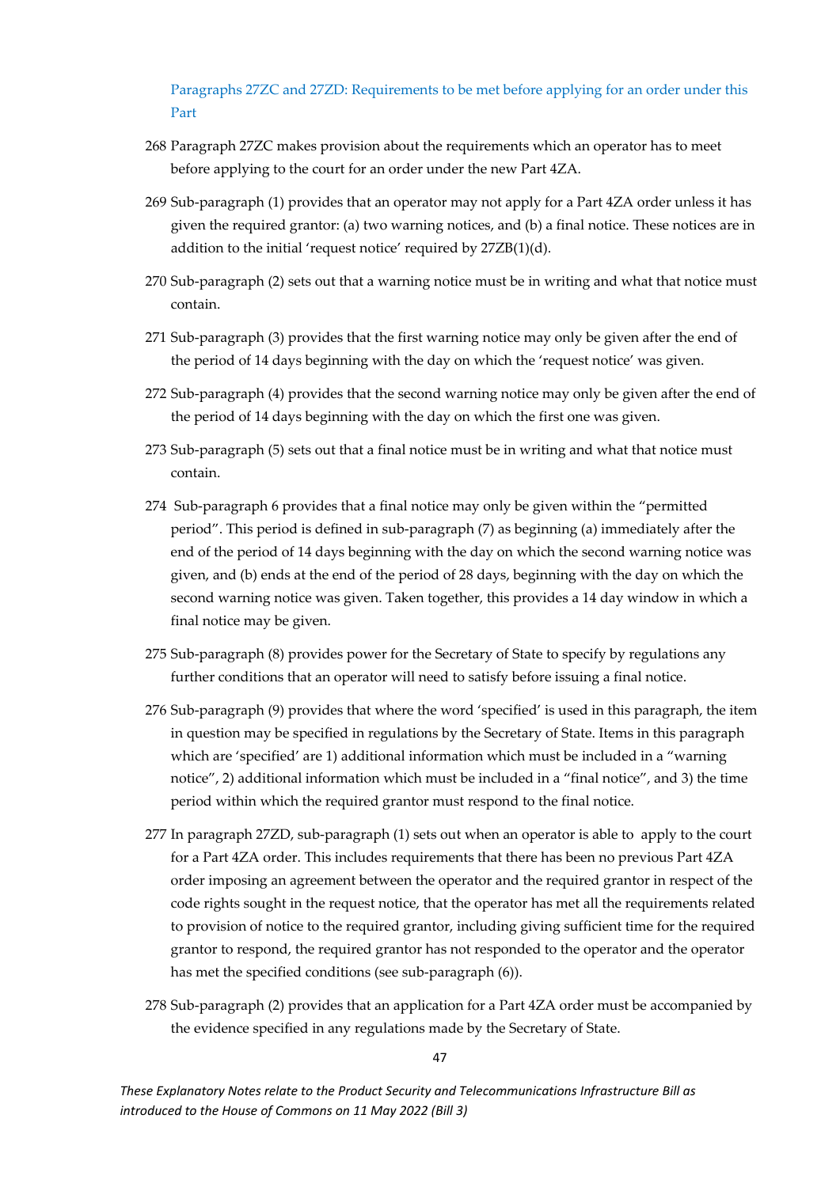### Paragraphs 27ZC and 27ZD: Requirements to be met before applying for an order under this Part

268 Paragraph 27ZC makes provision about the requirements which an operator has to meet before applying to the court for an order under the new Part 4ZA.

269 Sub-paragraph (1) provides that an operator may not apply for a Part 4ZA order unless it has given the required grantor: (a) two warning notices, and (b) a final notice. These notices are in addition to the initial 'request notice' required by 27ZB(1)(d).

270 Sub-paragraph (2) sets out that a warning notice must be in writing and what that notice must contain.

271 Sub-paragraph (3) provides that the first warning notice may only be given after the end of the period of 14 days beginning with the day on which the 'request notice' was given.

272 Sub-paragraph (4) provides that the second warning notice may only be given after the end of the period of 14 days beginning with the day on which the first one was given.

273 Sub-paragraph (5) sets out that a final notice must be in writing and what that notice must contain.

274 Sub-paragraph 6 provides that a final notice may only be given within the "permitted period". This period is defined in sub-paragraph (7) as beginning (a) immediately after the end of the period of 14 days beginning with the day on which the second warning notice was given, and (b) ends at the end of the period of 28 days, beginning with the day on which the second warning notice was given. Taken together, this provides a 14 day window in which a final notice may be given.

275 Sub-paragraph (8) provides power for the Secretary of State to specify by regulations any further conditions that an operator will need to satisfy before issuing a final notice.

276 Sub-paragraph (9) provides that where the word 'specified' is used in this paragraph, the item in question may be specified in regulations by the Secretary of State. Items in this paragraph which are 'specified' are 1) additional information which must be included in a "warning notice", 2) additional information which must be included in a "final notice", and 3) the time period within which the required grantor must respond to the final notice.

277 In paragraph 27ZD, sub-paragraph (1) sets out when an operator is able to apply to the court for a Part 4ZA order. This includes requirements that there has been no previous Part 4ZA order imposing an agreement between the operator and the required grantor in respect of the code rights sought in the request notice, that the operator has met all the requirements related to provision of notice to the required grantor, including giving sufficient time for the required grantor to respond, the required grantor has not responded to the operator and the operator has met the specified conditions (see sub-paragraph (6)).

278 Sub-paragraph (2) provides that an application for a Part 4ZA order must be accompanied by the evidence specified in any regulations made by the Secretary of State.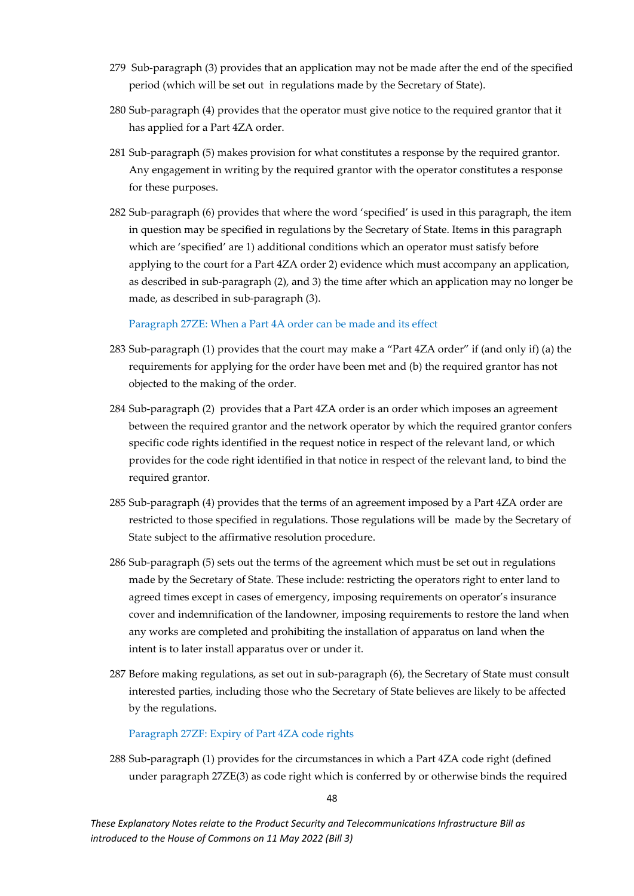279 Sub-paragraph (3) provides that an application may not be made after the end of the specified period (which will be set out in regulations made by the Secretary of State).

280 Sub-paragraph (4) provides that the operator must give notice to the required grantor that it has applied for a Part 4ZA order.

281 Sub-paragraph (5) makes provision for what constitutes a response by the required grantor. Any engagement in writing by the required grantor with the operator constitutes a response for these purposes.

282 Sub-paragraph (6) provides that where the word 'specified' is used in this paragraph, the item in question may be specified in regulations by the Secretary of State. Items in this paragraph which are 'specified' are 1) additional conditions which an operator must satisfy before applying to the court for a Part 4ZA order 2) evidence which must accompany an application, as described in sub-paragraph (2), and 3) the time after which an application may no longer be made, as described in sub-paragraph (3).

### Paragraph 27ZE: When a Part 4A order can be made and its effect

283 Sub-paragraph (1) provides that the court may make a "Part 4ZA order" if (and only if) (a) the requirements for applying for the order have been met and (b) the required grantor has not objected to the making of the order.

284 Sub-paragraph (2) provides that a Part 4ZA order is an order which imposes an agreement between the required grantor and the network operator by which the required grantor confers specific code rights identified in the request notice in respect of the relevant land, or which provides for the code right identified in that notice in respect of the relevant land, to bind the required grantor.

285 Sub-paragraph (4) provides that the terms of an agreement imposed by a Part 4ZA order are restricted to those specified in regulations. Those regulations will be made by the Secretary of State subject to the affirmative resolution procedure.

286 Sub-paragraph (5) sets out the terms of the agreement which must be set out in regulations made by the Secretary of State. These include: restricting the operators right to enter land to agreed times except in cases of emergency, imposing requirements on operator's insurance cover and indemnification of the landowner, imposing requirements to restore the land when any works are completed and prohibiting the installation of apparatus on land when the intent is to later install apparatus over or under it.

287 Before making regulations, as set out in sub-paragraph (6), the Secretary of State must consult interested parties, including those who the Secretary of State believes are likely to be affected by the regulations.

### Paragraph 27ZF: Expiry of Part 4ZA code rights

288 Sub-paragraph (1) provides for the circumstances in which a Part 4ZA code right (defined under paragraph 27ZE(3) as code right which is conferred by or otherwise binds the required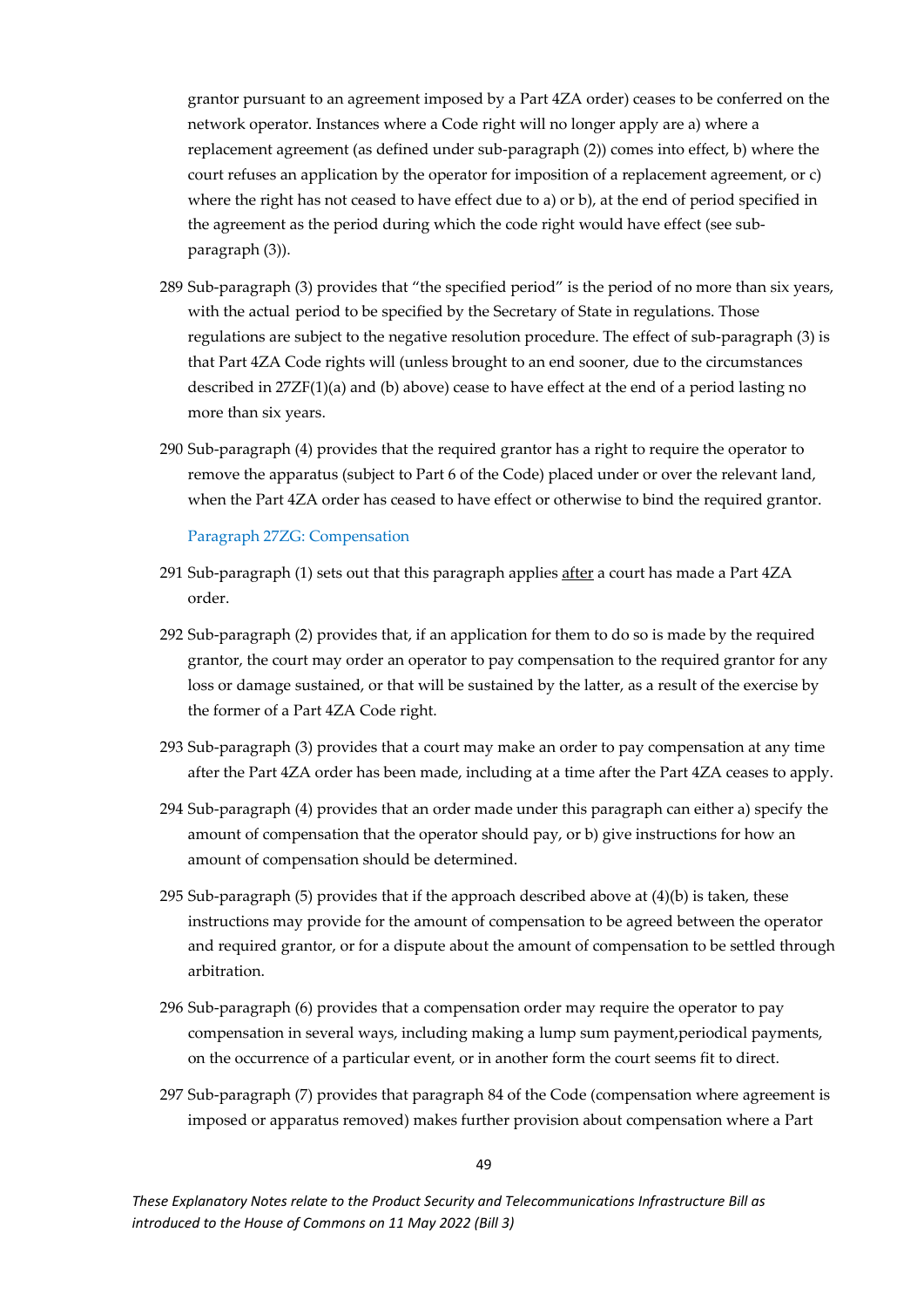grantor pursuant to an agreement imposed by a Part 4ZA order) ceases to be conferred on the network operator. Instances where a Code right will no longer apply are a) where a replacement agreement (as defined under sub-paragraph (2)) comes into effect, b) where the court refuses an application by the operator for imposition of a replacement agreement, or c) where the right has not ceased to have effect due to a) or b), at the end of period specified in the agreement as the period during which the code right would have effect (see sub-paragraph (3)).

289 Sub-paragraph (3) provides that "the specified period" is the period of no more than six years, with the actual period to be specified by the Secretary of State in regulations. Those regulations are subject to the negative resolution procedure. The effect of sub-paragraph (3) is that Part 4ZA Code rights will (unless brought to an end sooner, due to the circumstances described in 27ZF(1)(a) and (b) above) cease to have effect at the end of a period lasting no more than six years.

290 Sub-paragraph (4) provides that the required grantor has a right to require the operator to remove the apparatus (subject to Part 6 of the Code) placed under or over the relevant land, when the Part 4ZA order has ceased to have effect or otherwise to bind the required grantor.

### Paragraph 27ZG: Compensation

291 Sub-paragraph (1) sets out that this paragraph applies after a court has made a Part 4ZA order.

292 Sub-paragraph (2) provides that, if an application for them to do so is made by the required grantor, the court may order an operator to pay compensation to the required grantor for any loss or damage sustained, or that will be sustained by the latter, as a result of the exercise by the former of a Part 4ZA Code right.

293 Sub-paragraph (3) provides that a court may make an order to pay compensation at any time after the Part 4ZA order has been made, including at a time after the Part 4ZA ceases to apply.

294 Sub-paragraph (4) provides that an order made under this paragraph can either a) specify the amount of compensation that the operator should pay, or b) give instructions for how an amount of compensation should be determined.

295 Sub-paragraph (5) provides that if the approach described above at (4)(b) is taken, these instructions may provide for the amount of compensation to be agreed between the operator and required grantor, or for a dispute about the amount of compensation to be settled through arbitration.

296 Sub-paragraph (6) provides that a compensation order may require the operator to pay compensation in several ways, including making a lump sum payment,periodical payments, on the occurrence of a particular event, or in another form the court seems fit to direct.

297 Sub-paragraph (7) provides that paragraph 84 of the Code (compensation where agreement is imposed or apparatus removed) makes further provision about compensation where a Part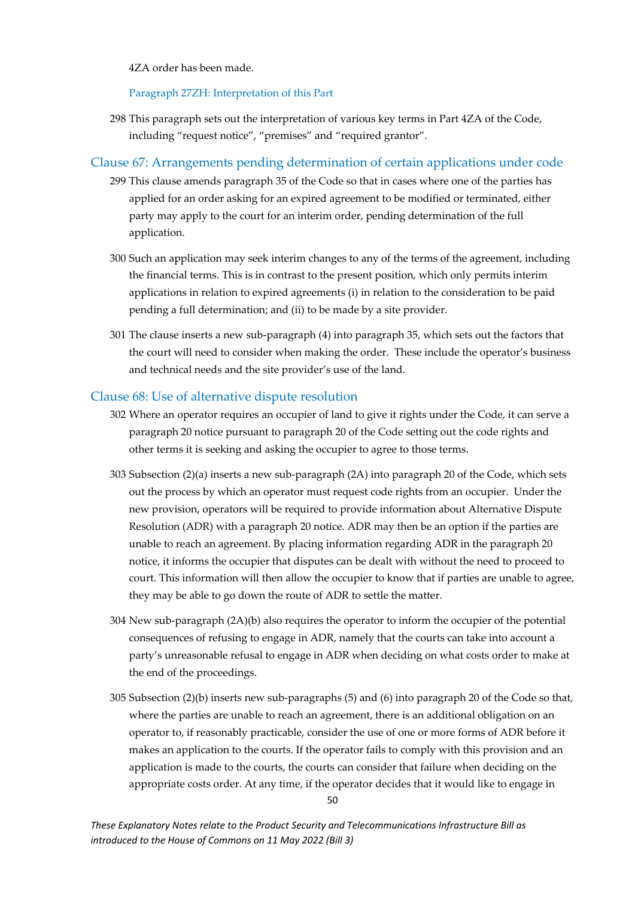4ZA order has been made.

### Paragraph 27ZH: Interpretation of this Part

298 This paragraph sets out the interpretation of various key terms in Part 4ZA of the Code, including "request notice", "premises" and "required grantor".

## Clause 67: Arrangements pending determination of certain applications under code

299 This clause amends paragraph 35 of the Code so that in cases where one of the parties has applied for an order asking for an expired agreement to be modified or terminated, either party may apply to the court for an interim order, pending determination of the full application.

300 Such an application may seek interim changes to any of the terms of the agreement, including the financial terms. This is in contrast to the present position, which only permits interim applications in relation to expired agreements (i) in relation to the consideration to be paid pending a full determination; and (ii) to be made by a site provider.

301 The clause inserts a new sub-paragraph (4) into paragraph 35, which sets out the factors that the court will need to consider when making the order. These include the operator's business and technical needs and the site provider's use of the land.

## Clause 68: Use of alternative dispute resolution

302 Where an operator requires an occupier of land to give it rights under the Code, it can serve a paragraph 20 notice pursuant to paragraph 20 of the Code setting out the code rights and other terms it is seeking and asking the occupier to agree to those terms.

303 Subsection (2)(a) inserts a new sub-paragraph (2A) into paragraph 20 of the Code, which sets out the process by which an operator must request code rights from an occupier. Under the new provision, operators will be required to provide information about Alternative Dispute Resolution (ADR) with a paragraph 20 notice. ADR may then be an option if the parties are unable to reach an agreement. By placing information regarding ADR in the paragraph 20 notice, it informs the occupier that disputes can be dealt with without the need to proceed to court. This information will then allow the occupier to know that if parties are unable to agree, they may be able to go down the route of ADR to settle the matter.

304 New sub-paragraph (2A)(b) also requires the operator to inform the occupier of the potential consequences of refusing to engage in ADR, namely that the courts can take into account a party's unreasonable refusal to engage in ADR when deciding on what costs order to make at the end of the proceedings.

305 Subsection (2)(b) inserts new sub-paragraphs (5) and (6) into paragraph 20 of the Code so that, where the parties are unable to reach an agreement, there is an additional obligation on an operator to, if reasonably practicable, consider the use of one or more forms of ADR before it makes an application to the courts. If the operator fails to comply with this provision and an application is made to the courts, the courts can consider that failure when deciding on the appropriate costs order. At any time, if the operator decides that it would like to engage in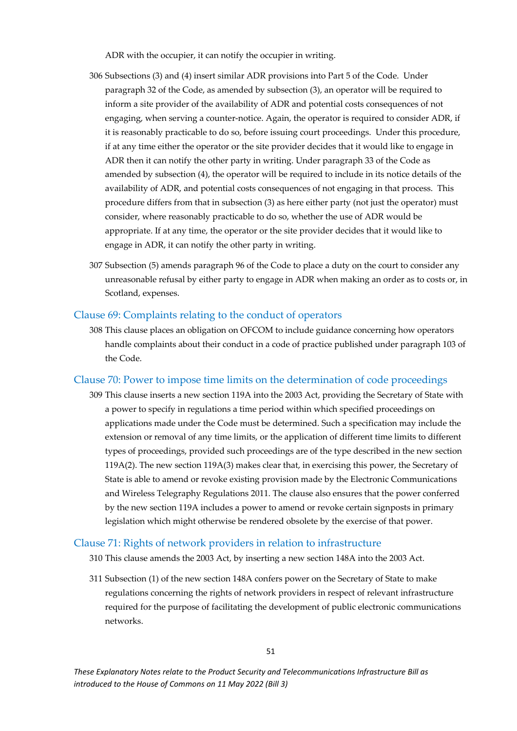ADR with the occupier, it can notify the occupier in writing.

306 Subsections (3) and (4) insert similar ADR provisions into Part 5 of the Code. Under paragraph 32 of the Code, as amended by subsection (3), an operator will be required to inform a site provider of the availability of ADR and potential costs consequences of not engaging, when serving a counter-notice. Again, the operator is required to consider ADR, if it is reasonably practicable to do so, before issuing court proceedings. Under this procedure, if at any time either the operator or the site provider decides that it would like to engage in ADR then it can notify the other party in writing. Under paragraph 33 of the Code as amended by subsection (4), the operator will be required to include in its notice details of the availability of ADR, and potential costs consequences of not engaging in that process. This procedure differs from that in subsection (3) as here either party (not just the operator) must consider, where reasonably practicable to do so, whether the use of ADR would be appropriate. If at any time, the operator or the site provider decides that it would like to engage in ADR, it can notify the other party in writing.

307 Subsection (5) amends paragraph 96 of the Code to place a duty on the court to consider any unreasonable refusal by either party to engage in ADR when making an order as to costs or, in Scotland, expenses.

## Clause 69: Complaints relating to the conduct of operators

308 This clause places an obligation on OFCOM to include guidance concerning how operators handle complaints about their conduct in a code of practice published under paragraph 103 of the Code.

## Clause 70: Power to impose time limits on the determination of code proceedings

309 This clause inserts a new section 119A into the 2003 Act, providing the Secretary of State with a power to specify in regulations a time period within which specified proceedings on applications made under the Code must be determined. Such a specification may include the extension or removal of any time limits, or the application of different time limits to different types of proceedings, provided such proceedings are of the type described in the new section 119A(2). The new section 119A(3) makes clear that, in exercising this power, the Secretary of State is able to amend or revoke existing provision made by the Electronic Communications and Wireless Telegraphy Regulations 2011. The clause also ensures that the power conferred by the new section 119A includes a power to amend or revoke certain signposts in primary legislation which might otherwise be rendered obsolete by the exercise of that power.

## Clause 71: Rights of network providers in relation to infrastructure

310 This clause amends the 2003 Act, by inserting a new section 148A into the 2003 Act.

311 Subsection (1) of the new section 148A confers power on the Secretary of State to make regulations concerning the rights of network providers in respect of relevant infrastructure required for the purpose of facilitating the development of public electronic communications networks.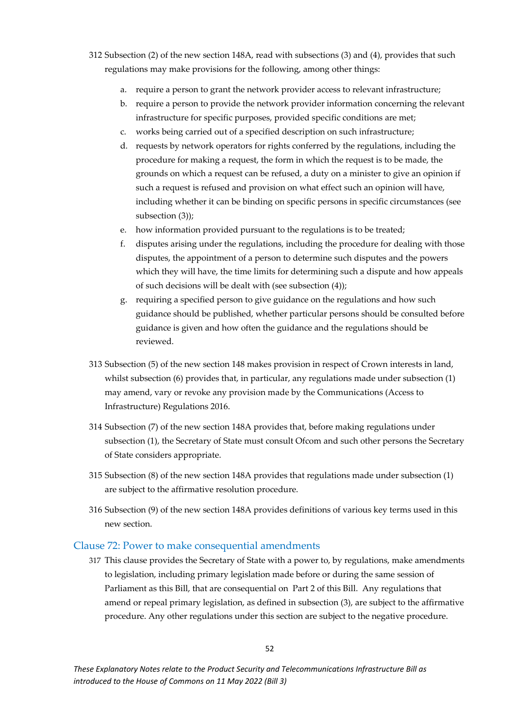312 Subsection (2) of the new section 148A, read with subsections (3) and (4), provides that such regulations may make provisions for the following, among other things:

   a. require a person to grant the network provider access to relevant infrastructure;
   b. require a person to provide the network provider information concerning the relevant infrastructure for specific purposes, provided specific conditions are met;
   c. works being carried out of a specified description on such infrastructure;
   d. requests by network operators for rights conferred by the regulations, including the procedure for making a request, the form in which the request is to be made, the grounds on which a request can be refused, a duty on a minister to give an opinion if such a request is refused and provision on what effect such an opinion will have, including whether it can be binding on specific persons in specific circumstances (see subsection (3));
   e. how information provided pursuant to the regulations is to be treated;
   f. disputes arising under the regulations, including the procedure for dealing with those disputes, the appointment of a person to determine such disputes and the powers which they will have, the time limits for determining such a dispute and how appeals of such decisions will be dealt with (see subsection (4));
   g. requiring a specified person to give guidance on the regulations and how such guidance should be published, whether particular persons should be consulted before guidance is given and how often the guidance and the regulations should be reviewed.

313 Subsection (5) of the new section 148 makes provision in respect of Crown interests in land, whilst subsection (6) provides that, in particular, any regulations made under subsection (1) may amend, vary or revoke any provision made by the Communications (Access to Infrastructure) Regulations 2016.

314 Subsection (7) of the new section 148A provides that, before making regulations under subsection (1), the Secretary of State must consult Ofcom and such other persons the Secretary of State considers appropriate.

315 Subsection (8) of the new section 148A provides that regulations made under subsection (1) are subject to the affirmative resolution procedure.

316 Subsection (9) of the new section 148A provides definitions of various key terms used in this new section.

### Clause 72: Power to make consequential amendments

317 This clause provides the Secretary of State with a power to, by regulations, make amendments to legislation, including primary legislation made before or during the same session of Parliament as this Bill, that are consequential on Part 2 of this Bill. Any regulations that amend or repeal primary legislation, as defined in subsection (3), are subject to the affirmative procedure. Any other regulations under this section are subject to the negative procedure.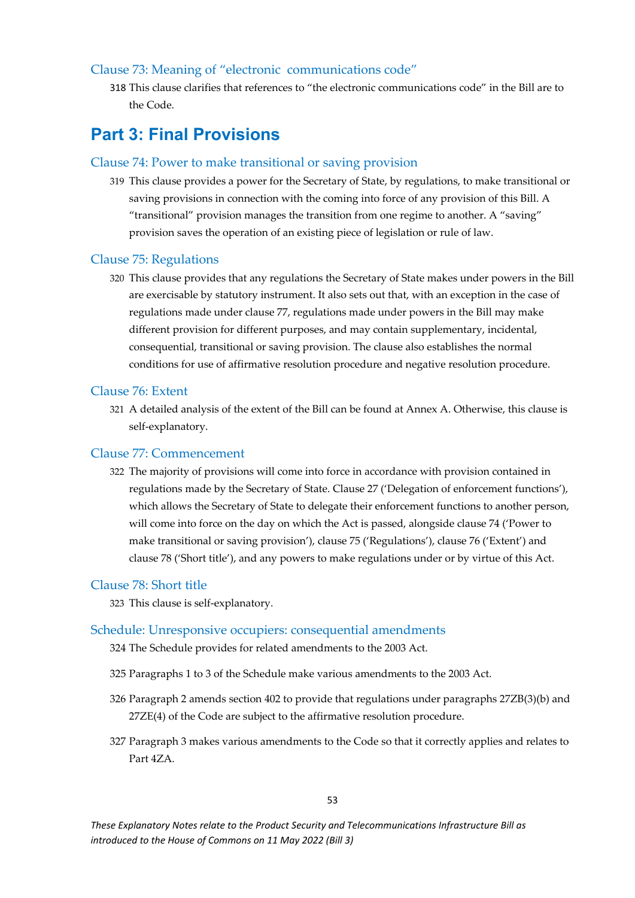### Clause 73: Meaning of "electronic communications code"

318 This clause clarifies that references to "the electronic communications code" in the Bill are to the Code.

## Part 3: Final Provisions

### Clause 74: Power to make transitional or saving provision

319 This clause provides a power for the Secretary of State, by regulations, to make transitional or saving provisions in connection with the coming into force of any provision of this Bill. A "transitional" provision manages the transition from one regime to another. A "saving" provision saves the operation of an existing piece of legislation or rule of law.

### Clause 75: Regulations

320 This clause provides that any regulations the Secretary of State makes under powers in the Bill are exercisable by statutory instrument. It also sets out that, with an exception in the case of regulations made under clause 77, regulations made under powers in the Bill may make different provision for different purposes, and may contain supplementary, incidental, consequential, transitional or saving provision. The clause also establishes the normal conditions for use of affirmative resolution procedure and negative resolution procedure.

### Clause 76: Extent

321 A detailed analysis of the extent of the Bill can be found at Annex A. Otherwise, this clause is self-explanatory.

### Clause 77: Commencement

322 The majority of provisions will come into force in accordance with provision contained in regulations made by the Secretary of State. Clause 27 ('Delegation of enforcement functions'), which allows the Secretary of State to delegate their enforcement functions to another person, will come into force on the day on which the Act is passed, alongside clause 74 ('Power to make transitional or saving provision'), clause 75 ('Regulations'), clause 76 ('Extent') and clause 78 ('Short title'), and any powers to make regulations under or by virtue of this Act.

### Clause 78: Short title

323 This clause is self-explanatory.

### Schedule: Unresponsive occupiers: consequential amendments

324 The Schedule provides for related amendments to the 2003 Act.

325 Paragraphs 1 to 3 of the Schedule make various amendments to the 2003 Act.

326 Paragraph 2 amends section 402 to provide that regulations under paragraphs 27ZB(3)(b) and 27ZE(4) of the Code are subject to the affirmative resolution procedure.

327 Paragraph 3 makes various amendments to the Code so that it correctly applies and relates to Part 4ZA.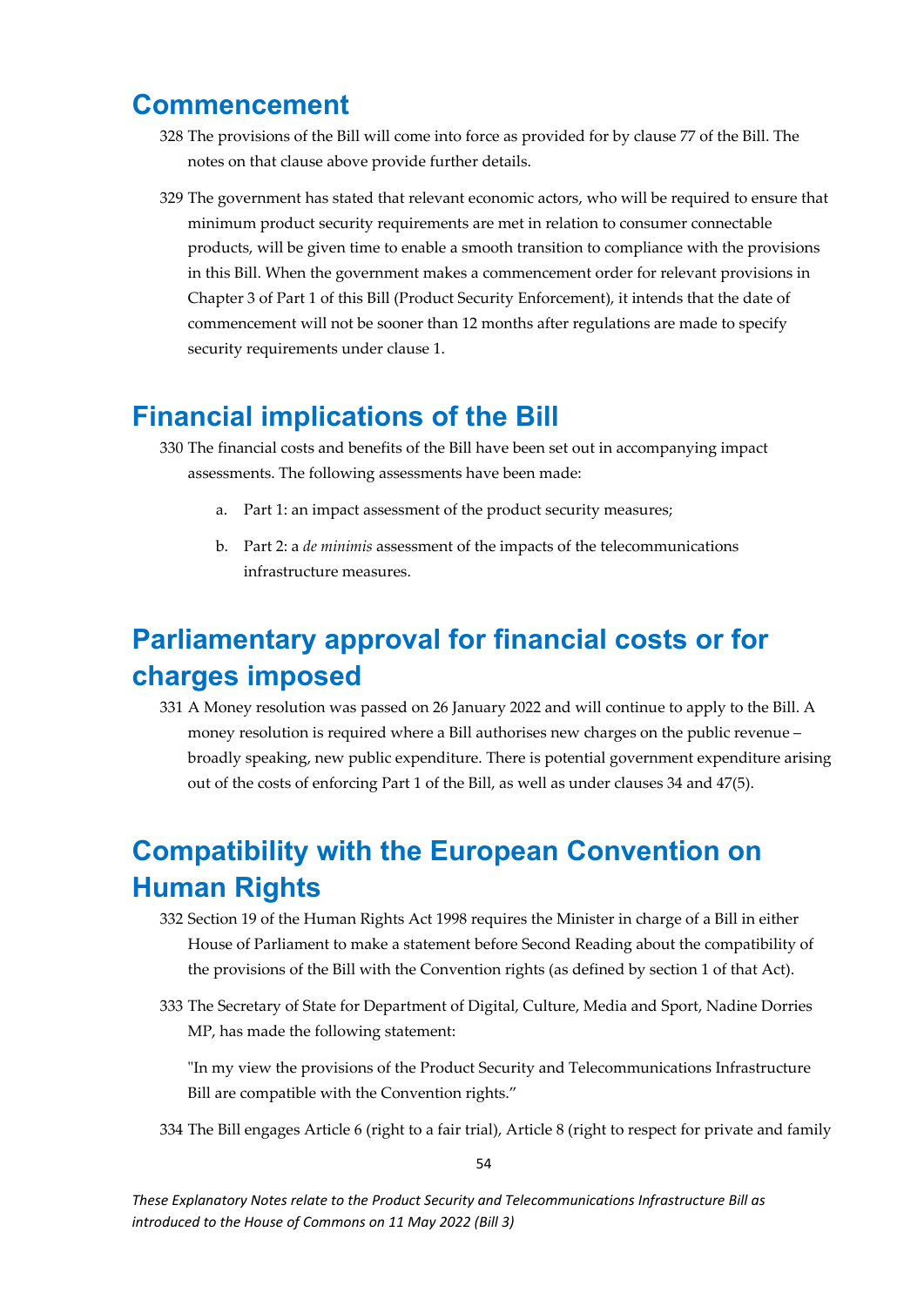## Commencement

328 The provisions of the Bill will come into force as provided for by clause 77 of the Bill. The notes on that clause above provide further details.

329 The government has stated that relevant economic actors, who will be required to ensure that minimum product security requirements are met in relation to consumer connectable products, will be given time to enable a smooth transition to compliance with the provisions in this Bill. When the government makes a commencement order for relevant provisions in Chapter 3 of Part 1 of this Bill (Product Security Enforcement), it intends that the date of commencement will not be sooner than 12 months after regulations are made to specify security requirements under clause 1.

## Financial implications of the Bill

330 The financial costs and benefits of the Bill have been set out in accompanying impact assessments. The following assessments have been made:

a. Part 1: an impact assessment of the product security measures;

b. Part 2: a *de minimis* assessment of the impacts of the telecommunications infrastructure measures.

## Parliamentary approval for financial costs or for charges imposed

331 A Money resolution was passed on 26 January 2022 and will continue to apply to the Bill. A money resolution is required where a Bill authorises new charges on the public revenue – broadly speaking, new public expenditure. There is potential government expenditure arising out of the costs of enforcing Part 1 of the Bill, as well as under clauses 34 and 47(5).

## Compatibility with the European Convention on Human Rights

332 Section 19 of the Human Rights Act 1998 requires the Minister in charge of a Bill in either House of Parliament to make a statement before Second Reading about the compatibility of the provisions of the Bill with the Convention rights (as defined by section 1 of that Act).

333 The Secretary of State for Department of Digital, Culture, Media and Sport, Nadine Dorries MP, has made the following statement:

"In my view the provisions of the Product Security and Telecommunications Infrastructure Bill are compatible with the Convention rights."

334 The Bill engages Article 6 (right to a fair trial), Article 8 (right to respect for private and family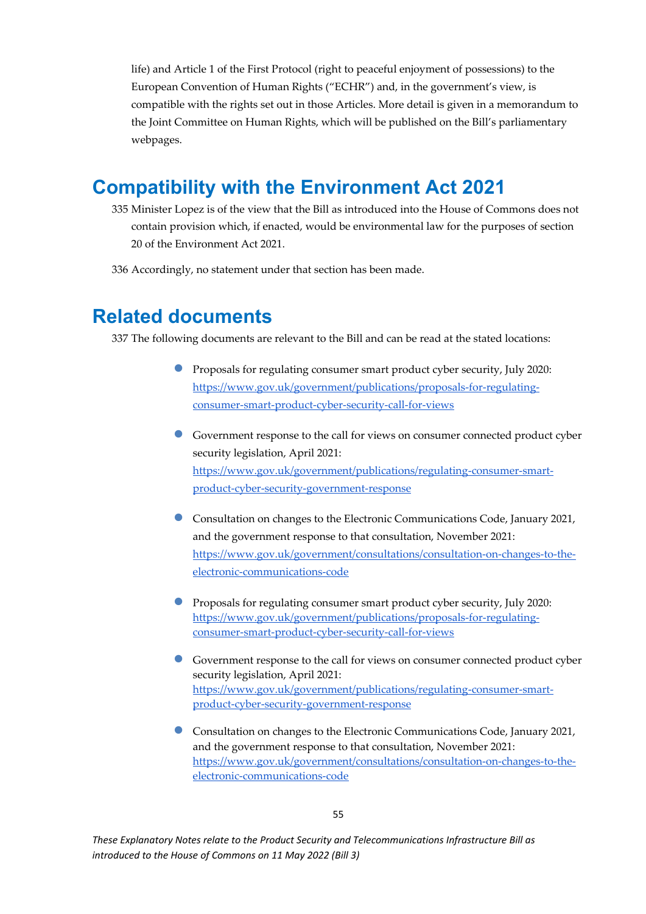life) and Article 1 of the First Protocol (right to peaceful enjoyment of possessions) to the European Convention of Human Rights ("ECHR") and, in the government's view, is compatible with the rights set out in those Articles. More detail is given in a memorandum to the Joint Committee on Human Rights, which will be published on the Bill's parliamentary webpages.

## Compatibility with the Environment Act 2021

335 Minister Lopez is of the view that the Bill as introduced into the House of Commons does not contain provision which, if enacted, would be environmental law for the purposes of section 20 of the Environment Act 2021.

336 Accordingly, no statement under that section has been made.

## Related documents

337 The following documents are relevant to the Bill and can be read at the stated locations:

- Proposals for regulating consumer smart product cyber security, July 2020: https://www.gov.uk/government/publications/proposals-for-regulating-consumer-smart-product-cyber-security-call-for-views

- Government response to the call for views on consumer connected product cyber security legislation, April 2021: https://www.gov.uk/government/publications/regulating-consumer-smart-product-cyber-security-government-response

- Consultation on changes to the Electronic Communications Code, January 2021, and the government response to that consultation, November 2021: https://www.gov.uk/government/consultations/consultation-on-changes-to-the-electronic-communications-code

- Proposals for regulating consumer smart product cyber security, July 2020: https://www.gov.uk/government/publications/proposals-for-regulating-consumer-smart-product-cyber-security-call-for-views

- Government response to the call for views on consumer connected product cyber security legislation, April 2021: https://www.gov.uk/government/publications/regulating-consumer-smart-product-cyber-security-government-response

- Consultation on changes to the Electronic Communications Code, January 2021, and the government response to that consultation, November 2021: https://www.gov.uk/government/consultations/consultation-on-changes-to-the-electronic-communications-code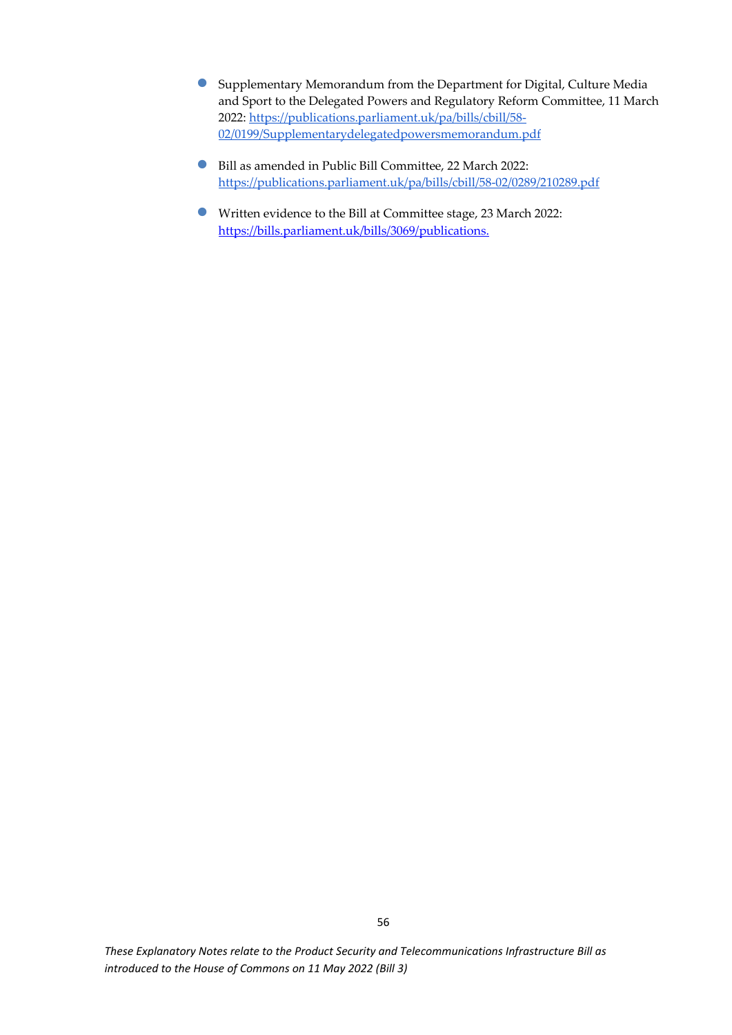- Supplementary Memorandum from the Department for Digital, Culture Media and Sport to the Delegated Powers and Regulatory Reform Committee, 11 March 2022: https://publications.parliament.uk/pa/bills/cbill/58-02/0199/Supplementarydelegatedpowersmemorandum.pdf

- Bill as amended in Public Bill Committee, 22 March 2022: https://publications.parliament.uk/pa/bills/cbill/58-02/0289/210289.pdf

- Written evidence to the Bill at Committee stage, 23 March 2022: https://bills.parliament.uk/bills/3069/publications.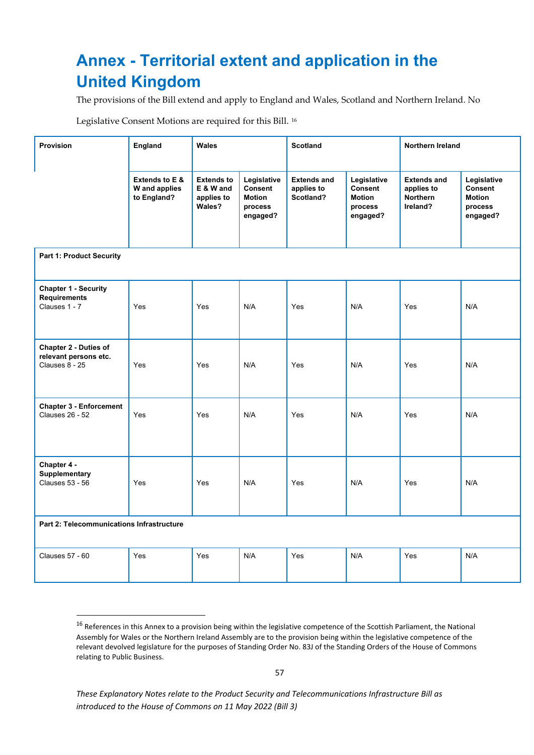# Annex - Territorial extent and application in the United Kingdom

The provisions of the Bill extend and apply to England and Wales, Scotland and Northern Ireland. No Legislative Consent Motions are required for this Bill. [16]

| Provision | England | Wales | | Scotland | | Northern Ireland | |
|---|---|---|---|---|---|---|---|
| | **Extends to E & W and applies to England?** | **Extends to E & W and applies to Wales?** | **Legislative Consent Motion process engaged?** | **Extends and applies to Scotland?** | **Legislative Consent Motion process engaged?** | **Extends and applies to Northern Ireland?** | **Legislative Consent Motion process engaged?** |
| **Part 1: Product Security** | | | | | | | |
| **Chapter 1 - Security Requirements** Clauses 1 - 7 | Yes | Yes | N/A | Yes | N/A | Yes | N/A |
| **Chapter 2 - Duties of relevant persons etc.** Clauses 8 - 25 | Yes | Yes | N/A | Yes | N/A | Yes | N/A |
| **Chapter 3 - Enforcement** Clauses 26 - 52 | Yes | Yes | N/A | Yes | N/A | Yes | N/A |
| **Chapter 4 - Supplementary** Clauses 53 - 56 | Yes | Yes | N/A | Yes | N/A | Yes | N/A |
| **Part 2: Telecommunications Infrastructure** | | | | | | | |
| Clauses 57 - 60 | Yes | Yes | N/A | Yes | N/A | Yes | N/A |

[16] References in this Annex to a provision being within the legislative competence of the Scottish Parliament, the National Assembly for Wales or the Northern Ireland Assembly are to the provision being within the legislative competence of the relevant devolved legislature for the purposes of Standing Order No. 83J of the Standing Orders of the House of Commons relating to Public Business.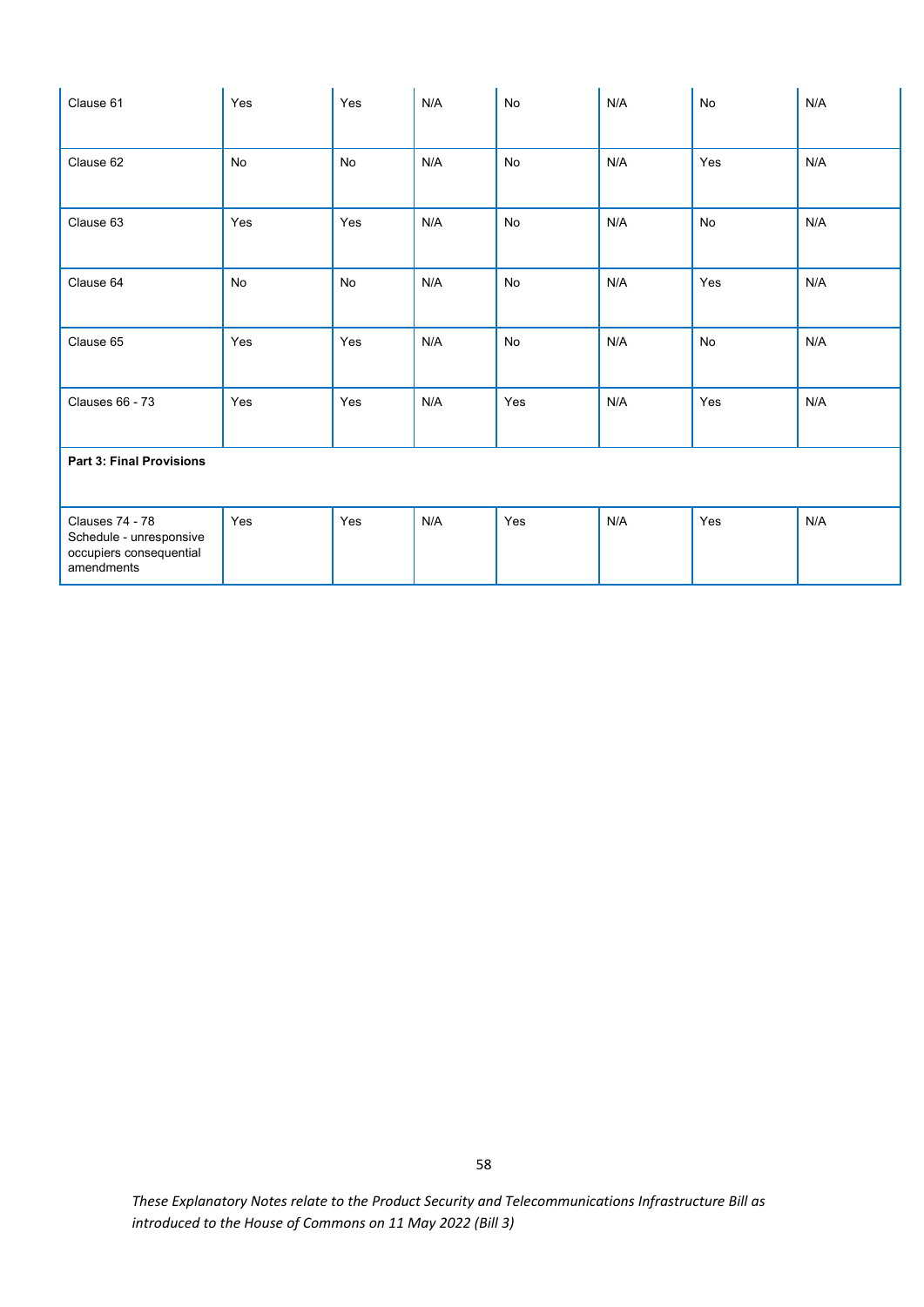| | | | | | | | |
|---|---|---|---|---|---|---|---|
| Clause 61 | Yes | Yes | N/A | No | N/A | No | N/A |
| Clause 62 | No | No | N/A | No | N/A | Yes | N/A |
| Clause 63 | Yes | Yes | N/A | No | N/A | No | N/A |
| Clause 64 | No | No | N/A | No | N/A | Yes | N/A |
| Clause 65 | Yes | Yes | N/A | No | N/A | No | N/A |
| Clauses 66 - 73 | Yes | Yes | N/A | Yes | N/A | Yes | N/A |
| **Part 3: Final Provisions** | | | | | | | |
| Clauses 74 - 78 Schedule - unresponsive occupiers consequential amendments | Yes | Yes | N/A | Yes | N/A | Yes | N/A |

*These Explanatory Notes relate to the Product Security and Telecommunications Infrastructure Bill as introduced to the House of Commons on 11 May 2022 (Bill 3)*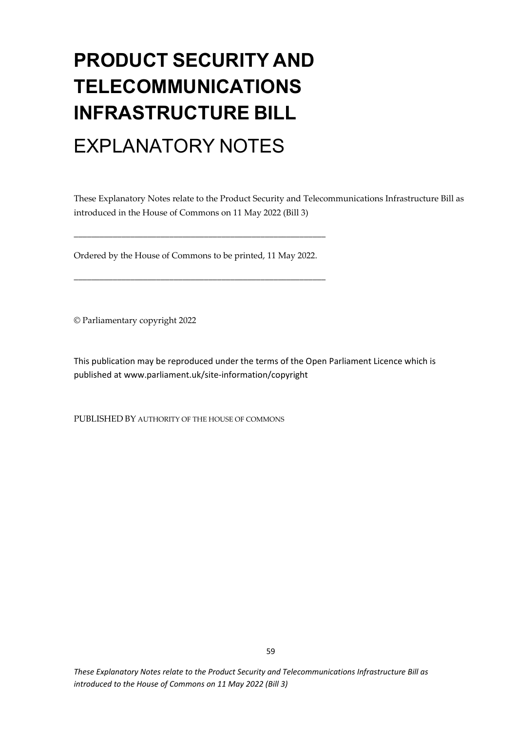# PRODUCT SECURITY AND TELECOMMUNICATIONS INFRASTRUCTURE BILL

# EXPLANATORY NOTES

These Explanatory Notes relate to the Product Security and Telecommunications Infrastructure Bill as introduced in the House of Commons on 11 May 2022 (Bill 3)

---

Ordered by the House of Commons to be printed, 11 May 2022.

---

© Parliamentary copyright 2022

This publication may be reproduced under the terms of the Open Parliament Licence which is published at www.parliament.uk/site-information/copyright

PUBLISHED BY AUTHORITY OF THE HOUSE OF COMMONS